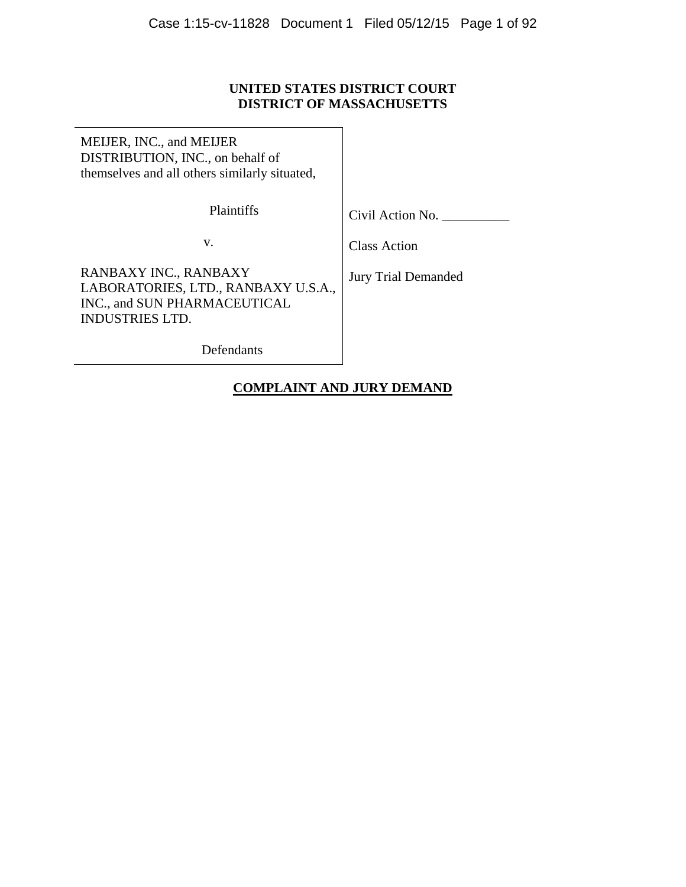**UNITED STATES DISTRICT COURT**
**DISTRICT OF MASSACHUSETTS**

| | |
|---|---|
| MEIJER, INC., and MEIJER DISTRIBUTION, INC., on behalf of themselves and all others similarly situated,<br><br>Plaintiffs<br><br>v.<br><br>RANBAXY INC., RANBAXY LABORATORIES, LTD., RANBAXY U.S.A., INC., and SUN PHARMACEUTICAL INDUSTRIES LTD.<br><br>Defendants | Civil Action No. __________<br><br>Class Action<br><br>Jury Trial Demanded |

**COMPLAINT AND JURY DEMAND**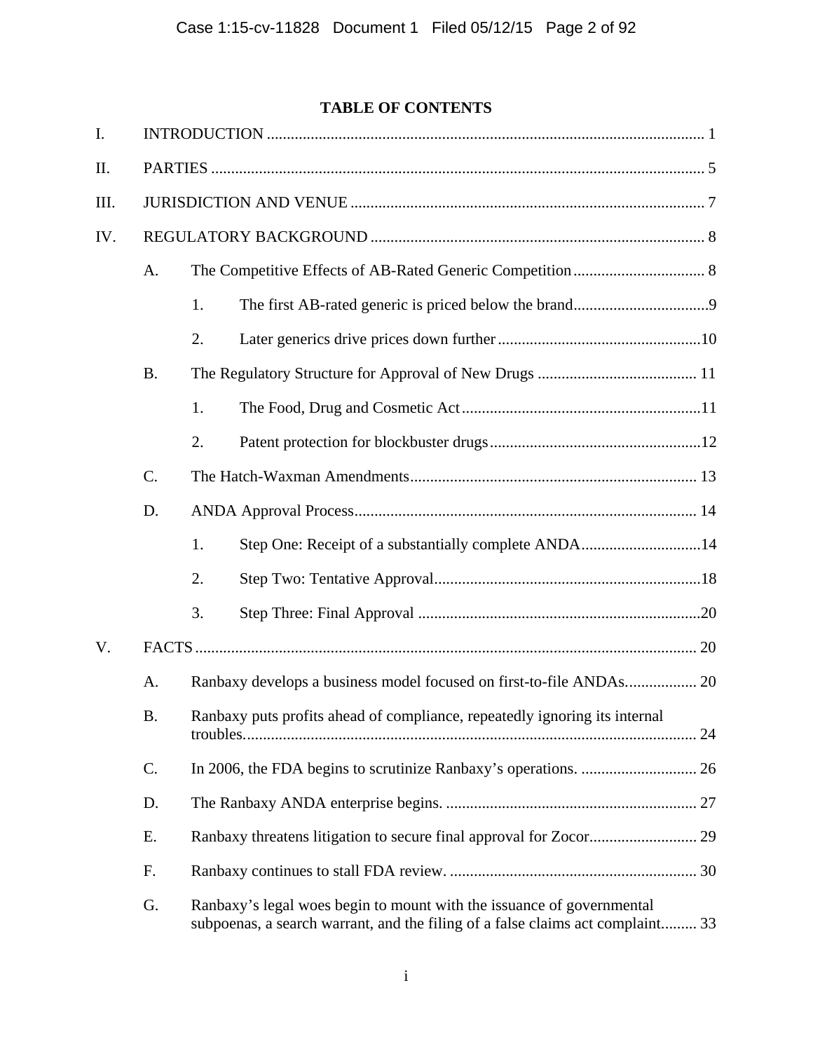## TABLE OF CONTENTS

I. INTRODUCTION .......... 1

II. PARTIES .......... 5

III. JURISDICTION AND VENUE .......... 7

IV. REGULATORY BACKGROUND .......... 8

- A. The Competitive Effects of AB-Rated Generic Competition .......... 8
  - 1. The first AB-rated generic is priced below the brand .......... 9
  - 2. Later generics drive prices down further .......... 10
- B. The Regulatory Structure for Approval of New Drugs .......... 11
  - 1. The Food, Drug and Cosmetic Act .......... 11
  - 2. Patent protection for blockbuster drugs .......... 12
- C. The Hatch-Waxman Amendments .......... 13
- D. ANDA Approval Process .......... 14
  - 1. Step One: Receipt of a substantially complete ANDA .......... 14
  - 2. Step Two: Tentative Approval .......... 18
  - 3. Step Three: Final Approval .......... 20

V. FACTS .......... 20

- A. Ranbaxy develops a business model focused on first-to-file ANDAs. .......... 20
- B. Ranbaxy puts profits ahead of compliance, repeatedly ignoring its internal troubles. .......... 24
- C. In 2006, the FDA begins to scrutinize Ranbaxy's operations. .......... 26
- D. The Ranbaxy ANDA enterprise begins. .......... 27
- E. Ranbaxy threatens litigation to secure final approval for Zocor .......... 29
- F. Ranbaxy continues to stall FDA review. .......... 30
- G. Ranbaxy's legal woes begin to mount with the issuance of governmental subpoenas, a search warrant, and the filing of a false claims act complaint .......... 33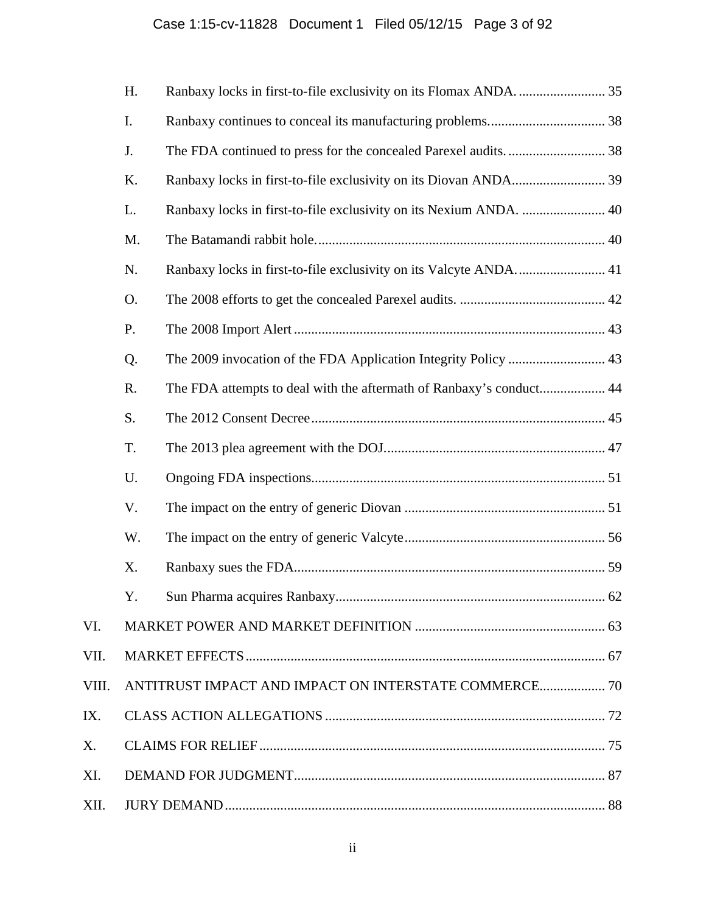H. Ranbaxy locks in first-to-file exclusivity on its Flomax ANDA. ......................... 35

I. Ranbaxy continues to conceal its manufacturing problems. ................................. 38

J. The FDA continued to press for the concealed Parexel audits. ............................ 38

K. Ranbaxy locks in first-to-file exclusivity on its Diovan ANDA. .......................... 39

L. Ranbaxy locks in first-to-file exclusivity on its Nexium ANDA. ........................ 40

M. The Batamandi rabbit hole. ................................................................................. 40

N. Ranbaxy locks in first-to-file exclusivity on its Valcyte ANDA. ......................... 41

O. The 2008 efforts to get the concealed Parexel audits. .......................................... 42

P. The 2008 Import Alert ......................................................................................... 43

Q. The 2009 invocation of the FDA Application Integrity Policy ............................ 43

R. The FDA attempts to deal with the aftermath of Ranbaxy's conduct. .................. 44

S. The 2012 Consent Decree .................................................................................... 45

T. The 2013 plea agreement with the DOJ. ............................................................... 47

U. Ongoing FDA inspections. ................................................................................... 51

V. The impact on the entry of generic Diovan .......................................................... 51

W. The impact on the entry of generic Valcyte .......................................................... 56

X. Ranbaxy sues the FDA. ........................................................................................ 59

Y. Sun Pharma acquires Ranbaxy ............................................................................. 62

VI. MARKET POWER AND MARKET DEFINITION ...................................................... 63

VII. MARKET EFFECTS ....................................................................................................... 67

VIII. ANTITRUST IMPACT AND IMPACT ON INTERSTATE COMMERCE .................. 70

IX. CLASS ACTION ALLEGATIONS ................................................................................ 72

X. CLAIMS FOR RELIEF ................................................................................................... 75

XI. DEMAND FOR JUDGMENT ......................................................................................... 87

XII. JURY DEMAND ............................................................................................................. 88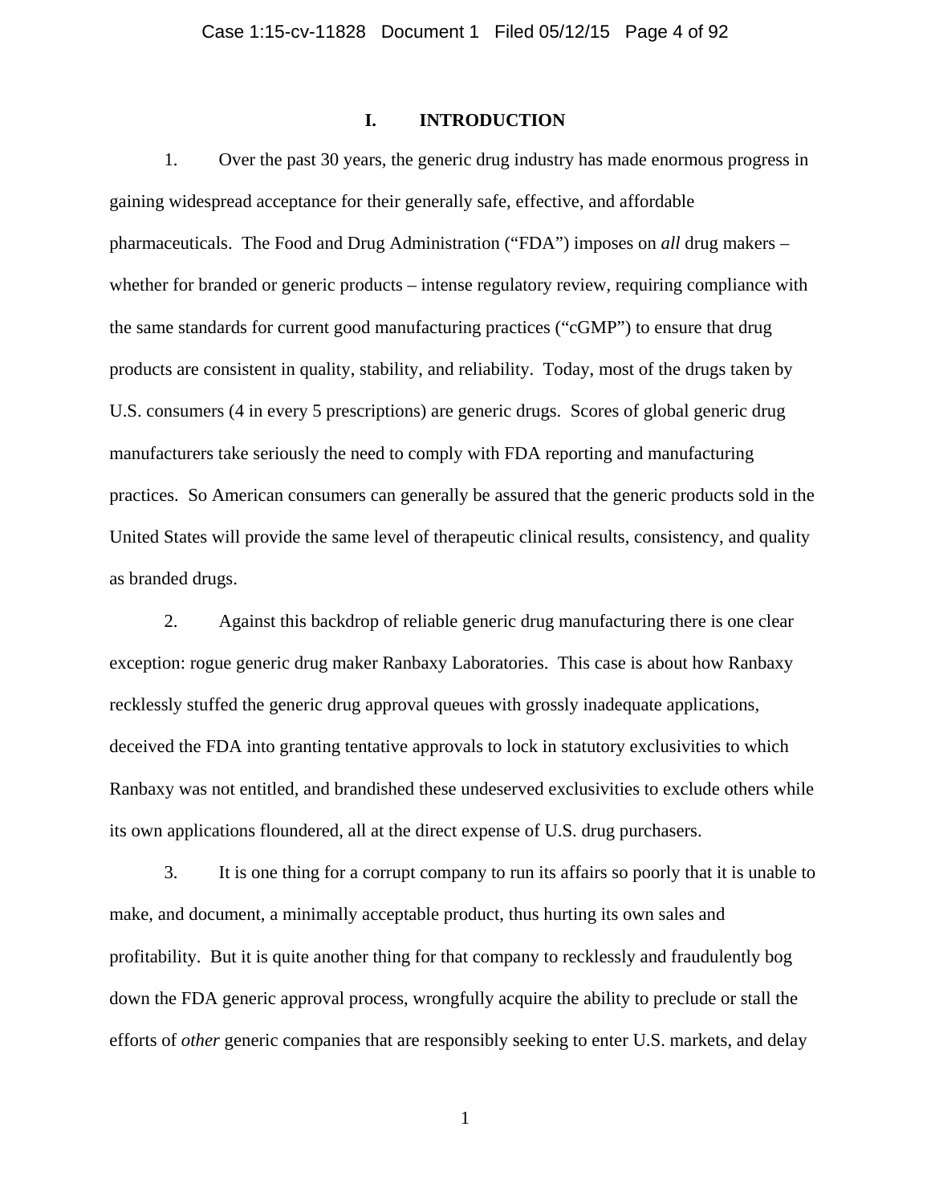# I. INTRODUCTION

1. Over the past 30 years, the generic drug industry has made enormous progress in gaining widespread acceptance for their generally safe, effective, and affordable pharmaceuticals. The Food and Drug Administration ("FDA") imposes on *all* drug makers – whether for branded or generic products – intense regulatory review, requiring compliance with the same standards for current good manufacturing practices ("cGMP") to ensure that drug products are consistent in quality, stability, and reliability. Today, most of the drugs taken by U.S. consumers (4 in every 5 prescriptions) are generic drugs. Scores of global generic drug manufacturers take seriously the need to comply with FDA reporting and manufacturing practices. So American consumers can generally be assured that the generic products sold in the United States will provide the same level of therapeutic clinical results, consistency, and quality as branded drugs.

2. Against this backdrop of reliable generic drug manufacturing there is one clear exception: rogue generic drug maker Ranbaxy Laboratories. This case is about how Ranbaxy recklessly stuffed the generic drug approval queues with grossly inadequate applications, deceived the FDA into granting tentative approvals to lock in statutory exclusivities to which Ranbaxy was not entitled, and brandished these undeserved exclusivities to exclude others while its own applications floundered, all at the direct expense of U.S. drug purchasers.

3. It is one thing for a corrupt company to run its affairs so poorly that it is unable to make, and document, a minimally acceptable product, thus hurting its own sales and profitability. But it is quite another thing for that company to recklessly and fraudulently bog down the FDA generic approval process, wrongfully acquire the ability to preclude or stall the efforts of *other* generic companies that are responsibly seeking to enter U.S. markets, and delay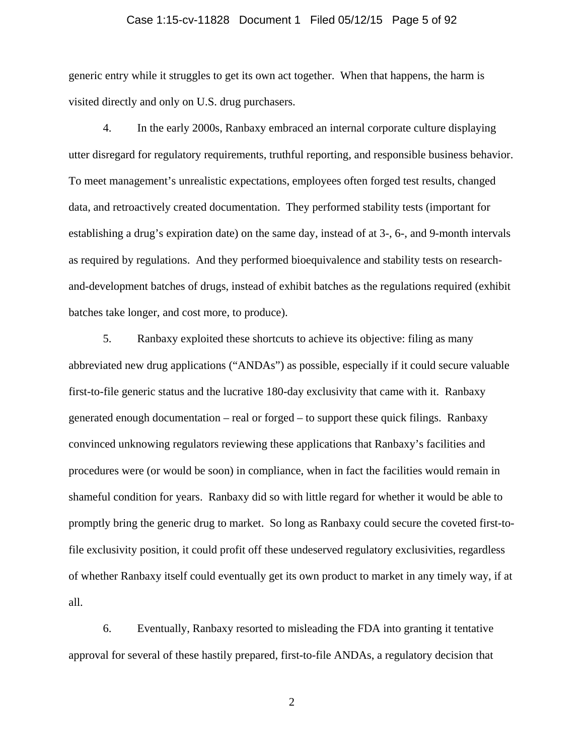generic entry while it struggles to get its own act together. When that happens, the harm is visited directly and only on U.S. drug purchasers.

4. In the early 2000s, Ranbaxy embraced an internal corporate culture displaying utter disregard for regulatory requirements, truthful reporting, and responsible business behavior. To meet management's unrealistic expectations, employees often forged test results, changed data, and retroactively created documentation. They performed stability tests (important for establishing a drug's expiration date) on the same day, instead of at 3-, 6-, and 9-month intervals as required by regulations. And they performed bioequivalence and stability tests on research-and-development batches of drugs, instead of exhibit batches as the regulations required (exhibit batches take longer, and cost more, to produce).

5. Ranbaxy exploited these shortcuts to achieve its objective: filing as many abbreviated new drug applications ("ANDAs") as possible, especially if it could secure valuable first-to-file generic status and the lucrative 180-day exclusivity that came with it. Ranbaxy generated enough documentation – real or forged – to support these quick filings. Ranbaxy convinced unknowing regulators reviewing these applications that Ranbaxy's facilities and procedures were (or would be soon) in compliance, when in fact the facilities would remain in shameful condition for years. Ranbaxy did so with little regard for whether it would be able to promptly bring the generic drug to market. So long as Ranbaxy could secure the coveted first-to-file exclusivity position, it could profit off these undeserved regulatory exclusivities, regardless of whether Ranbaxy itself could eventually get its own product to market in any timely way, if at all.

6. Eventually, Ranbaxy resorted to misleading the FDA into granting it tentative approval for several of these hastily prepared, first-to-file ANDAs, a regulatory decision that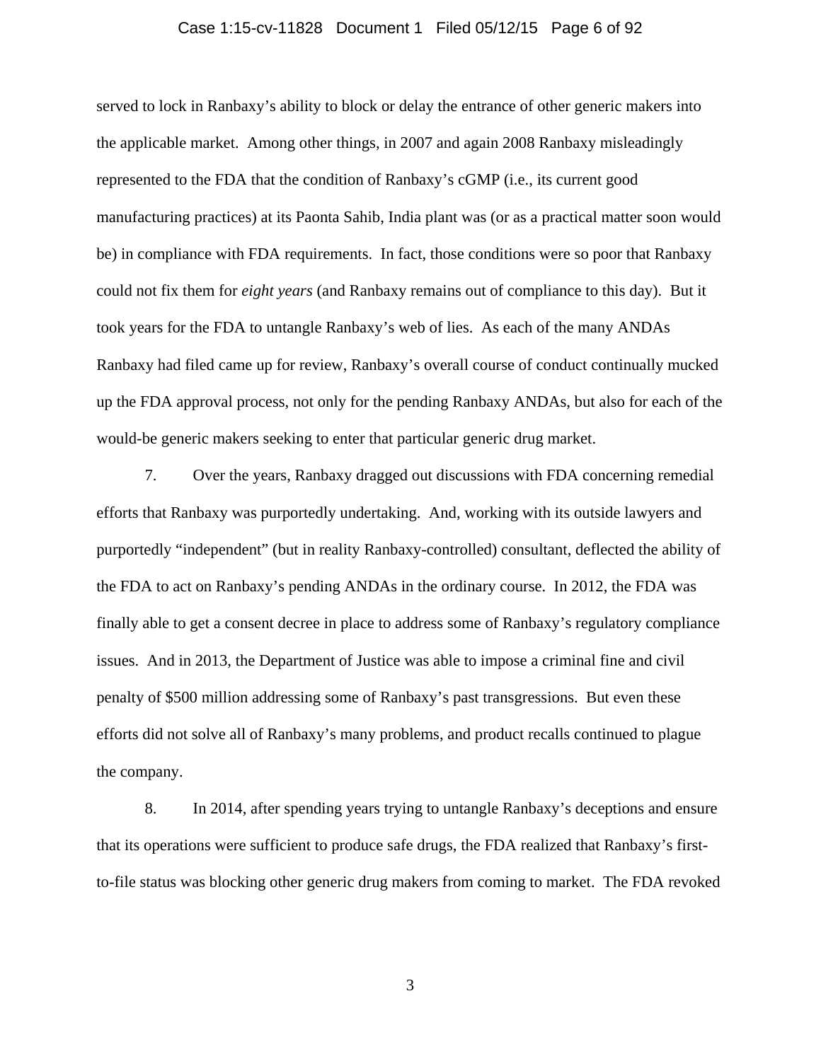served to lock in Ranbaxy's ability to block or delay the entrance of other generic makers into the applicable market. Among other things, in 2007 and again 2008 Ranbaxy misleadingly represented to the FDA that the condition of Ranbaxy's cGMP (i.e., its current good manufacturing practices) at its Paonta Sahib, India plant was (or as a practical matter soon would be) in compliance with FDA requirements. In fact, those conditions were so poor that Ranbaxy could not fix them for *eight years* (and Ranbaxy remains out of compliance to this day). But it took years for the FDA to untangle Ranbaxy's web of lies. As each of the many ANDAs Ranbaxy had filed came up for review, Ranbaxy's overall course of conduct continually mucked up the FDA approval process, not only for the pending Ranbaxy ANDAs, but also for each of the would-be generic makers seeking to enter that particular generic drug market.

7. Over the years, Ranbaxy dragged out discussions with FDA concerning remedial efforts that Ranbaxy was purportedly undertaking. And, working with its outside lawyers and purportedly "independent" (but in reality Ranbaxy-controlled) consultant, deflected the ability of the FDA to act on Ranbaxy's pending ANDAs in the ordinary course. In 2012, the FDA was finally able to get a consent decree in place to address some of Ranbaxy's regulatory compliance issues. And in 2013, the Department of Justice was able to impose a criminal fine and civil penalty of $500 million addressing some of Ranbaxy's past transgressions. But even these efforts did not solve all of Ranbaxy's many problems, and product recalls continued to plague the company.

8. In 2014, after spending years trying to untangle Ranbaxy's deceptions and ensure that its operations were sufficient to produce safe drugs, the FDA realized that Ranbaxy's first-to-file status was blocking other generic drug makers from coming to market. The FDA revoked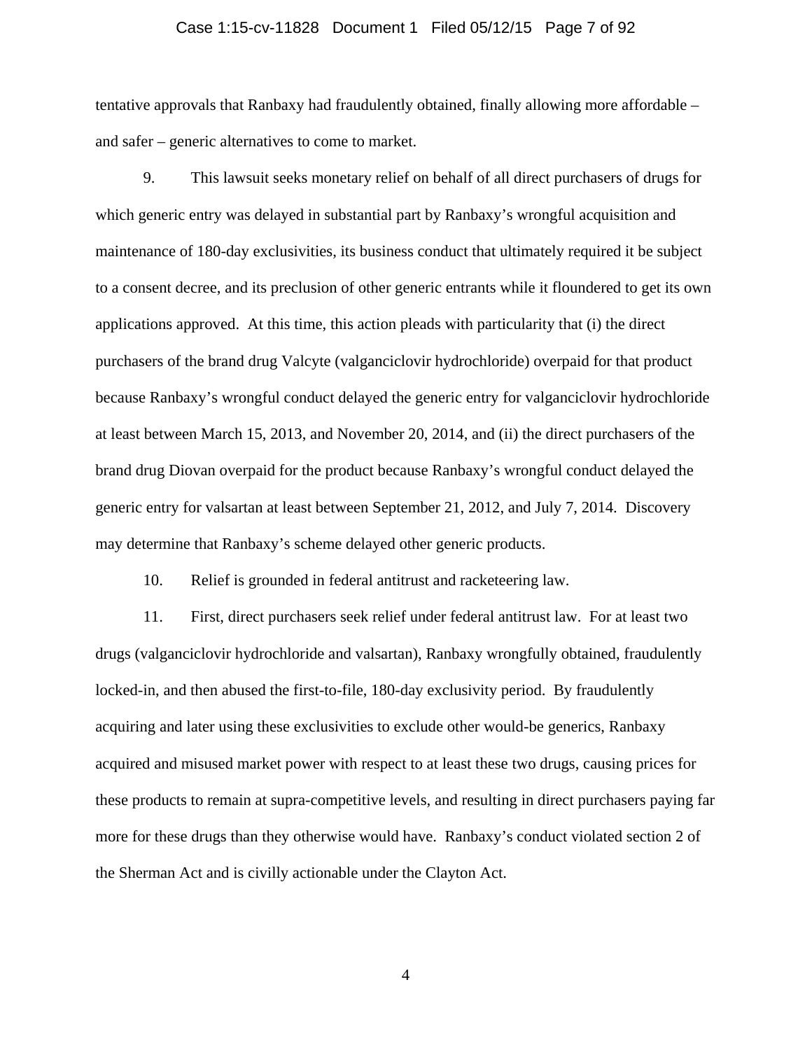tentative approvals that Ranbaxy had fraudulently obtained, finally allowing more affordable – and safer – generic alternatives to come to market.

9. This lawsuit seeks monetary relief on behalf of all direct purchasers of drugs for which generic entry was delayed in substantial part by Ranbaxy's wrongful acquisition and maintenance of 180-day exclusivities, its business conduct that ultimately required it be subject to a consent decree, and its preclusion of other generic entrants while it floundered to get its own applications approved. At this time, this action pleads with particularity that (i) the direct purchasers of the brand drug Valcyte (valganciclovir hydrochloride) overpaid for that product because Ranbaxy's wrongful conduct delayed the generic entry for valganciclovir hydrochloride at least between March 15, 2013, and November 20, 2014, and (ii) the direct purchasers of the brand drug Diovan overpaid for the product because Ranbaxy's wrongful conduct delayed the generic entry for valsartan at least between September 21, 2012, and July 7, 2014. Discovery may determine that Ranbaxy's scheme delayed other generic products.

10. Relief is grounded in federal antitrust and racketeering law.

11. First, direct purchasers seek relief under federal antitrust law. For at least two drugs (valganciclovir hydrochloride and valsartan), Ranbaxy wrongfully obtained, fraudulently locked-in, and then abused the first-to-file, 180-day exclusivity period. By fraudulently acquiring and later using these exclusivities to exclude other would-be generics, Ranbaxy acquired and misused market power with respect to at least these two drugs, causing prices for these products to remain at supra-competitive levels, and resulting in direct purchasers paying far more for these drugs than they otherwise would have. Ranbaxy's conduct violated section 2 of the Sherman Act and is civilly actionable under the Clayton Act.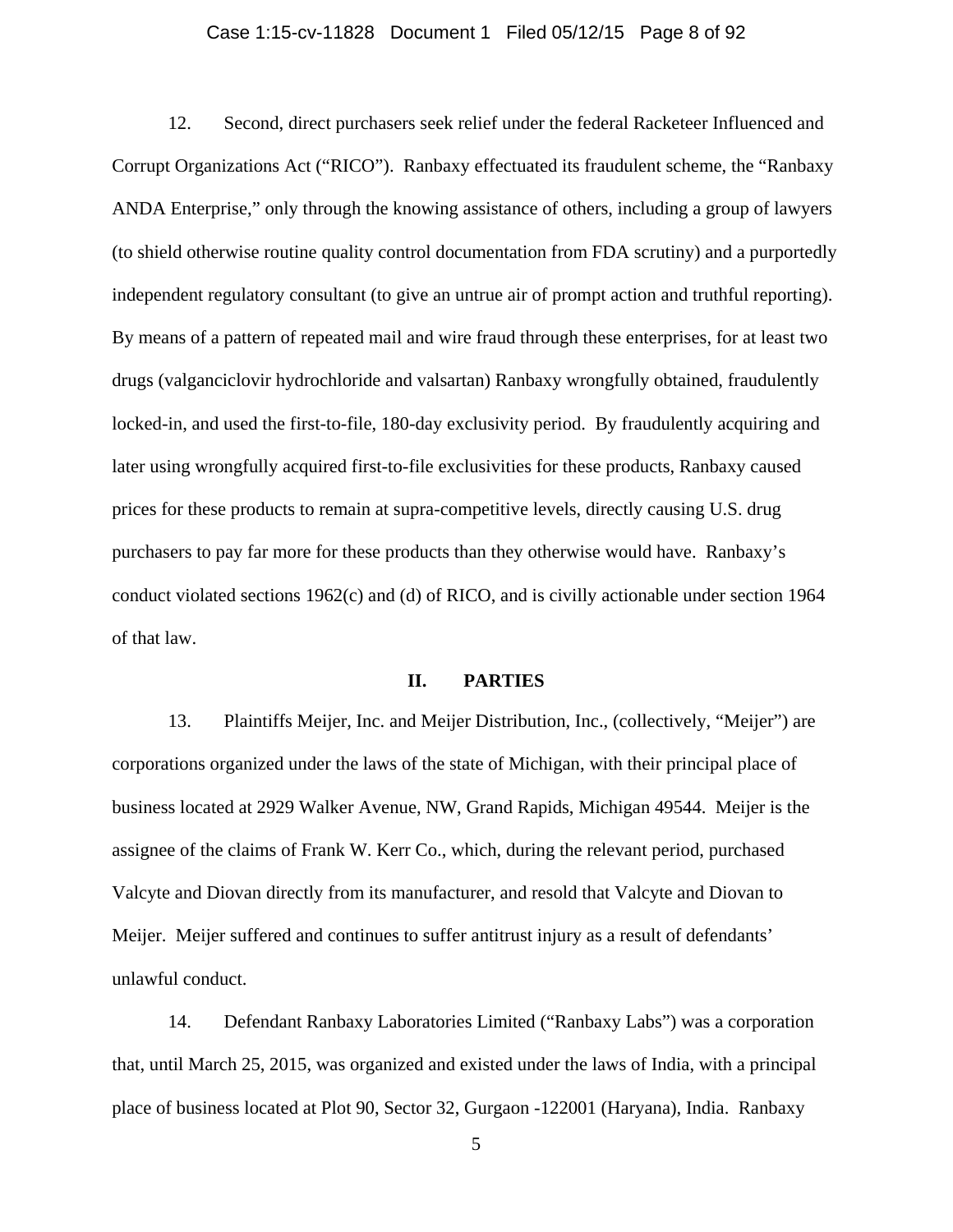12. Second, direct purchasers seek relief under the federal Racketeer Influenced and Corrupt Organizations Act ("RICO"). Ranbaxy effectuated its fraudulent scheme, the "Ranbaxy ANDA Enterprise," only through the knowing assistance of others, including a group of lawyers (to shield otherwise routine quality control documentation from FDA scrutiny) and a purportedly independent regulatory consultant (to give an untrue air of prompt action and truthful reporting). By means of a pattern of repeated mail and wire fraud through these enterprises, for at least two drugs (valganciclovir hydrochloride and valsartan) Ranbaxy wrongfully obtained, fraudulently locked-in, and used the first-to-file, 180-day exclusivity period. By fraudulently acquiring and later using wrongfully acquired first-to-file exclusivities for these products, Ranbaxy caused prices for these products to remain at supra-competitive levels, directly causing U.S. drug purchasers to pay far more for these products than they otherwise would have. Ranbaxy's conduct violated sections 1962(c) and (d) of RICO, and is civilly actionable under section 1964 of that law.

## II. PARTIES

13. Plaintiffs Meijer, Inc. and Meijer Distribution, Inc., (collectively, "Meijer") are corporations organized under the laws of the state of Michigan, with their principal place of business located at 2929 Walker Avenue, NW, Grand Rapids, Michigan 49544. Meijer is the assignee of the claims of Frank W. Kerr Co., which, during the relevant period, purchased Valcyte and Diovan directly from its manufacturer, and resold that Valcyte and Diovan to Meijer. Meijer suffered and continues to suffer antitrust injury as a result of defendants' unlawful conduct.

14. Defendant Ranbaxy Laboratories Limited ("Ranbaxy Labs") was a corporation that, until March 25, 2015, was organized and existed under the laws of India, with a principal place of business located at Plot 90, Sector 32, Gurgaon -122001 (Haryana), India. Ranbaxy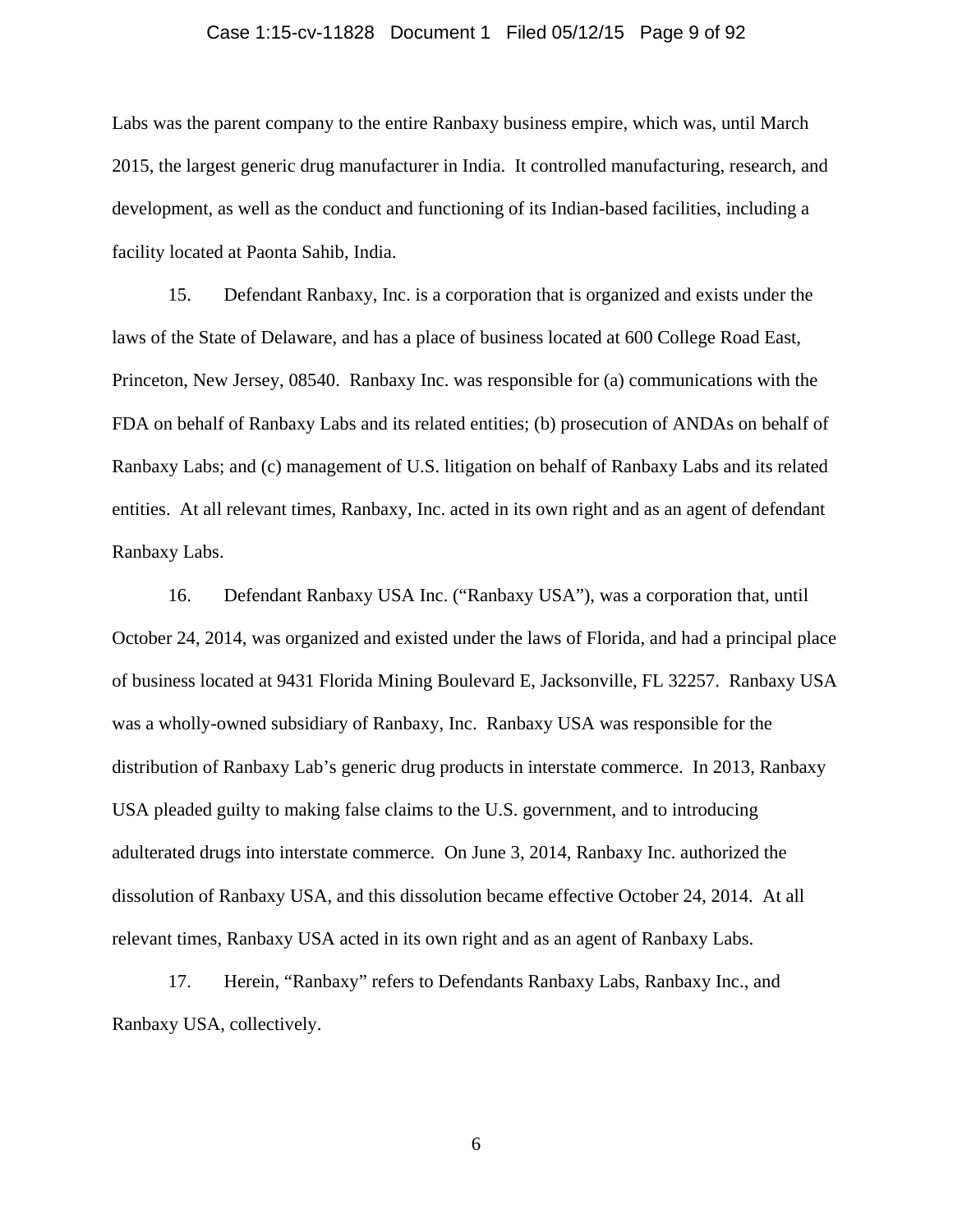Labs was the parent company to the entire Ranbaxy business empire, which was, until March 2015, the largest generic drug manufacturer in India. It controlled manufacturing, research, and development, as well as the conduct and functioning of its Indian-based facilities, including a facility located at Paonta Sahib, India.

15. Defendant Ranbaxy, Inc. is a corporation that is organized and exists under the laws of the State of Delaware, and has a place of business located at 600 College Road East, Princeton, New Jersey, 08540. Ranbaxy Inc. was responsible for (a) communications with the FDA on behalf of Ranbaxy Labs and its related entities; (b) prosecution of ANDAs on behalf of Ranbaxy Labs; and (c) management of U.S. litigation on behalf of Ranbaxy Labs and its related entities. At all relevant times, Ranbaxy, Inc. acted in its own right and as an agent of defendant Ranbaxy Labs.

16. Defendant Ranbaxy USA Inc. ("Ranbaxy USA"), was a corporation that, until October 24, 2014, was organized and existed under the laws of Florida, and had a principal place of business located at 9431 Florida Mining Boulevard E, Jacksonville, FL 32257. Ranbaxy USA was a wholly-owned subsidiary of Ranbaxy, Inc. Ranbaxy USA was responsible for the distribution of Ranbaxy Lab's generic drug products in interstate commerce. In 2013, Ranbaxy USA pleaded guilty to making false claims to the U.S. government, and to introducing adulterated drugs into interstate commerce. On June 3, 2014, Ranbaxy Inc. authorized the dissolution of Ranbaxy USA, and this dissolution became effective October 24, 2014. At all relevant times, Ranbaxy USA acted in its own right and as an agent of Ranbaxy Labs.

17. Herein, "Ranbaxy" refers to Defendants Ranbaxy Labs, Ranbaxy Inc., and Ranbaxy USA, collectively.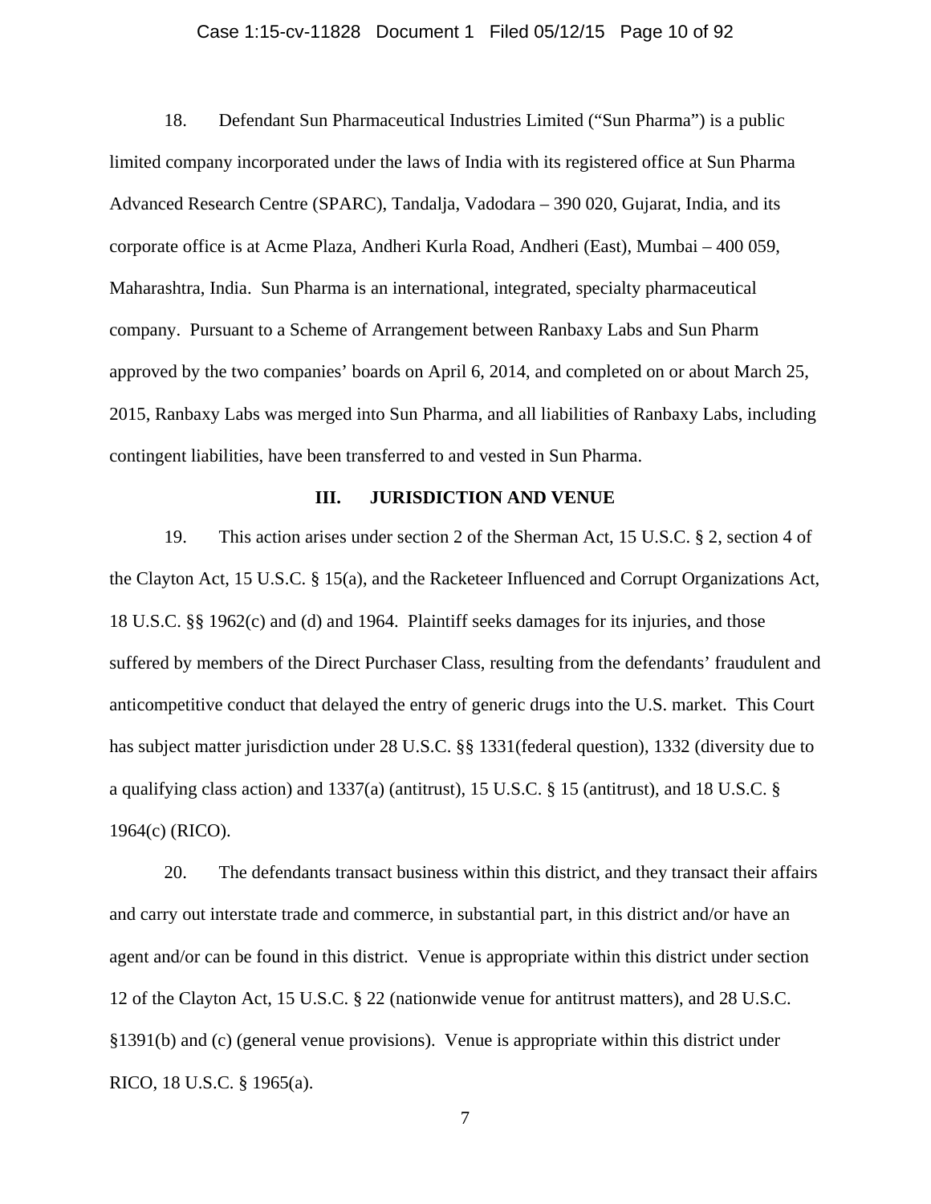18. Defendant Sun Pharmaceutical Industries Limited ("Sun Pharma") is a public limited company incorporated under the laws of India with its registered office at Sun Pharma Advanced Research Centre (SPARC), Tandalja, Vadodara – 390 020, Gujarat, India, and its corporate office is at Acme Plaza, Andheri Kurla Road, Andheri (East), Mumbai – 400 059, Maharashtra, India. Sun Pharma is an international, integrated, specialty pharmaceutical company. Pursuant to a Scheme of Arrangement between Ranbaxy Labs and Sun Pharm approved by the two companies' boards on April 6, 2014, and completed on or about March 25, 2015, Ranbaxy Labs was merged into Sun Pharma, and all liabilities of Ranbaxy Labs, including contingent liabilities, have been transferred to and vested in Sun Pharma.

## III. JURISDICTION AND VENUE

19. This action arises under section 2 of the Sherman Act, 15 U.S.C. § 2, section 4 of the Clayton Act, 15 U.S.C. § 15(a), and the Racketeer Influenced and Corrupt Organizations Act, 18 U.S.C. §§ 1962(c) and (d) and 1964. Plaintiff seeks damages for its injuries, and those suffered by members of the Direct Purchaser Class, resulting from the defendants' fraudulent and anticompetitive conduct that delayed the entry of generic drugs into the U.S. market. This Court has subject matter jurisdiction under 28 U.S.C. §§ 1331(federal question), 1332 (diversity due to a qualifying class action) and 1337(a) (antitrust), 15 U.S.C. § 15 (antitrust), and 18 U.S.C. § 1964(c) (RICO).

20. The defendants transact business within this district, and they transact their affairs and carry out interstate trade and commerce, in substantial part, in this district and/or have an agent and/or can be found in this district. Venue is appropriate within this district under section 12 of the Clayton Act, 15 U.S.C. § 22 (nationwide venue for antitrust matters), and 28 U.S.C. §1391(b) and (c) (general venue provisions). Venue is appropriate within this district under RICO, 18 U.S.C. § 1965(a).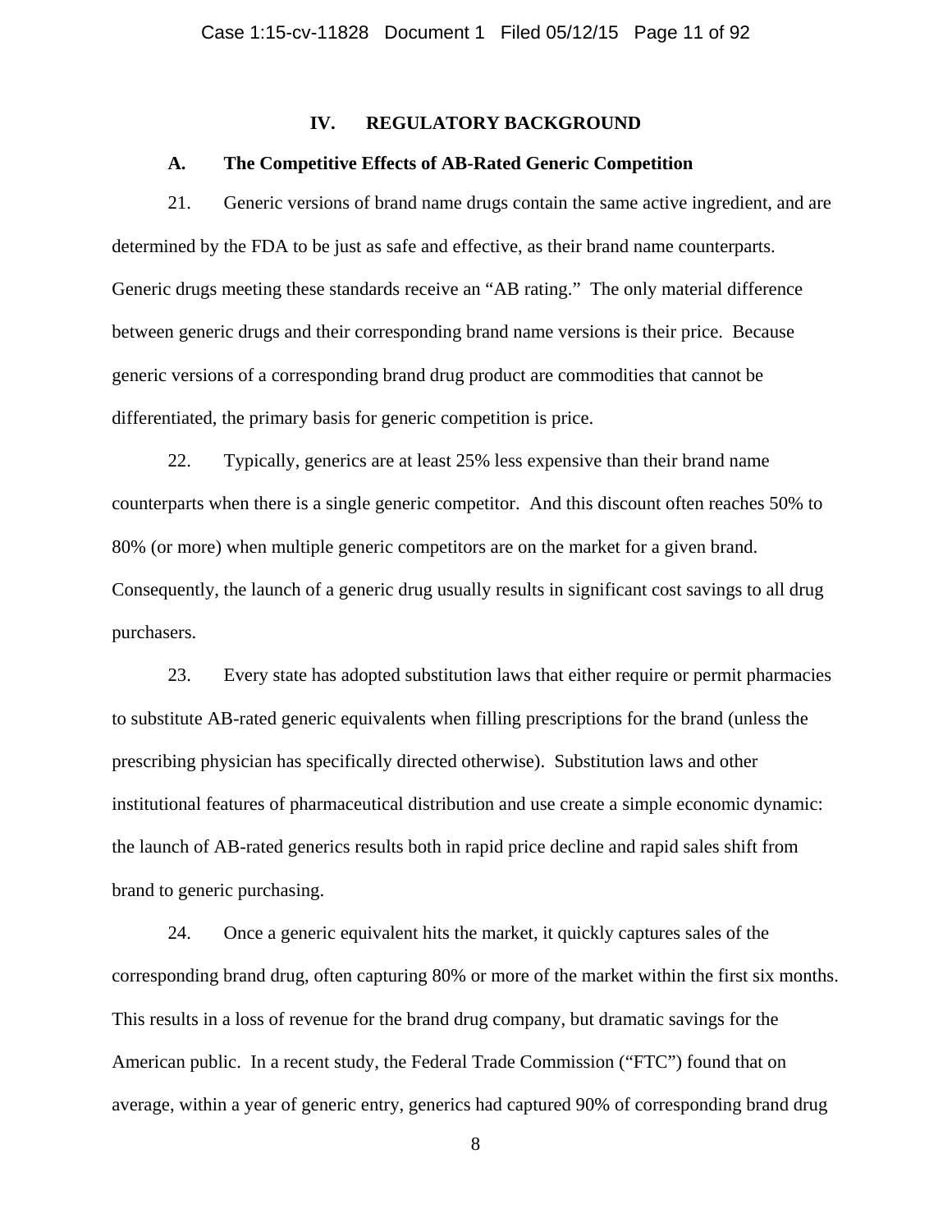## IV. REGULATORY BACKGROUND

### A. The Competitive Effects of AB-Rated Generic Competition

21. Generic versions of brand name drugs contain the same active ingredient, and are determined by the FDA to be just as safe and effective, as their brand name counterparts. Generic drugs meeting these standards receive an "AB rating." The only material difference between generic drugs and their corresponding brand name versions is their price. Because generic versions of a corresponding brand drug product are commodities that cannot be differentiated, the primary basis for generic competition is price.

22. Typically, generics are at least 25% less expensive than their brand name counterparts when there is a single generic competitor. And this discount often reaches 50% to 80% (or more) when multiple generic competitors are on the market for a given brand. Consequently, the launch of a generic drug usually results in significant cost savings to all drug purchasers.

23. Every state has adopted substitution laws that either require or permit pharmacies to substitute AB-rated generic equivalents when filling prescriptions for the brand (unless the prescribing physician has specifically directed otherwise). Substitution laws and other institutional features of pharmaceutical distribution and use create a simple economic dynamic: the launch of AB-rated generics results both in rapid price decline and rapid sales shift from brand to generic purchasing.

24. Once a generic equivalent hits the market, it quickly captures sales of the corresponding brand drug, often capturing 80% or more of the market within the first six months. This results in a loss of revenue for the brand drug company, but dramatic savings for the American public. In a recent study, the Federal Trade Commission ("FTC") found that on average, within a year of generic entry, generics had captured 90% of corresponding brand drug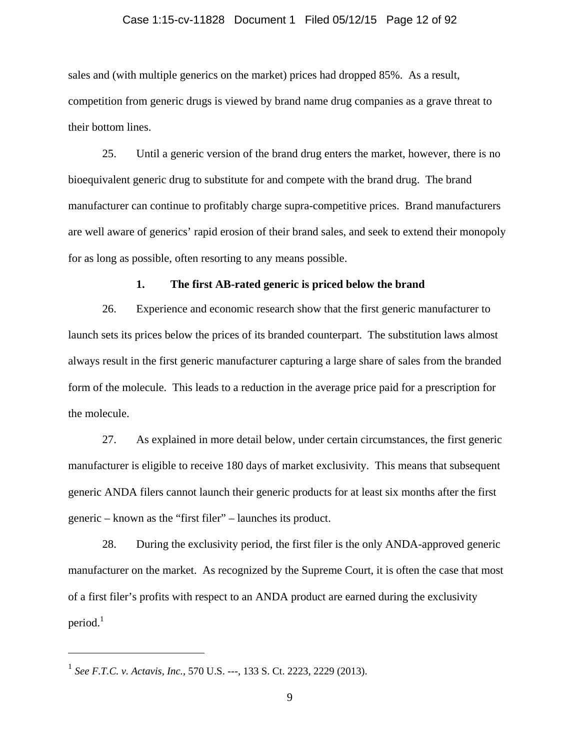sales and (with multiple generics on the market) prices had dropped 85%. As a result, competition from generic drugs is viewed by brand name drug companies as a grave threat to their bottom lines.

25. Until a generic version of the brand drug enters the market, however, there is no bioequivalent generic drug to substitute for and compete with the brand drug. The brand manufacturer can continue to profitably charge supra-competitive prices. Brand manufacturers are well aware of generics' rapid erosion of their brand sales, and seek to extend their monopoly for as long as possible, often resorting to any means possible.

### 1. The first AB-rated generic is priced below the brand

26. Experience and economic research show that the first generic manufacturer to launch sets its prices below the prices of its branded counterpart. The substitution laws almost always result in the first generic manufacturer capturing a large share of sales from the branded form of the molecule. This leads to a reduction in the average price paid for a prescription for the molecule.

27. As explained in more detail below, under certain circumstances, the first generic manufacturer is eligible to receive 180 days of market exclusivity. This means that subsequent generic ANDA filers cannot launch their generic products for at least six months after the first generic – known as the "first filer" – launches its product.

28. During the exclusivity period, the first filer is the only ANDA-approved generic manufacturer on the market. As recognized by the Supreme Court, it is often the case that most of a first filer's profits with respect to an ANDA product are earned during the exclusivity period.[1]

---

[1] *See F.T.C. v. Actavis, Inc.*, 570 U.S. ---, 133 S. Ct. 2223, 2229 (2013).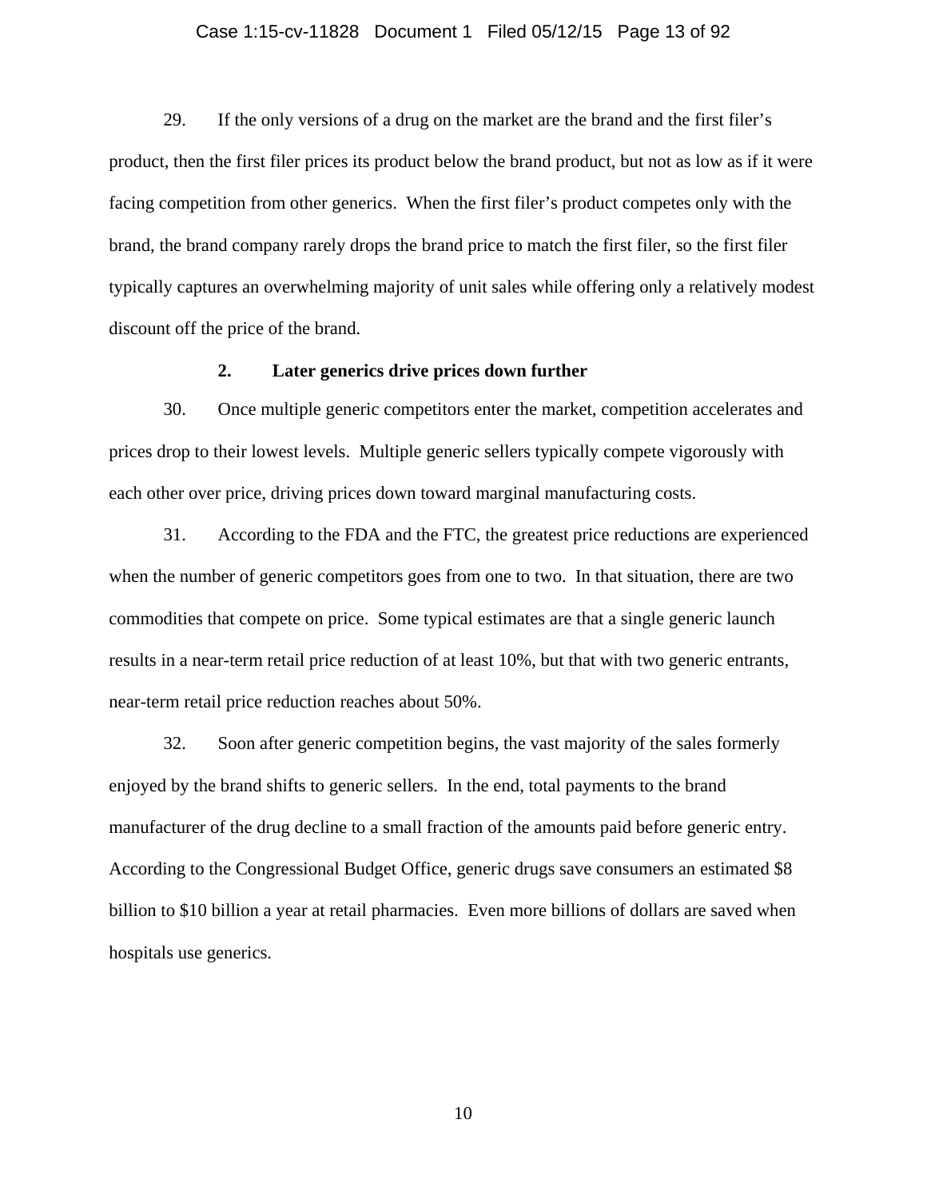29. If the only versions of a drug on the market are the brand and the first filer's product, then the first filer prices its product below the brand product, but not as low as if it were facing competition from other generics. When the first filer's product competes only with the brand, the brand company rarely drops the brand price to match the first filer, so the first filer typically captures an overwhelming majority of unit sales while offering only a relatively modest discount off the price of the brand.

### 2. Later generics drive prices down further

30. Once multiple generic competitors enter the market, competition accelerates and prices drop to their lowest levels. Multiple generic sellers typically compete vigorously with each other over price, driving prices down toward marginal manufacturing costs.

31. According to the FDA and the FTC, the greatest price reductions are experienced when the number of generic competitors goes from one to two. In that situation, there are two commodities that compete on price. Some typical estimates are that a single generic launch results in a near-term retail price reduction of at least 10%, but that with two generic entrants, near-term retail price reduction reaches about 50%.

32. Soon after generic competition begins, the vast majority of the sales formerly enjoyed by the brand shifts to generic sellers. In the end, total payments to the brand manufacturer of the drug decline to a small fraction of the amounts paid before generic entry. According to the Congressional Budget Office, generic drugs save consumers an estimated $8 billion to $10 billion a year at retail pharmacies. Even more billions of dollars are saved when hospitals use generics.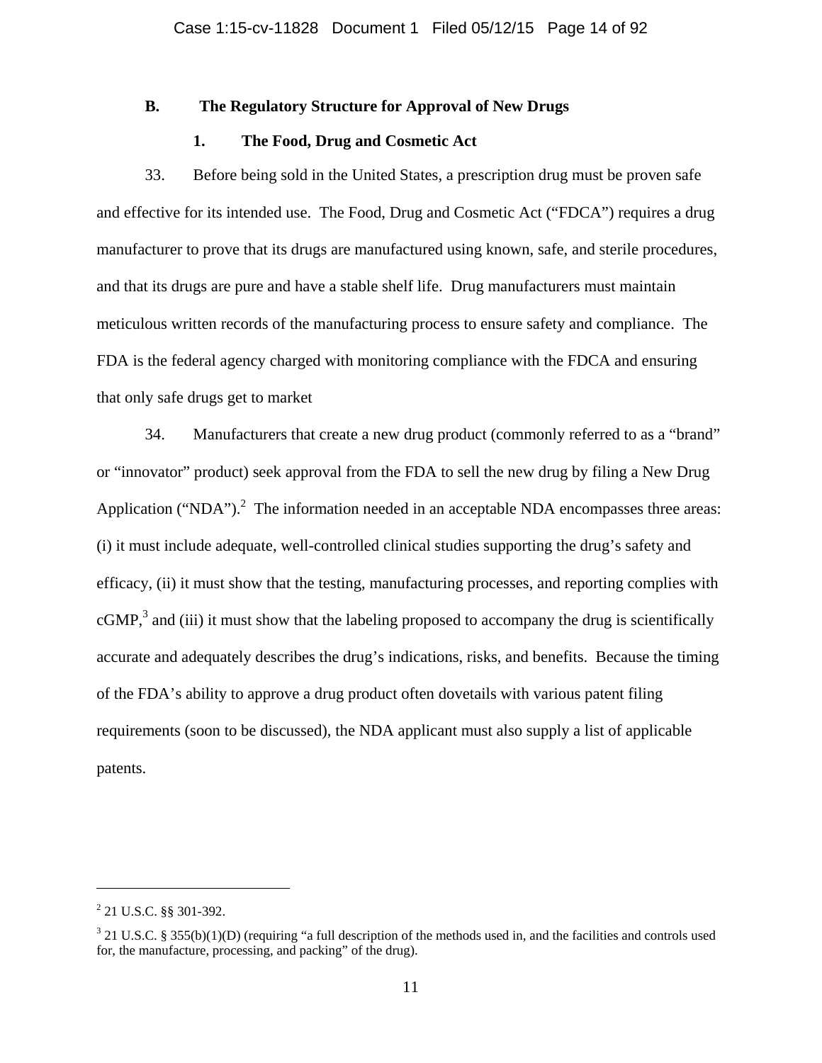### B. The Regulatory Structure for Approval of New Drugs

#### 1. The Food, Drug and Cosmetic Act

33. Before being sold in the United States, a prescription drug must be proven safe and effective for its intended use. The Food, Drug and Cosmetic Act ("FDCA") requires a drug manufacturer to prove that its drugs are manufactured using known, safe, and sterile procedures, and that its drugs are pure and have a stable shelf life. Drug manufacturers must maintain meticulous written records of the manufacturing process to ensure safety and compliance. The FDA is the federal agency charged with monitoring compliance with the FDCA and ensuring that only safe drugs get to market

34. Manufacturers that create a new drug product (commonly referred to as a "brand" or "innovator" product) seek approval from the FDA to sell the new drug by filing a New Drug Application ("NDA").[2] The information needed in an acceptable NDA encompasses three areas: (i) it must include adequate, well-controlled clinical studies supporting the drug's safety and efficacy, (ii) it must show that the testing, manufacturing processes, and reporting complies with cGMP,[3] and (iii) it must show that the labeling proposed to accompany the drug is scientifically accurate and adequately describes the drug's indications, risks, and benefits. Because the timing of the FDA's ability to approve a drug product often dovetails with various patent filing requirements (soon to be discussed), the NDA applicant must also supply a list of applicable patents.

---

[2] 21 U.S.C. §§ 301-392.

[3] 21 U.S.C. § 355(b)(1)(D) (requiring "a full description of the methods used in, and the facilities and controls used for, the manufacture, processing, and packing" of the drug).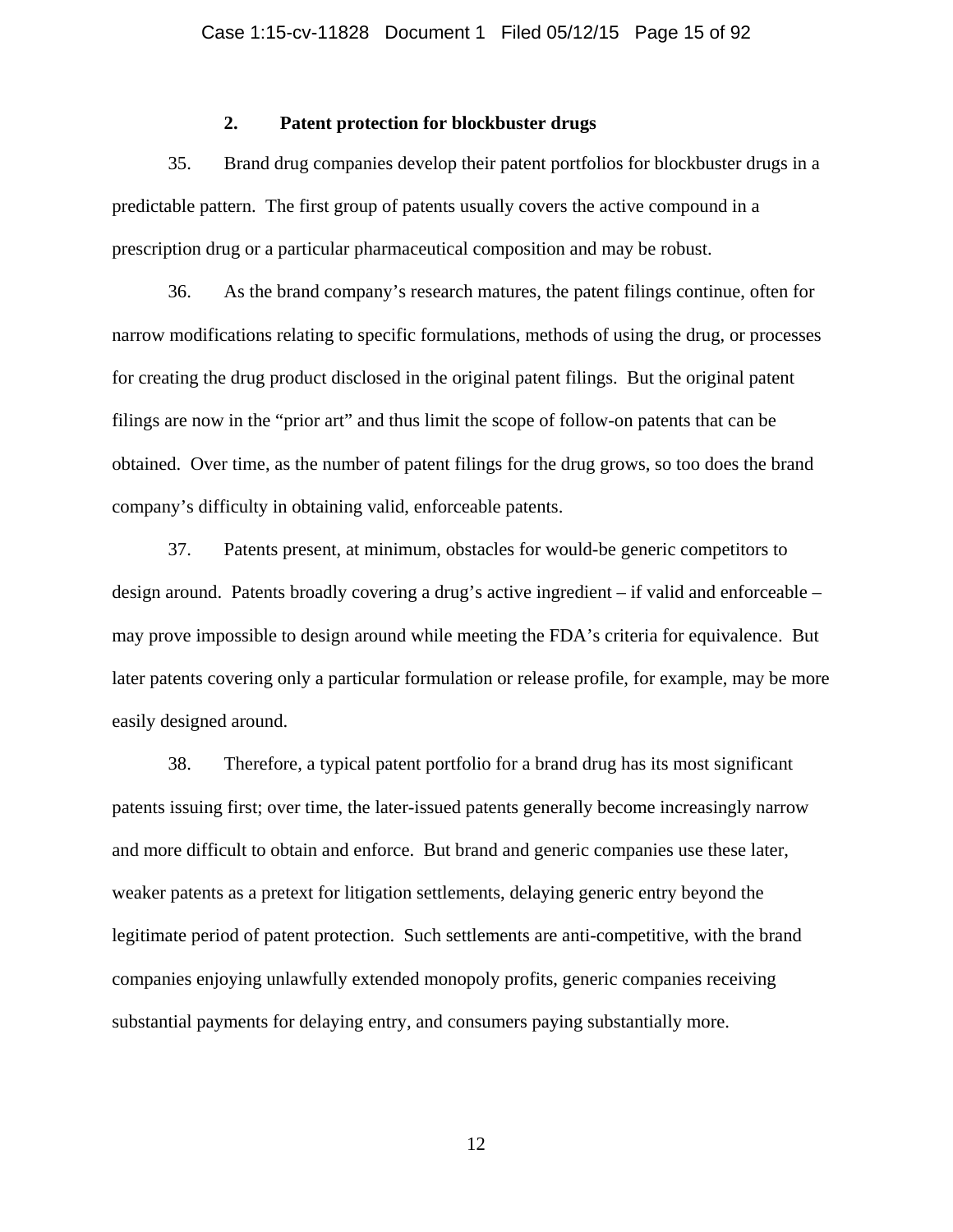### 2. Patent protection for blockbuster drugs

35. Brand drug companies develop their patent portfolios for blockbuster drugs in a predictable pattern. The first group of patents usually covers the active compound in a prescription drug or a particular pharmaceutical composition and may be robust.

36. As the brand company's research matures, the patent filings continue, often for narrow modifications relating to specific formulations, methods of using the drug, or processes for creating the drug product disclosed in the original patent filings. But the original patent filings are now in the "prior art" and thus limit the scope of follow-on patents that can be obtained. Over time, as the number of patent filings for the drug grows, so too does the brand company's difficulty in obtaining valid, enforceable patents.

37. Patents present, at minimum, obstacles for would-be generic competitors to design around. Patents broadly covering a drug's active ingredient – if valid and enforceable – may prove impossible to design around while meeting the FDA's criteria for equivalence. But later patents covering only a particular formulation or release profile, for example, may be more easily designed around.

38. Therefore, a typical patent portfolio for a brand drug has its most significant patents issuing first; over time, the later-issued patents generally become increasingly narrow and more difficult to obtain and enforce. But brand and generic companies use these later, weaker patents as a pretext for litigation settlements, delaying generic entry beyond the legitimate period of patent protection. Such settlements are anti-competitive, with the brand companies enjoying unlawfully extended monopoly profits, generic companies receiving substantial payments for delaying entry, and consumers paying substantially more.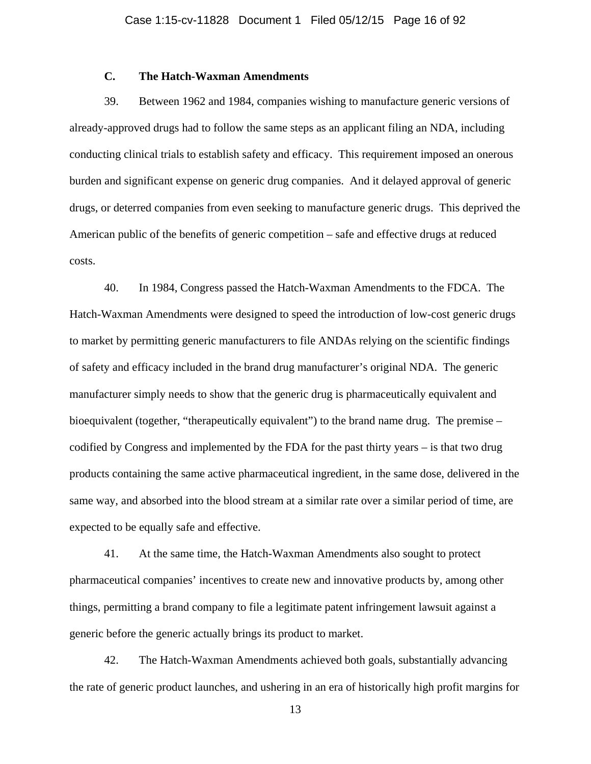### C. The Hatch-Waxman Amendments

39. Between 1962 and 1984, companies wishing to manufacture generic versions of already-approved drugs had to follow the same steps as an applicant filing an NDA, including conducting clinical trials to establish safety and efficacy. This requirement imposed an onerous burden and significant expense on generic drug companies. And it delayed approval of generic drugs, or deterred companies from even seeking to manufacture generic drugs. This deprived the American public of the benefits of generic competition – safe and effective drugs at reduced costs.

40. In 1984, Congress passed the Hatch-Waxman Amendments to the FDCA. The Hatch-Waxman Amendments were designed to speed the introduction of low-cost generic drugs to market by permitting generic manufacturers to file ANDAs relying on the scientific findings of safety and efficacy included in the brand drug manufacturer's original NDA. The generic manufacturer simply needs to show that the generic drug is pharmaceutically equivalent and bioequivalent (together, "therapeutically equivalent") to the brand name drug. The premise – codified by Congress and implemented by the FDA for the past thirty years – is that two drug products containing the same active pharmaceutical ingredient, in the same dose, delivered in the same way, and absorbed into the blood stream at a similar rate over a similar period of time, are expected to be equally safe and effective.

41. At the same time, the Hatch-Waxman Amendments also sought to protect pharmaceutical companies' incentives to create new and innovative products by, among other things, permitting a brand company to file a legitimate patent infringement lawsuit against a generic before the generic actually brings its product to market.

42. The Hatch-Waxman Amendments achieved both goals, substantially advancing the rate of generic product launches, and ushering in an era of historically high profit margins for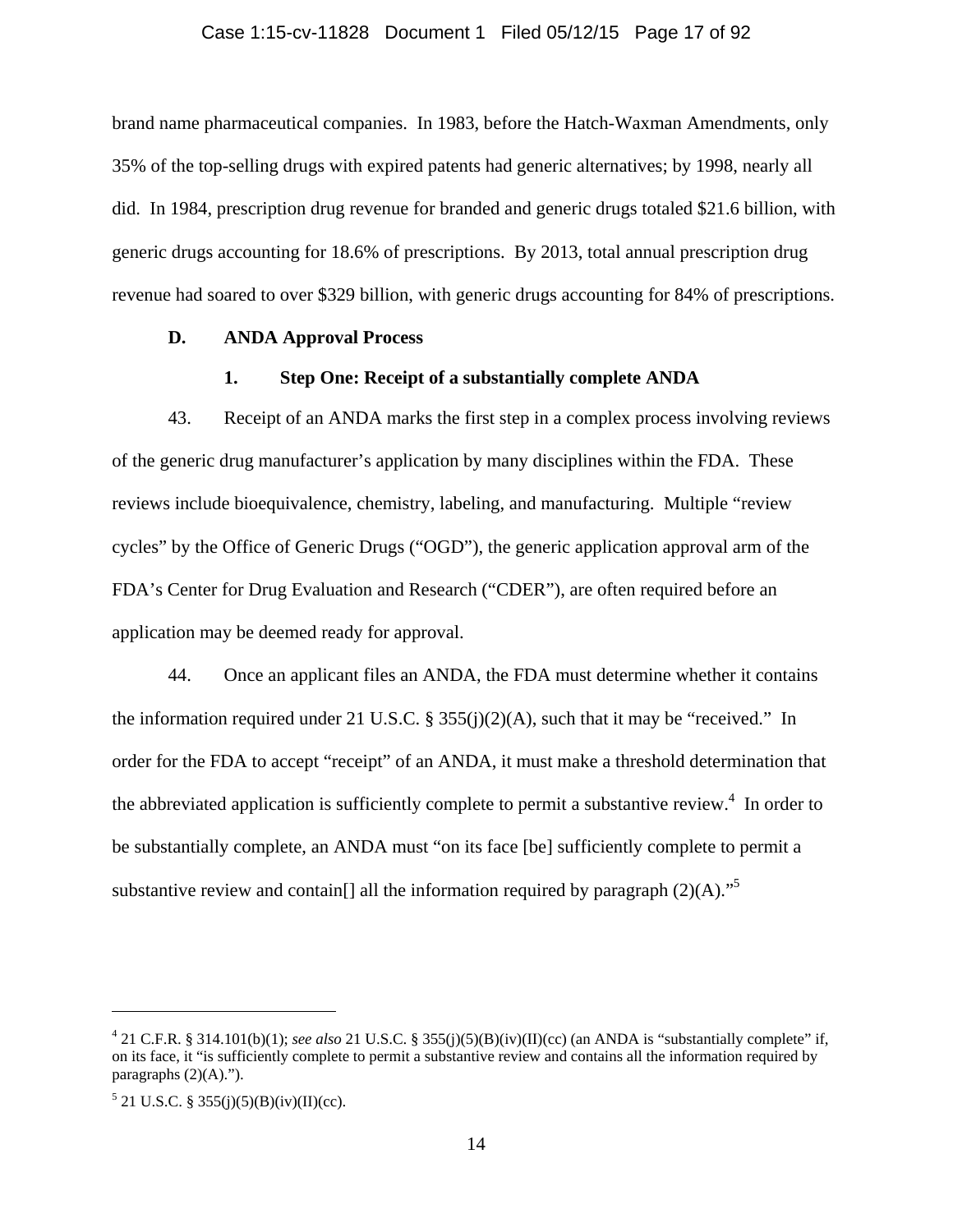brand name pharmaceutical companies. In 1983, before the Hatch-Waxman Amendments, only 35% of the top-selling drugs with expired patents had generic alternatives; by 1998, nearly all did. In 1984, prescription drug revenue for branded and generic drugs totaled $21.6 billion, with generic drugs accounting for 18.6% of prescriptions. By 2013, total annual prescription drug revenue had soared to over $329 billion, with generic drugs accounting for 84% of prescriptions.

### D. ANDA Approval Process

#### 1. Step One: Receipt of a substantially complete ANDA

43. Receipt of an ANDA marks the first step in a complex process involving reviews of the generic drug manufacturer's application by many disciplines within the FDA. These reviews include bioequivalence, chemistry, labeling, and manufacturing. Multiple "review cycles" by the Office of Generic Drugs ("OGD"), the generic application approval arm of the FDA's Center for Drug Evaluation and Research ("CDER"), are often required before an application may be deemed ready for approval.

44. Once an applicant files an ANDA, the FDA must determine whether it contains the information required under 21 U.S.C. § 355(j)(2)(A), such that it may be "received." In order for the FDA to accept "receipt" of an ANDA, it must make a threshold determination that the abbreviated application is sufficiently complete to permit a substantive review.[4] In order to be substantially complete, an ANDA must "on its face [be] sufficiently complete to permit a substantive review and contain[] all the information required by paragraph (2)(A)."[5]

---

[4] 21 C.F.R. § 314.101(b)(1); *see also* 21 U.S.C. § 355(j)(5)(B)(iv)(II)(cc) (an ANDA is "substantially complete" if, on its face, it "is sufficiently complete to permit a substantive review and contains all the information required by paragraphs (2)(A).").

[5] 21 U.S.C. § 355(j)(5)(B)(iv)(II)(cc).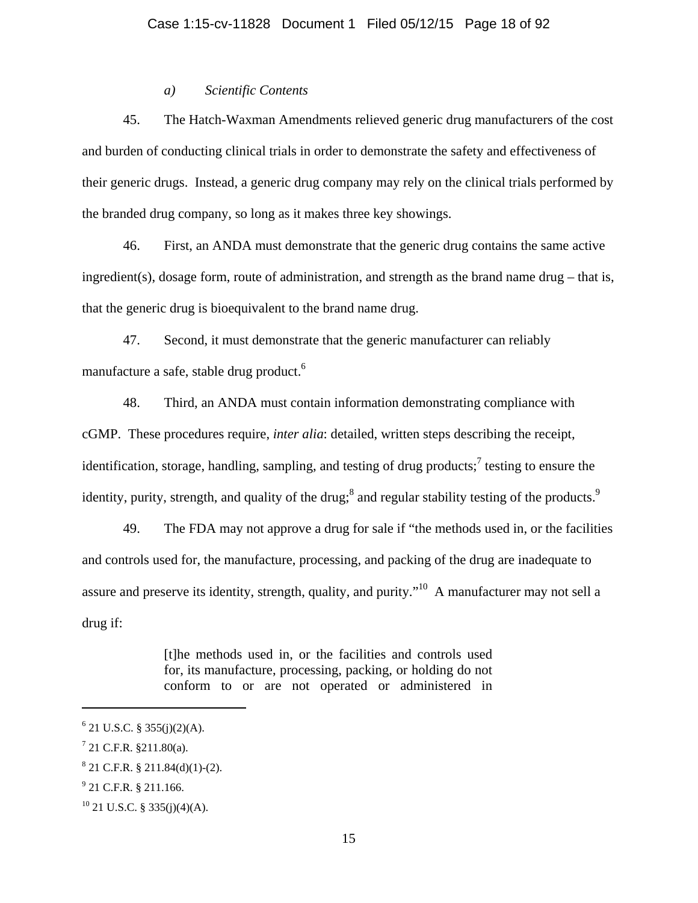*a) Scientific Contents*

45. The Hatch-Waxman Amendments relieved generic drug manufacturers of the cost and burden of conducting clinical trials in order to demonstrate the safety and effectiveness of their generic drugs. Instead, a generic drug company may rely on the clinical trials performed by the branded drug company, so long as it makes three key showings.

46. First, an ANDA must demonstrate that the generic drug contains the same active ingredient(s), dosage form, route of administration, and strength as the brand name drug – that is, that the generic drug is bioequivalent to the brand name drug.

47. Second, it must demonstrate that the generic manufacturer can reliably manufacture a safe, stable drug product.[6]

48. Third, an ANDA must contain information demonstrating compliance with cGMP. These procedures require, *inter alia*: detailed, written steps describing the receipt, identification, storage, handling, sampling, and testing of drug products;[7] testing to ensure the identity, purity, strength, and quality of the drug;[8] and regular stability testing of the products.[9]

49. The FDA may not approve a drug for sale if "the methods used in, or the facilities and controls used for, the manufacture, processing, and packing of the drug are inadequate to assure and preserve its identity, strength, quality, and purity."[10] A manufacturer may not sell a drug if:

> [t]he methods used in, or the facilities and controls used for, its manufacture, processing, packing, or holding do not conform to or are not operated or administered in

---

[6] 21 U.S.C. § 355(j)(2)(A).

[7] 21 C.F.R. §211.80(a).

[8] 21 C.F.R. § 211.84(d)(1)-(2).

[9] 21 C.F.R. § 211.166.

[10] 21 U.S.C. § 335(j)(4)(A).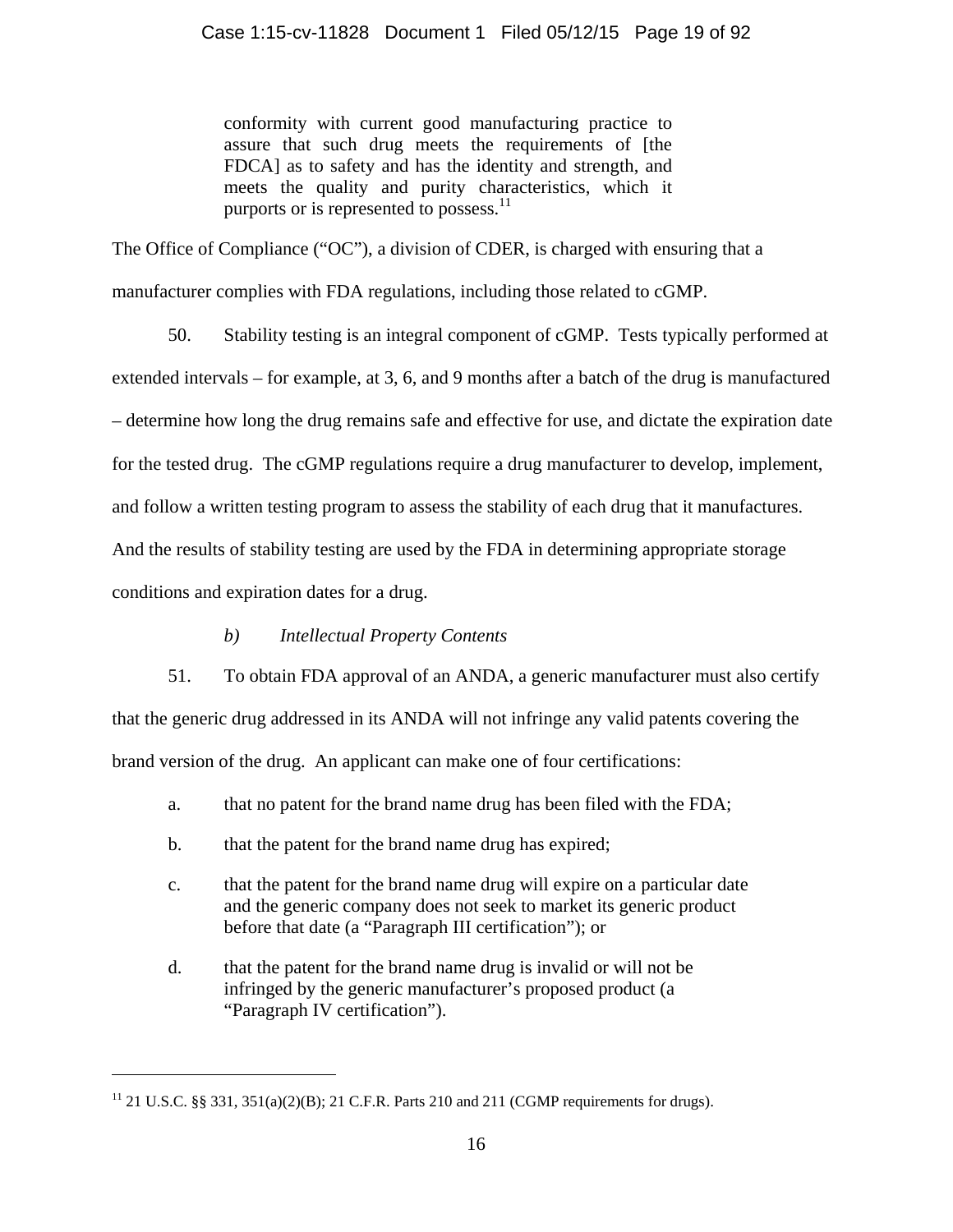> conformity with current good manufacturing practice to assure that such drug meets the requirements of [the FDCA] as to safety and has the identity and strength, and meets the quality and purity characteristics, which it purports or is represented to possess.[11]

The Office of Compliance ("OC"), a division of CDER, is charged with ensuring that a manufacturer complies with FDA regulations, including those related to cGMP.

50. Stability testing is an integral component of cGMP. Tests typically performed at extended intervals – for example, at 3, 6, and 9 months after a batch of the drug is manufactured – determine how long the drug remains safe and effective for use, and dictate the expiration date for the tested drug. The cGMP regulations require a drug manufacturer to develop, implement, and follow a written testing program to assess the stability of each drug that it manufactures. And the results of stability testing are used by the FDA in determining appropriate storage conditions and expiration dates for a drug.

*b) Intellectual Property Contents*

51. To obtain FDA approval of an ANDA, a generic manufacturer must also certify that the generic drug addressed in its ANDA will not infringe any valid patents covering the brand version of the drug. An applicant can make one of four certifications:

a. that no patent for the brand name drug has been filed with the FDA;

b. that the patent for the brand name drug has expired;

c. that the patent for the brand name drug will expire on a particular date and the generic company does not seek to market its generic product before that date (a "Paragraph III certification"); or

d. that the patent for the brand name drug is invalid or will not be infringed by the generic manufacturer's proposed product (a "Paragraph IV certification").

---

[11] 21 U.S.C. §§ 331, 351(a)(2)(B); 21 C.F.R. Parts 210 and 211 (CGMP requirements for drugs).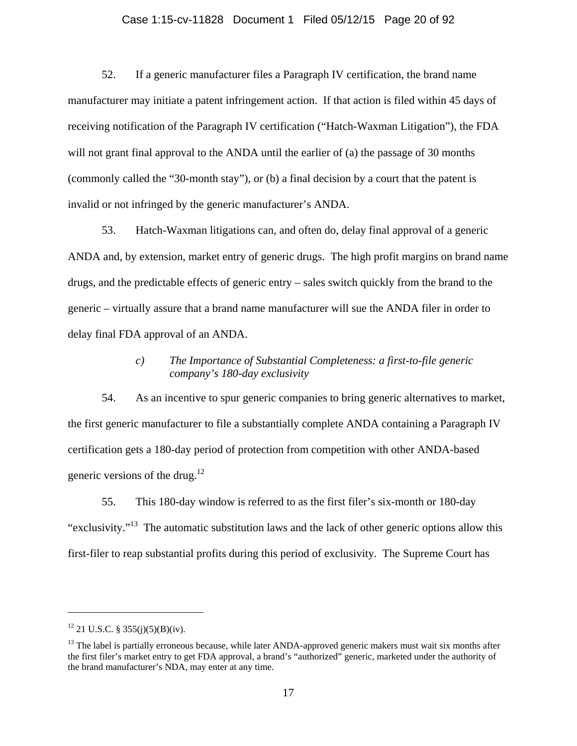52. If a generic manufacturer files a Paragraph IV certification, the brand name manufacturer may initiate a patent infringement action. If that action is filed within 45 days of receiving notification of the Paragraph IV certification ("Hatch-Waxman Litigation"), the FDA will not grant final approval to the ANDA until the earlier of (a) the passage of 30 months (commonly called the "30-month stay"), or (b) a final decision by a court that the patent is invalid or not infringed by the generic manufacturer's ANDA.

53. Hatch-Waxman litigations can, and often do, delay final approval of a generic ANDA and, by extension, market entry of generic drugs. The high profit margins on brand name drugs, and the predictable effects of generic entry – sales switch quickly from the brand to the generic – virtually assure that a brand name manufacturer will sue the ANDA filer in order to delay final FDA approval of an ANDA.

*c) The Importance of Substantial Completeness: a first-to-file generic company's 180-day exclusivity*

54. As an incentive to spur generic companies to bring generic alternatives to market, the first generic manufacturer to file a substantially complete ANDA containing a Paragraph IV certification gets a 180-day period of protection from competition with other ANDA-based generic versions of the drug.[12]

55. This 180-day window is referred to as the first filer's six-month or 180-day "exclusivity."[13] The automatic substitution laws and the lack of other generic options allow this first-filer to reap substantial profits during this period of exclusivity. The Supreme Court has

---

[12] 21 U.S.C. § 355(j)(5)(B)(iv).

[13] The label is partially erroneous because, while later ANDA-approved generic makers must wait six months after the first filer's market entry to get FDA approval, a brand's "authorized" generic, marketed under the authority of the brand manufacturer's NDA, may enter at any time.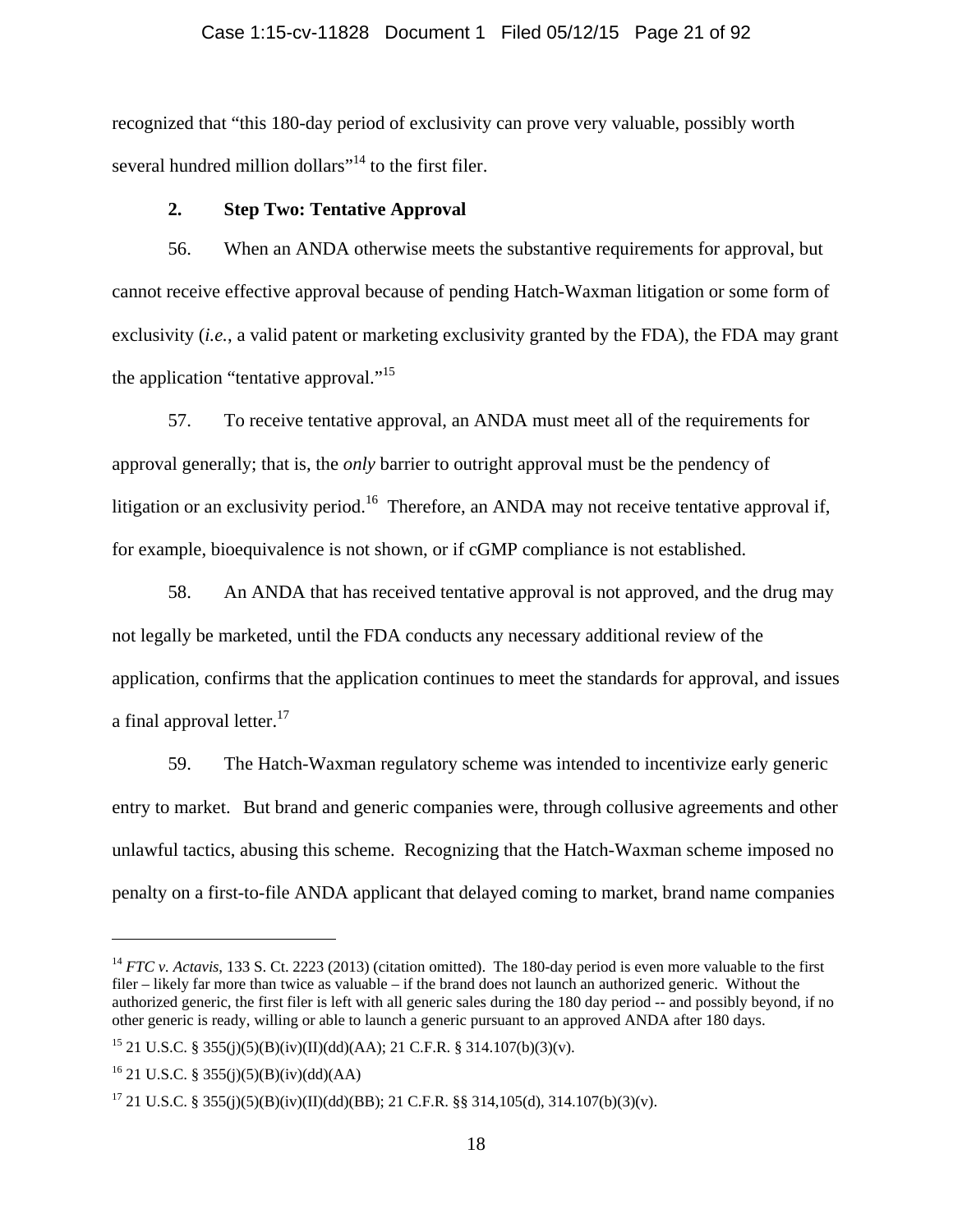recognized that "this 180-day period of exclusivity can prove very valuable, possibly worth several hundred million dollars"[14] to the first filer.

**2. Step Two: Tentative Approval**

56. When an ANDA otherwise meets the substantive requirements for approval, but cannot receive effective approval because of pending Hatch-Waxman litigation or some form of exclusivity (*i.e.*, a valid patent or marketing exclusivity granted by the FDA), the FDA may grant the application "tentative approval."[15]

57. To receive tentative approval, an ANDA must meet all of the requirements for approval generally; that is, the *only* barrier to outright approval must be the pendency of litigation or an exclusivity period.[16] Therefore, an ANDA may not receive tentative approval if, for example, bioequivalence is not shown, or if cGMP compliance is not established.

58. An ANDA that has received tentative approval is not approved, and the drug may not legally be marketed, until the FDA conducts any necessary additional review of the application, confirms that the application continues to meet the standards for approval, and issues a final approval letter.[17]

59. The Hatch-Waxman regulatory scheme was intended to incentivize early generic entry to market. But brand and generic companies were, through collusive agreements and other unlawful tactics, abusing this scheme. Recognizing that the Hatch-Waxman scheme imposed no penalty on a first-to-file ANDA applicant that delayed coming to market, brand name companies

---

[14] *FTC v. Actavis*, 133 S. Ct. 2223 (2013) (citation omitted). The 180-day period is even more valuable to the first filer – likely far more than twice as valuable – if the brand does not launch an authorized generic. Without the authorized generic, the first filer is left with all generic sales during the 180 day period -- and possibly beyond, if no other generic is ready, willing or able to launch a generic pursuant to an approved ANDA after 180 days.

[15] 21 U.S.C. § 355(j)(5)(B)(iv)(II)(dd)(AA); 21 C.F.R. § 314.107(b)(3)(v).

[16] 21 U.S.C. § 355(j)(5)(B)(iv)(dd)(AA)

[17] 21 U.S.C. § 355(j)(5)(B)(iv)(II)(dd)(BB); 21 C.F.R. §§ 314,105(d), 314.107(b)(3)(v).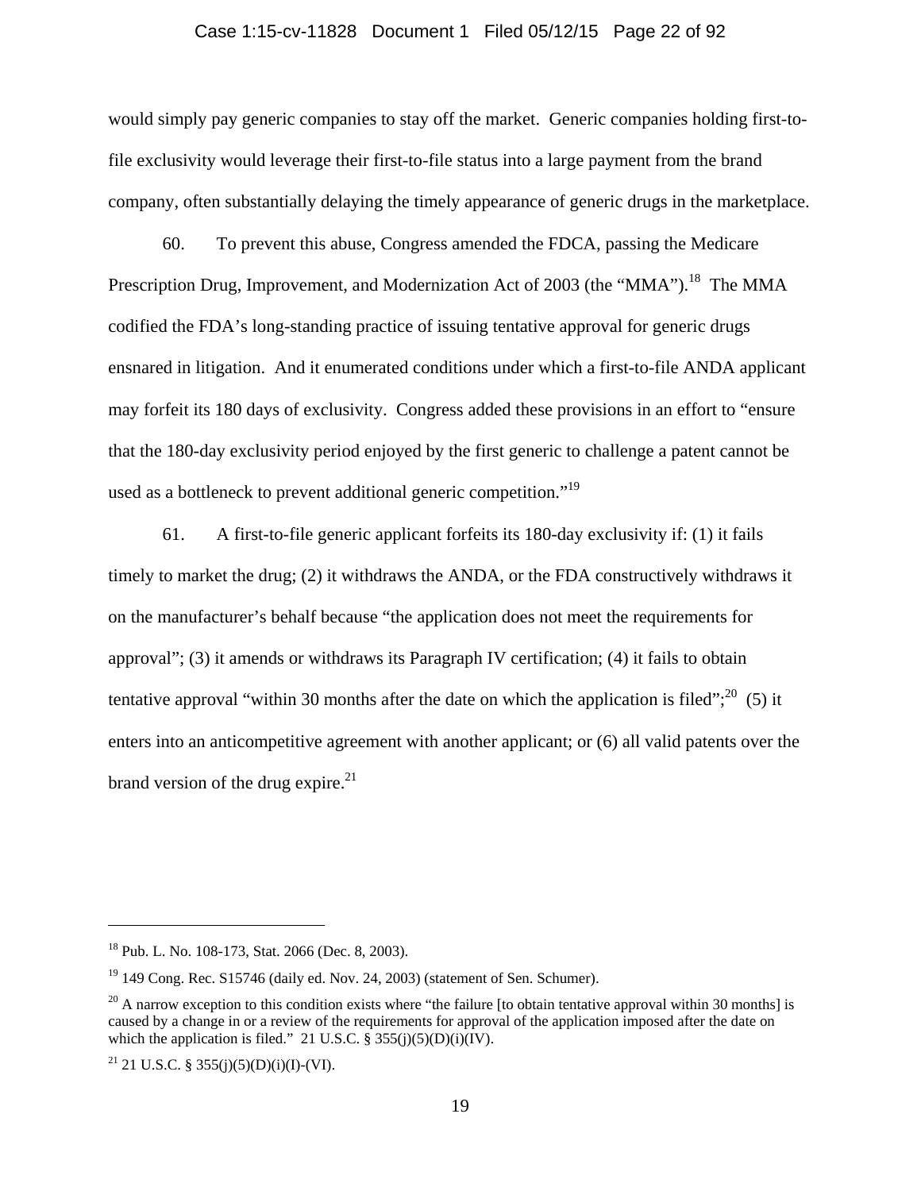would simply pay generic companies to stay off the market. Generic companies holding first-to-file exclusivity would leverage their first-to-file status into a large payment from the brand company, often substantially delaying the timely appearance of generic drugs in the marketplace.

60. To prevent this abuse, Congress amended the FDCA, passing the Medicare Prescription Drug, Improvement, and Modernization Act of 2003 (the "MMA").[18] The MMA codified the FDA's long-standing practice of issuing tentative approval for generic drugs ensnared in litigation. And it enumerated conditions under which a first-to-file ANDA applicant may forfeit its 180 days of exclusivity. Congress added these provisions in an effort to "ensure that the 180-day exclusivity period enjoyed by the first generic to challenge a patent cannot be used as a bottleneck to prevent additional generic competition."[19]

61. A first-to-file generic applicant forfeits its 180-day exclusivity if: (1) it fails timely to market the drug; (2) it withdraws the ANDA, or the FDA constructively withdraws it on the manufacturer's behalf because "the application does not meet the requirements for approval"; (3) it amends or withdraws its Paragraph IV certification; (4) it fails to obtain tentative approval "within 30 months after the date on which the application is filed";[20] (5) it enters into an anticompetitive agreement with another applicant; or (6) all valid patents over the brand version of the drug expire.[21]

---

[18] Pub. L. No. 108-173, Stat. 2066 (Dec. 8, 2003).

[19] 149 Cong. Rec. S15746 (daily ed. Nov. 24, 2003) (statement of Sen. Schumer).

[20] A narrow exception to this condition exists where "the failure [to obtain tentative approval within 30 months] is caused by a change in or a review of the requirements for approval of the application imposed after the date on which the application is filed." 21 U.S.C. § 355(j)(5)(D)(i)(IV).

[21] 21 U.S.C. § 355(j)(5)(D)(i)(I)-(VI).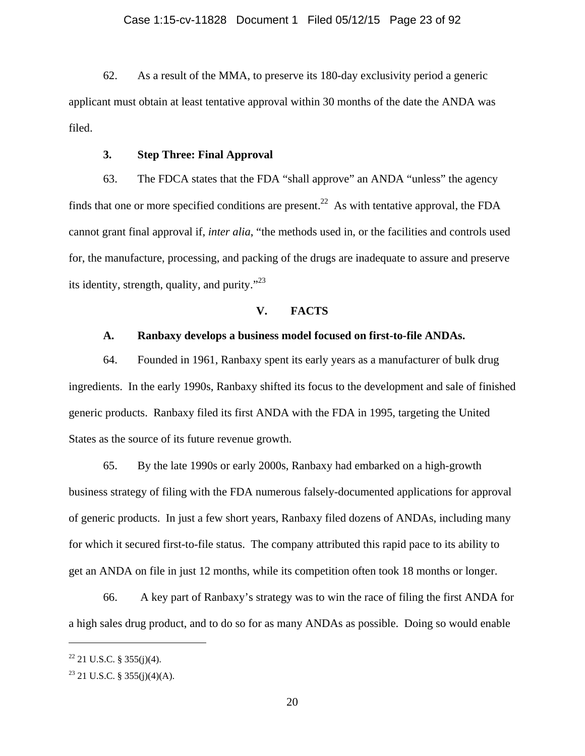62. As a result of the MMA, to preserve its 180-day exclusivity period a generic applicant must obtain at least tentative approval within 30 months of the date the ANDA was filed.

### 3. Step Three: Final Approval

63. The FDCA states that the FDA "shall approve" an ANDA "unless" the agency finds that one or more specified conditions are present.[22] As with tentative approval, the FDA cannot grant final approval if, *inter alia*, "the methods used in, or the facilities and controls used for, the manufacture, processing, and packing of the drugs are inadequate to assure and preserve its identity, strength, quality, and purity."[23]

## V. FACTS

### A. Ranbaxy develops a business model focused on first-to-file ANDAs.

64. Founded in 1961, Ranbaxy spent its early years as a manufacturer of bulk drug ingredients. In the early 1990s, Ranbaxy shifted its focus to the development and sale of finished generic products. Ranbaxy filed its first ANDA with the FDA in 1995, targeting the United States as the source of its future revenue growth.

65. By the late 1990s or early 2000s, Ranbaxy had embarked on a high-growth business strategy of filing with the FDA numerous falsely-documented applications for approval of generic products. In just a few short years, Ranbaxy filed dozens of ANDAs, including many for which it secured first-to-file status. The company attributed this rapid pace to its ability to get an ANDA on file in just 12 months, while its competition often took 18 months or longer.

66. A key part of Ranbaxy's strategy was to win the race of filing the first ANDA for a high sales drug product, and to do so for as many ANDAs as possible. Doing so would enable

---

[22] 21 U.S.C. § 355(j)(4).

[23] 21 U.S.C. § 355(j)(4)(A).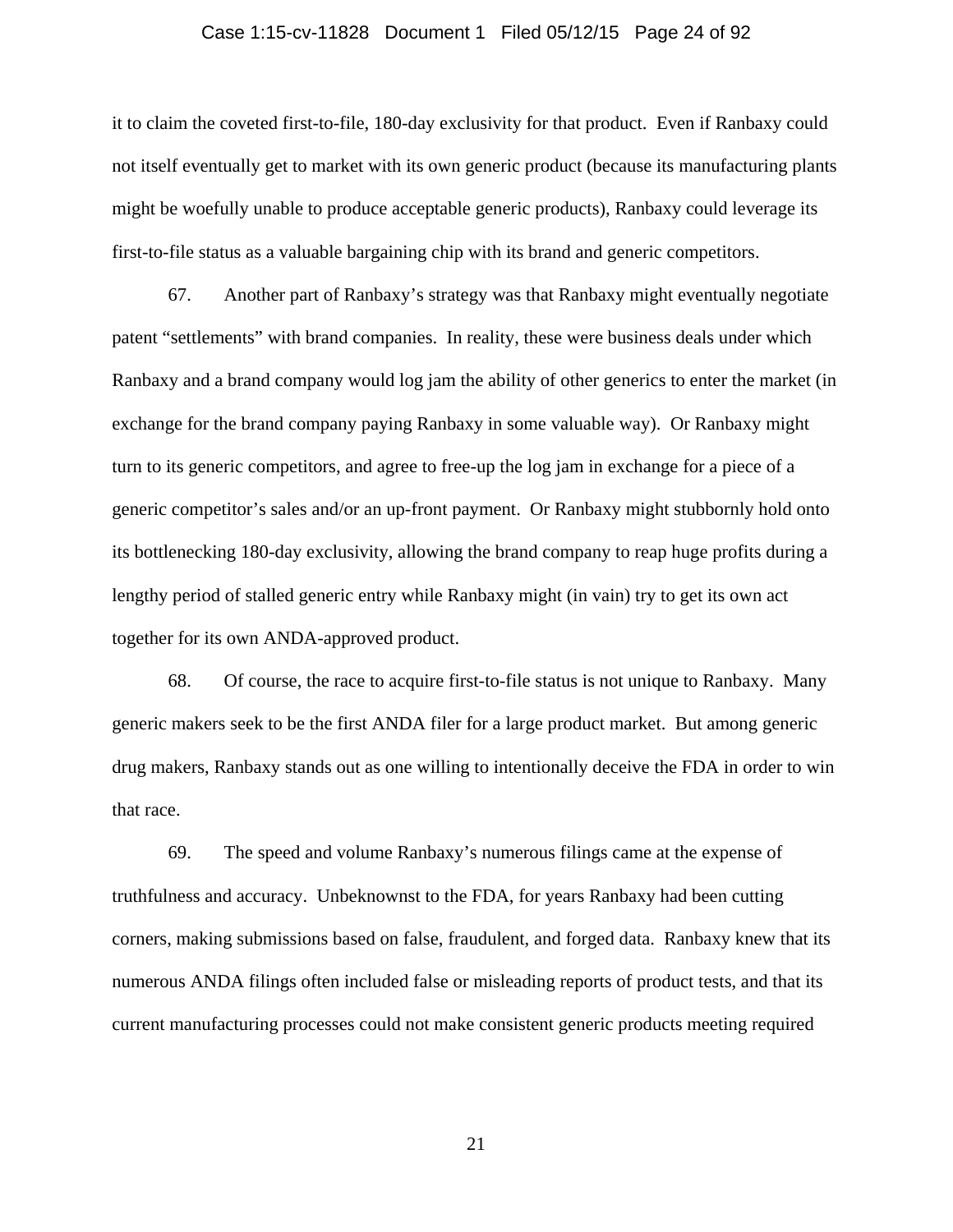it to claim the coveted first-to-file, 180-day exclusivity for that product. Even if Ranbaxy could not itself eventually get to market with its own generic product (because its manufacturing plants might be woefully unable to produce acceptable generic products), Ranbaxy could leverage its first-to-file status as a valuable bargaining chip with its brand and generic competitors.

67. Another part of Ranbaxy's strategy was that Ranbaxy might eventually negotiate patent "settlements" with brand companies. In reality, these were business deals under which Ranbaxy and a brand company would log jam the ability of other generics to enter the market (in exchange for the brand company paying Ranbaxy in some valuable way). Or Ranbaxy might turn to its generic competitors, and agree to free-up the log jam in exchange for a piece of a generic competitor's sales and/or an up-front payment. Or Ranbaxy might stubbornly hold onto its bottlenecking 180-day exclusivity, allowing the brand company to reap huge profits during a lengthy period of stalled generic entry while Ranbaxy might (in vain) try to get its own act together for its own ANDA-approved product.

68. Of course, the race to acquire first-to-file status is not unique to Ranbaxy. Many generic makers seek to be the first ANDA filer for a large product market. But among generic drug makers, Ranbaxy stands out as one willing to intentionally deceive the FDA in order to win that race.

69. The speed and volume Ranbaxy's numerous filings came at the expense of truthfulness and accuracy. Unbeknownst to the FDA, for years Ranbaxy had been cutting corners, making submissions based on false, fraudulent, and forged data. Ranbaxy knew that its numerous ANDA filings often included false or misleading reports of product tests, and that its current manufacturing processes could not make consistent generic products meeting required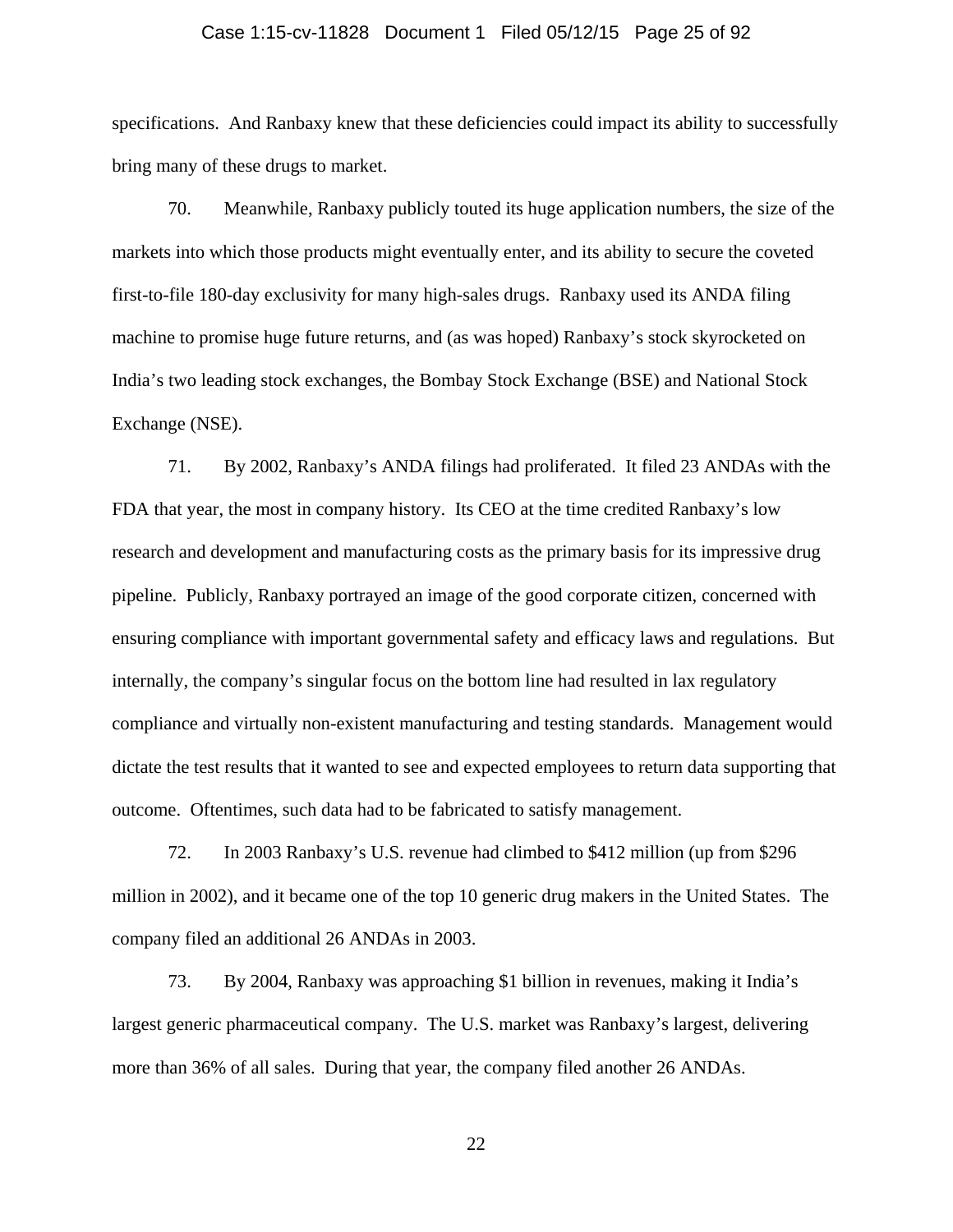specifications. And Ranbaxy knew that these deficiencies could impact its ability to successfully bring many of these drugs to market.

70. Meanwhile, Ranbaxy publicly touted its huge application numbers, the size of the markets into which those products might eventually enter, and its ability to secure the coveted first-to-file 180-day exclusivity for many high-sales drugs. Ranbaxy used its ANDA filing machine to promise huge future returns, and (as was hoped) Ranbaxy's stock skyrocketed on India's two leading stock exchanges, the Bombay Stock Exchange (BSE) and National Stock Exchange (NSE).

71. By 2002, Ranbaxy's ANDA filings had proliferated. It filed 23 ANDAs with the FDA that year, the most in company history. Its CEO at the time credited Ranbaxy's low research and development and manufacturing costs as the primary basis for its impressive drug pipeline. Publicly, Ranbaxy portrayed an image of the good corporate citizen, concerned with ensuring compliance with important governmental safety and efficacy laws and regulations. But internally, the company's singular focus on the bottom line had resulted in lax regulatory compliance and virtually non-existent manufacturing and testing standards. Management would dictate the test results that it wanted to see and expected employees to return data supporting that outcome. Oftentimes, such data had to be fabricated to satisfy management.

72. In 2003 Ranbaxy's U.S. revenue had climbed to $412 million (up from $296 million in 2002), and it became one of the top 10 generic drug makers in the United States. The company filed an additional 26 ANDAs in 2003.

73. By 2004, Ranbaxy was approaching $1 billion in revenues, making it India's largest generic pharmaceutical company. The U.S. market was Ranbaxy's largest, delivering more than 36% of all sales. During that year, the company filed another 26 ANDAs.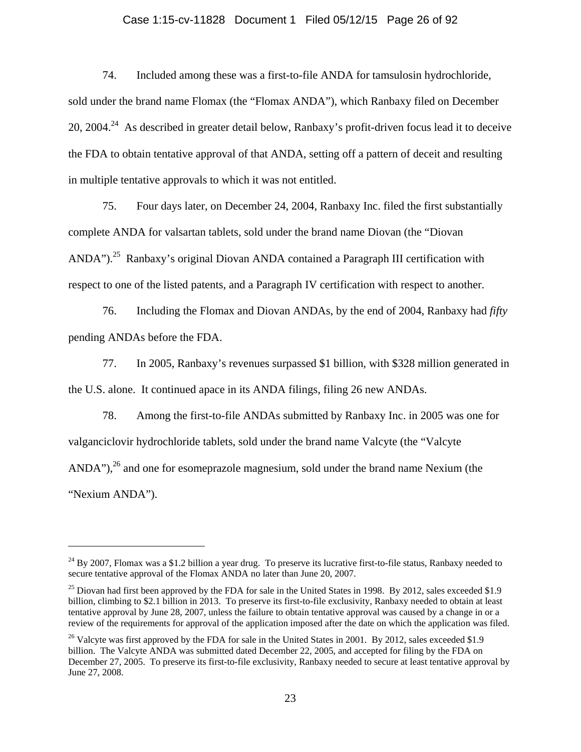74. Included among these was a first-to-file ANDA for tamsulosin hydrochloride, sold under the brand name Flomax (the "Flomax ANDA"), which Ranbaxy filed on December 20, 2004.[24] As described in greater detail below, Ranbaxy's profit-driven focus lead it to deceive the FDA to obtain tentative approval of that ANDA, setting off a pattern of deceit and resulting in multiple tentative approvals to which it was not entitled.

75. Four days later, on December 24, 2004, Ranbaxy Inc. filed the first substantially complete ANDA for valsartan tablets, sold under the brand name Diovan (the "Diovan ANDA").[25] Ranbaxy's original Diovan ANDA contained a Paragraph III certification with respect to one of the listed patents, and a Paragraph IV certification with respect to another.

76. Including the Flomax and Diovan ANDAs, by the end of 2004, Ranbaxy had *fifty* pending ANDAs before the FDA.

77. In 2005, Ranbaxy's revenues surpassed $1 billion, with $328 million generated in the U.S. alone. It continued apace in its ANDA filings, filing 26 new ANDAs.

78. Among the first-to-file ANDAs submitted by Ranbaxy Inc. in 2005 was one for valganciclovir hydrochloride tablets, sold under the brand name Valcyte (the "Valcyte ANDA"),[26] and one for esomeprazole magnesium, sold under the brand name Nexium (the "Nexium ANDA").

---

[24] By 2007, Flomax was a $1.2 billion a year drug. To preserve its lucrative first-to-file status, Ranbaxy needed to secure tentative approval of the Flomax ANDA no later than June 20, 2007.

[25] Diovan had first been approved by the FDA for sale in the United States in 1998. By 2012, sales exceeded $1.9 billion, climbing to $2.1 billion in 2013. To preserve its first-to-file exclusivity, Ranbaxy needed to obtain at least tentative approval by June 28, 2007, unless the failure to obtain tentative approval was caused by a change in or a review of the requirements for approval of the application imposed after the date on which the application was filed.

[26] Valcyte was first approved by the FDA for sale in the United States in 2001. By 2012, sales exceeded $1.9 billion. The Valcyte ANDA was submitted dated December 22, 2005, and accepted for filing by the FDA on December 27, 2005. To preserve its first-to-file exclusivity, Ranbaxy needed to secure at least tentative approval by June 27, 2008.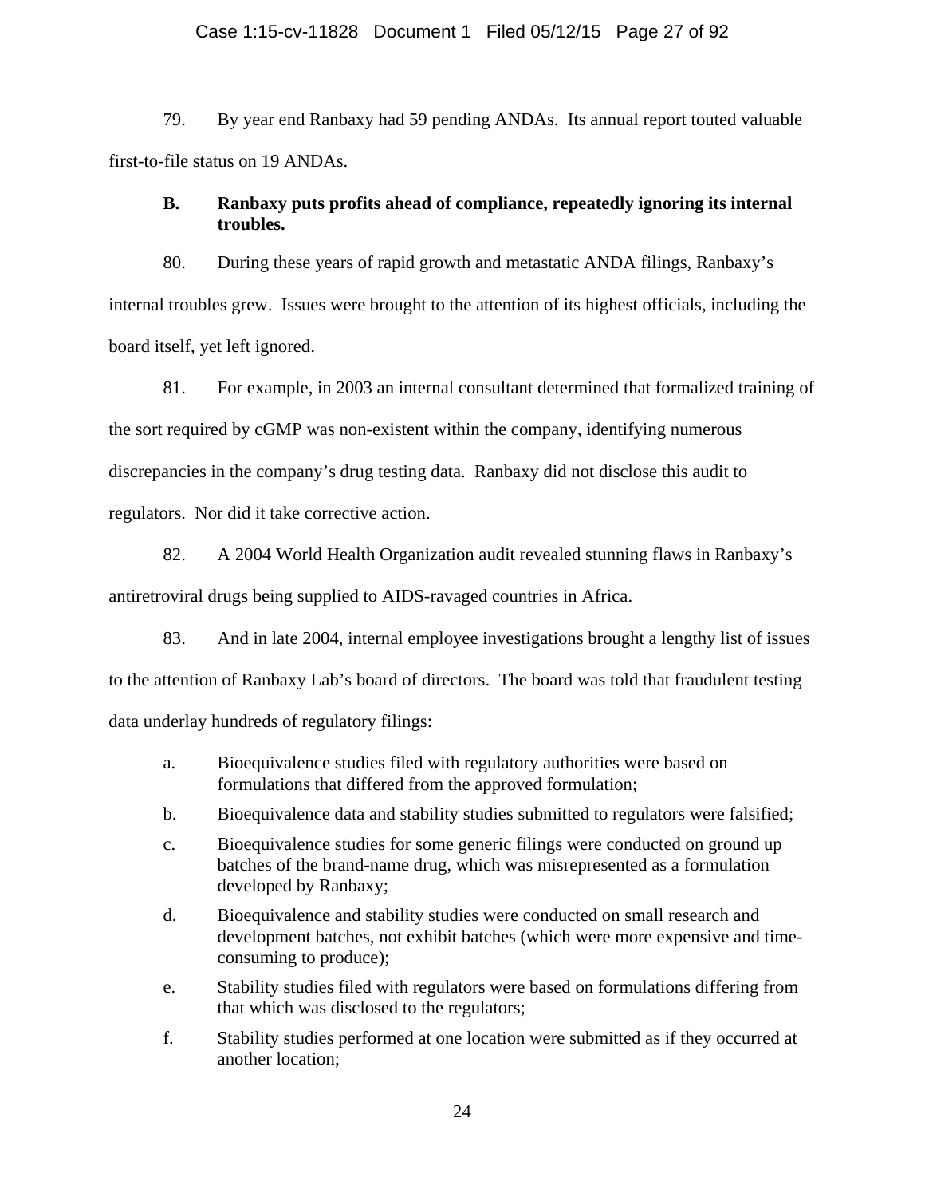79. By year end Ranbaxy had 59 pending ANDAs. Its annual report touted valuable first-to-file status on 19 ANDAs.

### B. Ranbaxy puts profits ahead of compliance, repeatedly ignoring its internal troubles.

80. During these years of rapid growth and metastatic ANDA filings, Ranbaxy's internal troubles grew. Issues were brought to the attention of its highest officials, including the board itself, yet left ignored.

81. For example, in 2003 an internal consultant determined that formalized training of the sort required by cGMP was non-existent within the company, identifying numerous discrepancies in the company's drug testing data. Ranbaxy did not disclose this audit to regulators. Nor did it take corrective action.

82. A 2004 World Health Organization audit revealed stunning flaws in Ranbaxy's antiretroviral drugs being supplied to AIDS-ravaged countries in Africa.

83. And in late 2004, internal employee investigations brought a lengthy list of issues to the attention of Ranbaxy Lab's board of directors. The board was told that fraudulent testing data underlay hundreds of regulatory filings:

a. Bioequivalence studies filed with regulatory authorities were based on formulations that differed from the approved formulation;

b. Bioequivalence data and stability studies submitted to regulators were falsified;

c. Bioequivalence studies for some generic filings were conducted on ground up batches of the brand-name drug, which was misrepresented as a formulation developed by Ranbaxy;

d. Bioequivalence and stability studies were conducted on small research and development batches, not exhibit batches (which were more expensive and time-consuming to produce);

e. Stability studies filed with regulators were based on formulations differing from that which was disclosed to the regulators;

f. Stability studies performed at one location were submitted as if they occurred at another location;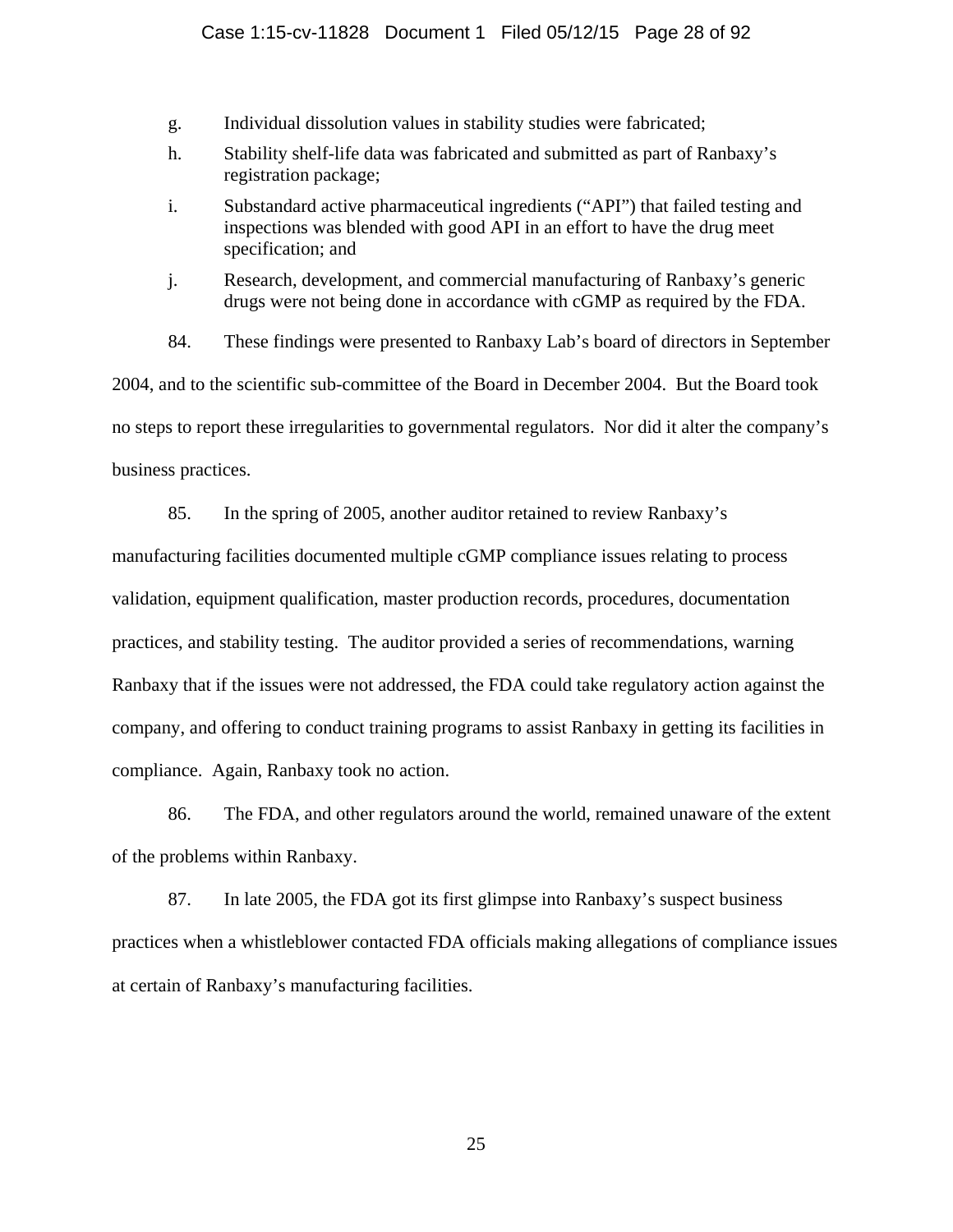g. Individual dissolution values in stability studies were fabricated;

h. Stability shelf-life data was fabricated and submitted as part of Ranbaxy's registration package;

i. Substandard active pharmaceutical ingredients ("API") that failed testing and inspections was blended with good API in an effort to have the drug meet specification; and

j. Research, development, and commercial manufacturing of Ranbaxy's generic drugs were not being done in accordance with cGMP as required by the FDA.

84. These findings were presented to Ranbaxy Lab's board of directors in September 2004, and to the scientific sub-committee of the Board in December 2004. But the Board took no steps to report these irregularities to governmental regulators. Nor did it alter the company's business practices.

85. In the spring of 2005, another auditor retained to review Ranbaxy's manufacturing facilities documented multiple cGMP compliance issues relating to process validation, equipment qualification, master production records, procedures, documentation practices, and stability testing. The auditor provided a series of recommendations, warning Ranbaxy that if the issues were not addressed, the FDA could take regulatory action against the company, and offering to conduct training programs to assist Ranbaxy in getting its facilities in compliance. Again, Ranbaxy took no action.

86. The FDA, and other regulators around the world, remained unaware of the extent of the problems within Ranbaxy.

87. In late 2005, the FDA got its first glimpse into Ranbaxy's suspect business practices when a whistleblower contacted FDA officials making allegations of compliance issues at certain of Ranbaxy's manufacturing facilities.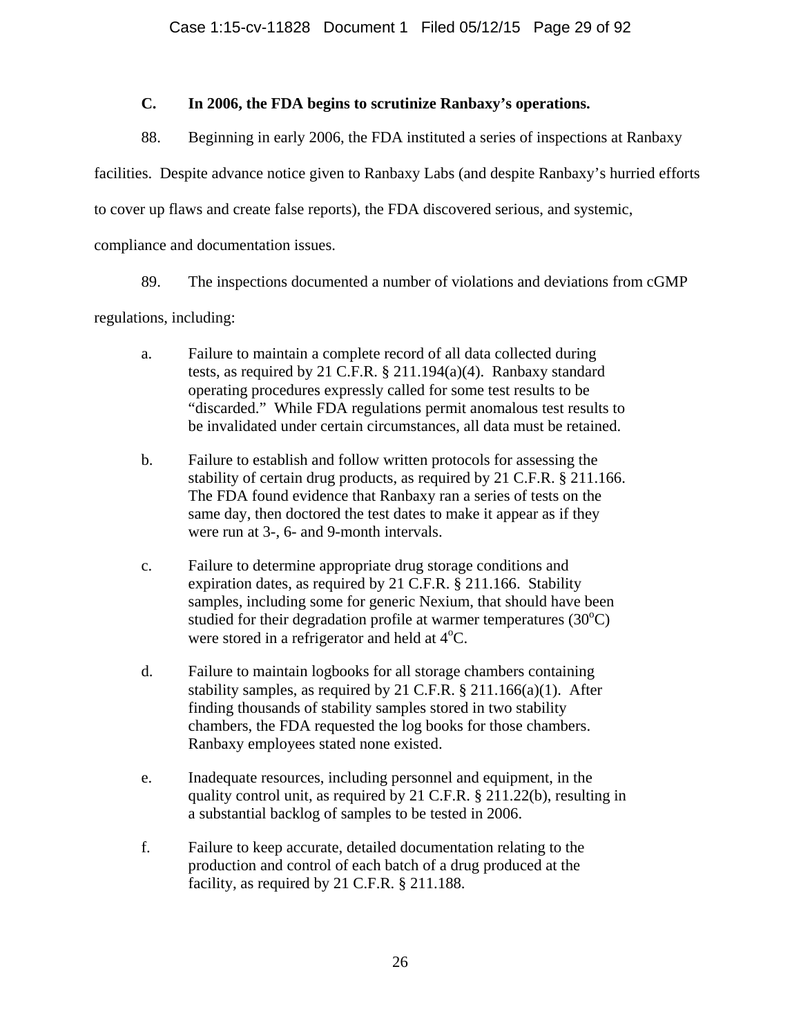### C. In 2006, the FDA begins to scrutinize Ranbaxy's operations.

88. Beginning in early 2006, the FDA instituted a series of inspections at Ranbaxy facilities. Despite advance notice given to Ranbaxy Labs (and despite Ranbaxy's hurried efforts to cover up flaws and create false reports), the FDA discovered serious, and systemic, compliance and documentation issues.

89. The inspections documented a number of violations and deviations from cGMP regulations, including:

a. Failure to maintain a complete record of all data collected during tests, as required by 21 C.F.R. § 211.194(a)(4). Ranbaxy standard operating procedures expressly called for some test results to be "discarded." While FDA regulations permit anomalous test results to be invalidated under certain circumstances, all data must be retained.

b. Failure to establish and follow written protocols for assessing the stability of certain drug products, as required by 21 C.F.R. § 211.166. The FDA found evidence that Ranbaxy ran a series of tests on the same day, then doctored the test dates to make it appear as if they were run at 3-, 6- and 9-month intervals.

c. Failure to determine appropriate drug storage conditions and expiration dates, as required by 21 C.F.R. § 211.166. Stability samples, including some for generic Nexium, that should have been studied for their degradation profile at warmer temperatures (30$^{o}$C) were stored in a refrigerator and held at 4$^{o}$C.

d. Failure to maintain logbooks for all storage chambers containing stability samples, as required by 21 C.F.R. § 211.166(a)(1). After finding thousands of stability samples stored in two stability chambers, the FDA requested the log books for those chambers. Ranbaxy employees stated none existed.

e. Inadequate resources, including personnel and equipment, in the quality control unit, as required by 21 C.F.R. § 211.22(b), resulting in a substantial backlog of samples to be tested in 2006.

f. Failure to keep accurate, detailed documentation relating to the production and control of each batch of a drug produced at the facility, as required by 21 C.F.R. § 211.188.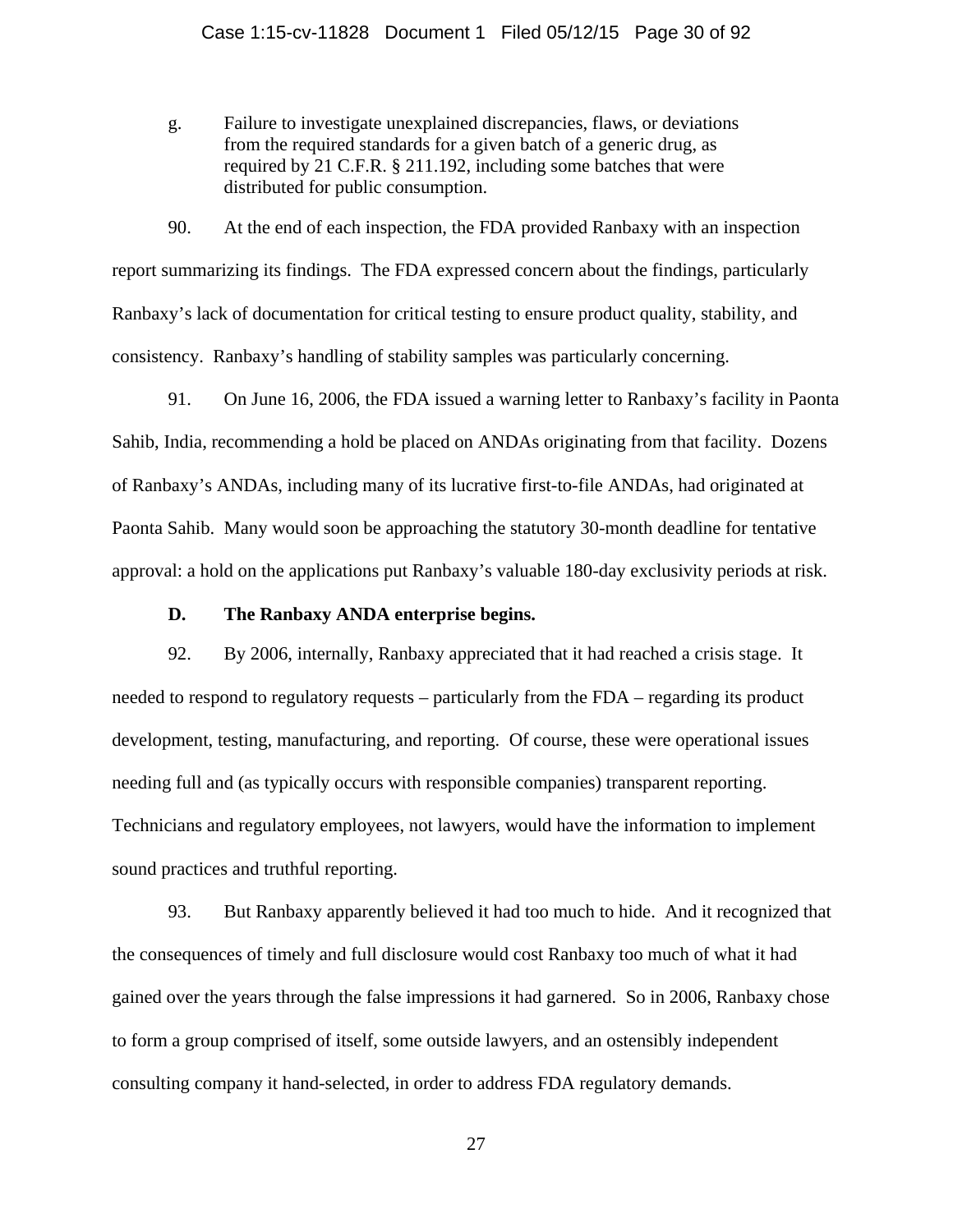g. Failure to investigate unexplained discrepancies, flaws, or deviations from the required standards for a given batch of a generic drug, as required by 21 C.F.R. § 211.192, including some batches that were distributed for public consumption.

90. At the end of each inspection, the FDA provided Ranbaxy with an inspection report summarizing its findings. The FDA expressed concern about the findings, particularly Ranbaxy's lack of documentation for critical testing to ensure product quality, stability, and consistency. Ranbaxy's handling of stability samples was particularly concerning.

91. On June 16, 2006, the FDA issued a warning letter to Ranbaxy's facility in Paonta Sahib, India, recommending a hold be placed on ANDAs originating from that facility. Dozens of Ranbaxy's ANDAs, including many of its lucrative first-to-file ANDAs, had originated at Paonta Sahib. Many would soon be approaching the statutory 30-month deadline for tentative approval: a hold on the applications put Ranbaxy's valuable 180-day exclusivity periods at risk.

### D. The Ranbaxy ANDA enterprise begins.

92. By 2006, internally, Ranbaxy appreciated that it had reached a crisis stage. It needed to respond to regulatory requests – particularly from the FDA – regarding its product development, testing, manufacturing, and reporting. Of course, these were operational issues needing full and (as typically occurs with responsible companies) transparent reporting. Technicians and regulatory employees, not lawyers, would have the information to implement sound practices and truthful reporting.

93. But Ranbaxy apparently believed it had too much to hide. And it recognized that the consequences of timely and full disclosure would cost Ranbaxy too much of what it had gained over the years through the false impressions it had garnered. So in 2006, Ranbaxy chose to form a group comprised of itself, some outside lawyers, and an ostensibly independent consulting company it hand-selected, in order to address FDA regulatory demands.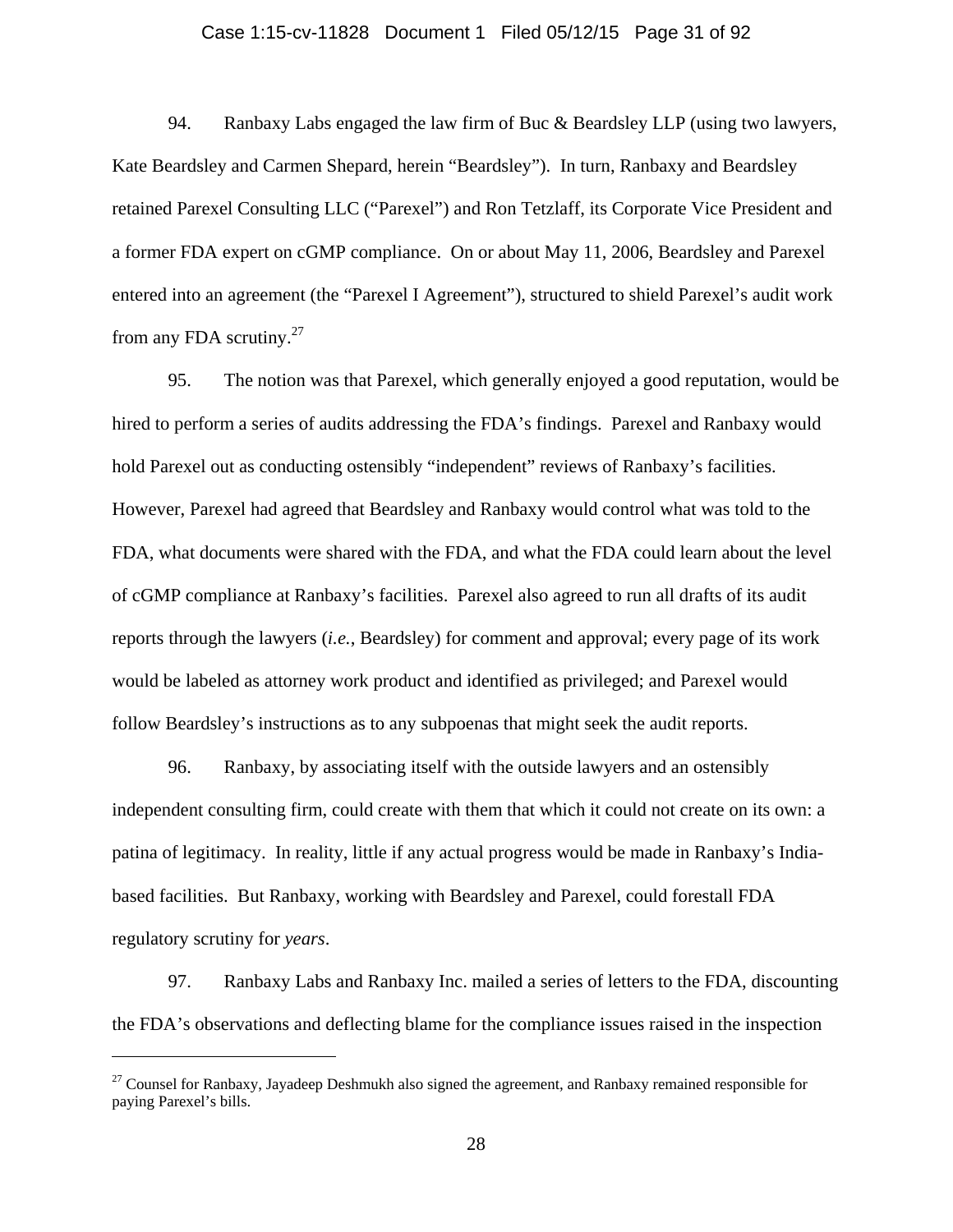94. Ranbaxy Labs engaged the law firm of Buc & Beardsley LLP (using two lawyers, Kate Beardsley and Carmen Shepard, herein "Beardsley"). In turn, Ranbaxy and Beardsley retained Parexel Consulting LLC ("Parexel") and Ron Tetzlaff, its Corporate Vice President and a former FDA expert on cGMP compliance. On or about May 11, 2006, Beardsley and Parexel entered into an agreement (the "Parexel I Agreement"), structured to shield Parexel's audit work from any FDA scrutiny.[27]

95. The notion was that Parexel, which generally enjoyed a good reputation, would be hired to perform a series of audits addressing the FDA's findings. Parexel and Ranbaxy would hold Parexel out as conducting ostensibly "independent" reviews of Ranbaxy's facilities. However, Parexel had agreed that Beardsley and Ranbaxy would control what was told to the FDA, what documents were shared with the FDA, and what the FDA could learn about the level of cGMP compliance at Ranbaxy's facilities. Parexel also agreed to run all drafts of its audit reports through the lawyers (*i.e.*, Beardsley) for comment and approval; every page of its work would be labeled as attorney work product and identified as privileged; and Parexel would follow Beardsley's instructions as to any subpoenas that might seek the audit reports.

96. Ranbaxy, by associating itself with the outside lawyers and an ostensibly independent consulting firm, could create with them that which it could not create on its own: a patina of legitimacy. In reality, little if any actual progress would be made in Ranbaxy's India-based facilities. But Ranbaxy, working with Beardsley and Parexel, could forestall FDA regulatory scrutiny for *years*.

97. Ranbaxy Labs and Ranbaxy Inc. mailed a series of letters to the FDA, discounting the FDA's observations and deflecting blame for the compliance issues raised in the inspection

---

[27] Counsel for Ranbaxy, Jayadeep Deshmukh also signed the agreement, and Ranbaxy remained responsible for paying Parexel's bills.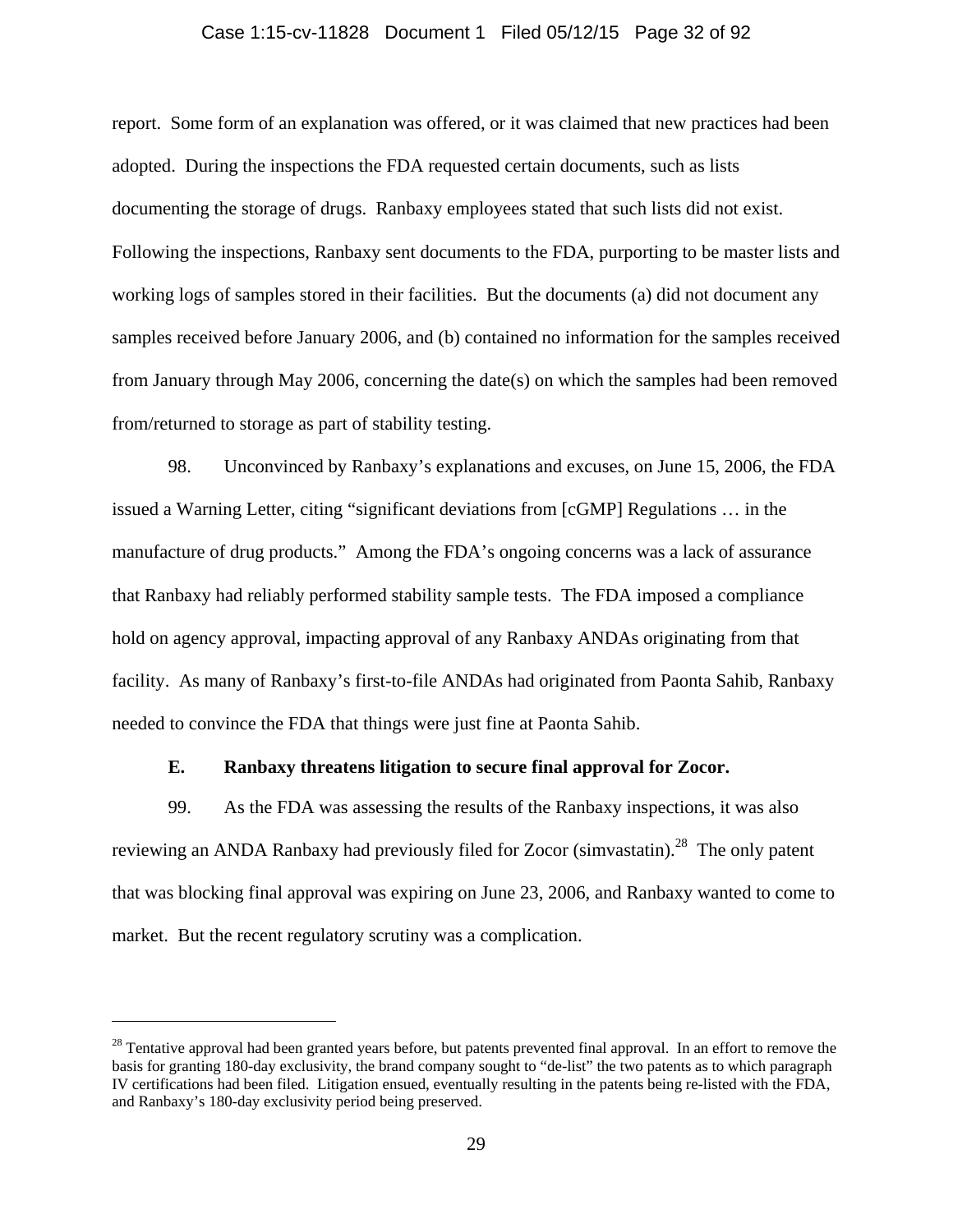report. Some form of an explanation was offered, or it was claimed that new practices had been adopted. During the inspections the FDA requested certain documents, such as lists documenting the storage of drugs. Ranbaxy employees stated that such lists did not exist. Following the inspections, Ranbaxy sent documents to the FDA, purporting to be master lists and working logs of samples stored in their facilities. But the documents (a) did not document any samples received before January 2006, and (b) contained no information for the samples received from January through May 2006, concerning the date(s) on which the samples had been removed from/returned to storage as part of stability testing.

98. Unconvinced by Ranbaxy's explanations and excuses, on June 15, 2006, the FDA issued a Warning Letter, citing "significant deviations from [cGMP] Regulations … in the manufacture of drug products." Among the FDA's ongoing concerns was a lack of assurance that Ranbaxy had reliably performed stability sample tests. The FDA imposed a compliance hold on agency approval, impacting approval of any Ranbaxy ANDAs originating from that facility. As many of Ranbaxy's first-to-file ANDAs had originated from Paonta Sahib, Ranbaxy needed to convince the FDA that things were just fine at Paonta Sahib.

### E. Ranbaxy threatens litigation to secure final approval for Zocor.

99. As the FDA was assessing the results of the Ranbaxy inspections, it was also reviewing an ANDA Ranbaxy had previously filed for Zocor (simvastatin).[28] The only patent that was blocking final approval was expiring on June 23, 2006, and Ranbaxy wanted to come to market. But the recent regulatory scrutiny was a complication.

---

[28] Tentative approval had been granted years before, but patents prevented final approval. In an effort to remove the basis for granting 180-day exclusivity, the brand company sought to "de-list" the two patents as to which paragraph IV certifications had been filed. Litigation ensued, eventually resulting in the patents being re-listed with the FDA, and Ranbaxy's 180-day exclusivity period being preserved.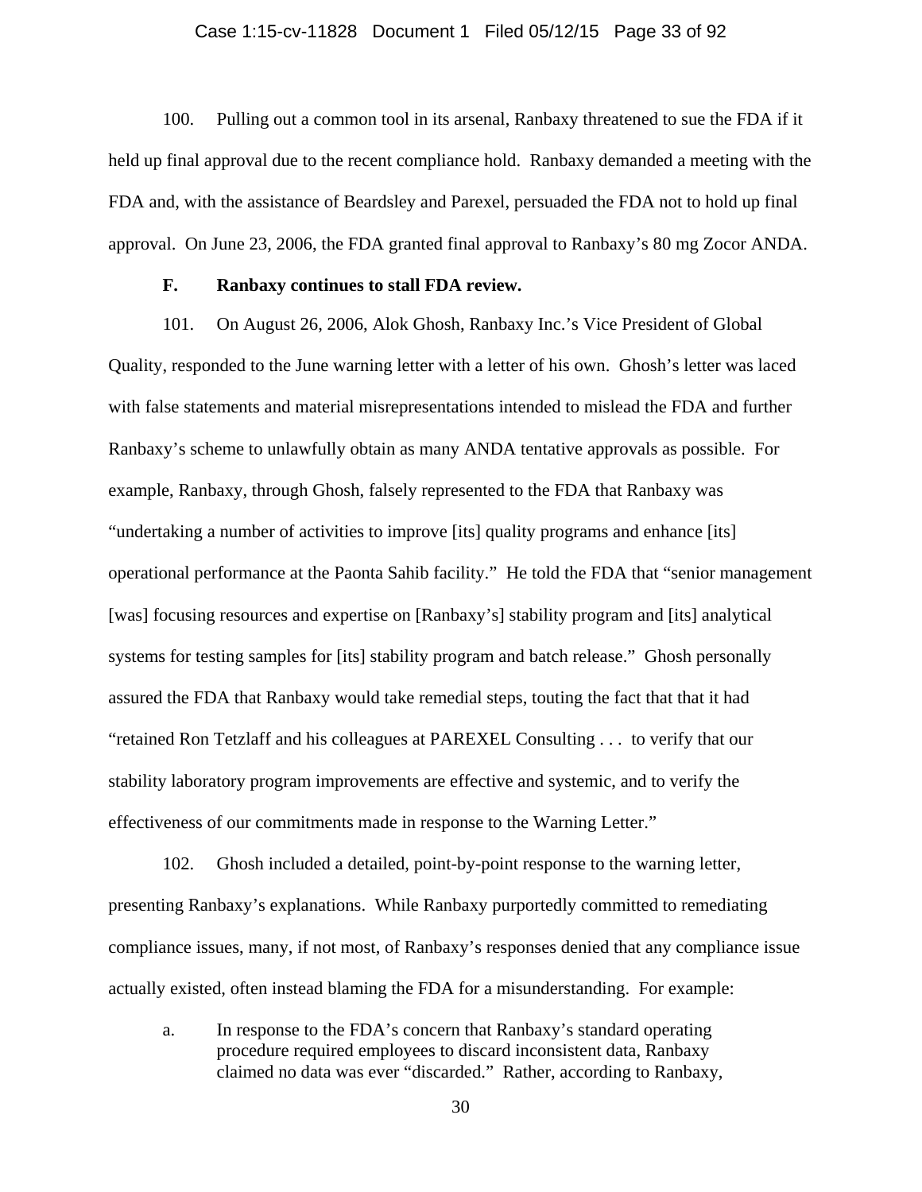100. Pulling out a common tool in its arsenal, Ranbaxy threatened to sue the FDA if it held up final approval due to the recent compliance hold. Ranbaxy demanded a meeting with the FDA and, with the assistance of Beardsley and Parexel, persuaded the FDA not to hold up final approval. On June 23, 2006, the FDA granted final approval to Ranbaxy's 80 mg Zocor ANDA.

### F. Ranbaxy continues to stall FDA review.

101. On August 26, 2006, Alok Ghosh, Ranbaxy Inc.'s Vice President of Global Quality, responded to the June warning letter with a letter of his own. Ghosh's letter was laced with false statements and material misrepresentations intended to mislead the FDA and further Ranbaxy's scheme to unlawfully obtain as many ANDA tentative approvals as possible. For example, Ranbaxy, through Ghosh, falsely represented to the FDA that Ranbaxy was "undertaking a number of activities to improve [its] quality programs and enhance [its] operational performance at the Paonta Sahib facility." He told the FDA that "senior management [was] focusing resources and expertise on [Ranbaxy's] stability program and [its] analytical systems for testing samples for [its] stability program and batch release." Ghosh personally assured the FDA that Ranbaxy would take remedial steps, touting the fact that that it had "retained Ron Tetzlaff and his colleagues at PAREXEL Consulting . . . to verify that our stability laboratory program improvements are effective and systemic, and to verify the effectiveness of our commitments made in response to the Warning Letter."

102. Ghosh included a detailed, point-by-point response to the warning letter, presenting Ranbaxy's explanations. While Ranbaxy purportedly committed to remediating compliance issues, many, if not most, of Ranbaxy's responses denied that any compliance issue actually existed, often instead blaming the FDA for a misunderstanding. For example:

a. In response to the FDA's concern that Ranbaxy's standard operating procedure required employees to discard inconsistent data, Ranbaxy claimed no data was ever "discarded." Rather, according to Ranbaxy,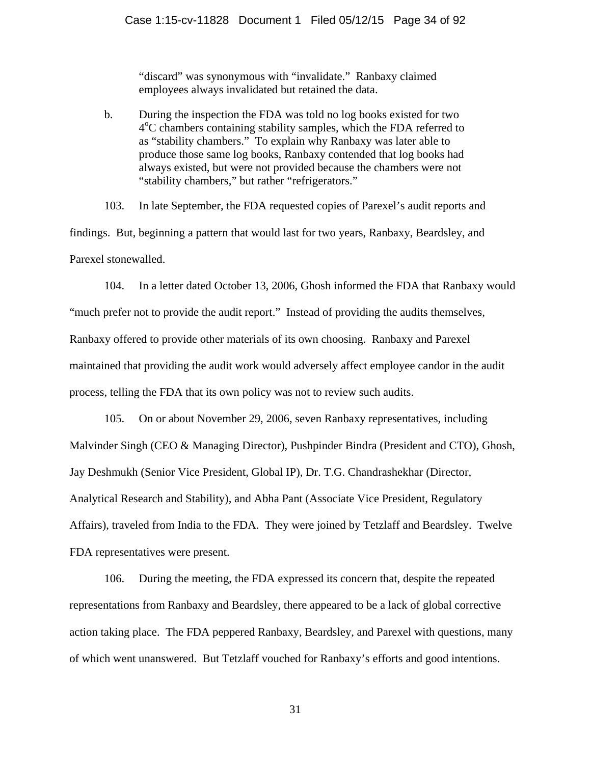"discard" was synonymous with "invalidate." Ranbaxy claimed employees always invalidated but retained the data.

b. During the inspection the FDA was told no log books existed for two $4^{o}C$ chambers containing stability samples, which the FDA referred to as "stability chambers." To explain why Ranbaxy was later able to produce those same log books, Ranbaxy contended that log books had always existed, but were not provided because the chambers were not "stability chambers," but rather "refrigerators."

103. In late September, the FDA requested copies of Parexel's audit reports and findings. But, beginning a pattern that would last for two years, Ranbaxy, Beardsley, and Parexel stonewalled.

104. In a letter dated October 13, 2006, Ghosh informed the FDA that Ranbaxy would "much prefer not to provide the audit report." Instead of providing the audits themselves, Ranbaxy offered to provide other materials of its own choosing. Ranbaxy and Parexel maintained that providing the audit work would adversely affect employee candor in the audit process, telling the FDA that its own policy was not to review such audits.

105. On or about November 29, 2006, seven Ranbaxy representatives, including Malvinder Singh (CEO & Managing Director), Pushpinder Bindra (President and CTO), Ghosh, Jay Deshmukh (Senior Vice President, Global IP), Dr. T.G. Chandrashekhar (Director, Analytical Research and Stability), and Abha Pant (Associate Vice President, Regulatory Affairs), traveled from India to the FDA. They were joined by Tetzlaff and Beardsley. Twelve FDA representatives were present.

106. During the meeting, the FDA expressed its concern that, despite the repeated representations from Ranbaxy and Beardsley, there appeared to be a lack of global corrective action taking place. The FDA peppered Ranbaxy, Beardsley, and Parexel with questions, many of which went unanswered. But Tetzlaff vouched for Ranbaxy's efforts and good intentions.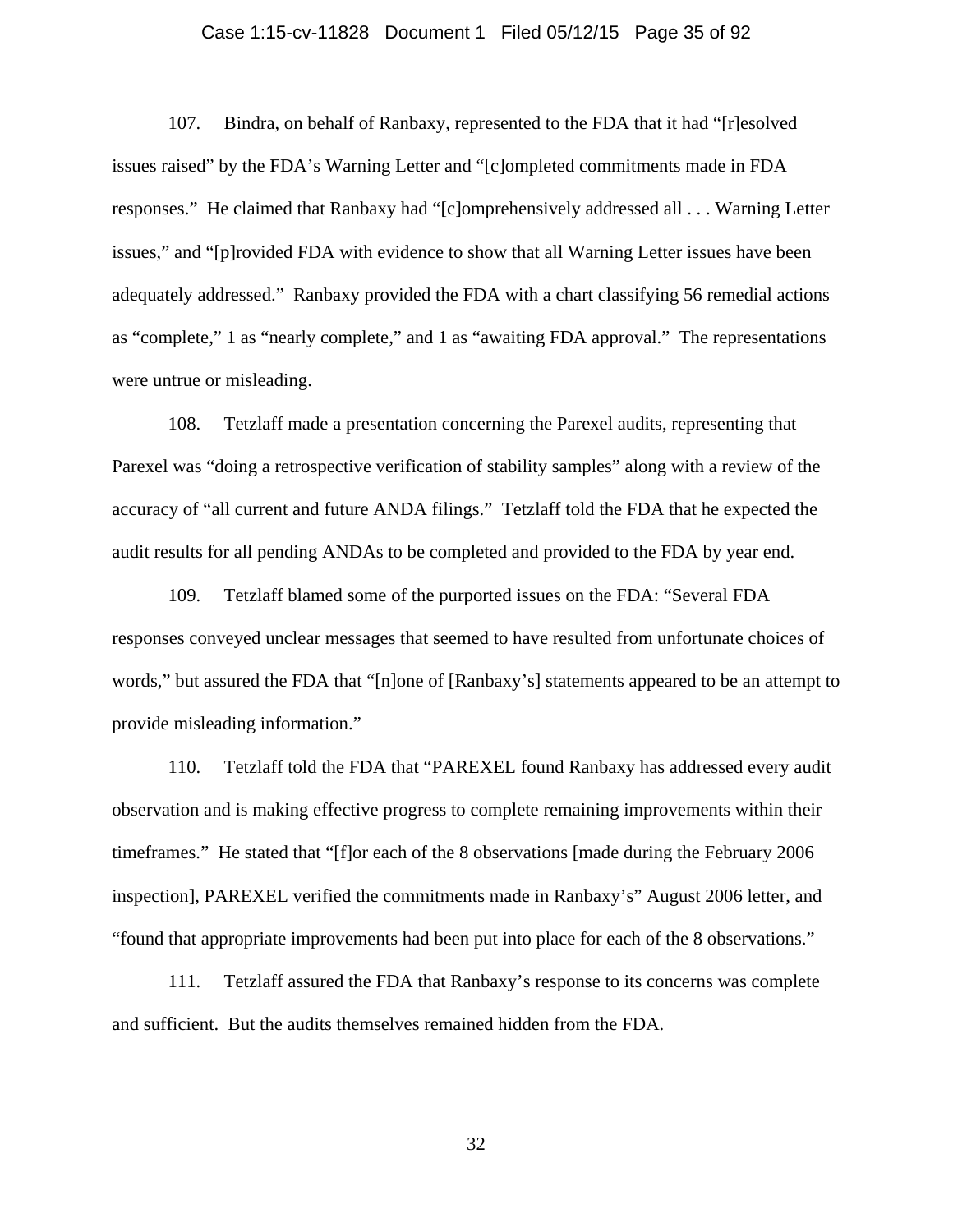107. Bindra, on behalf of Ranbaxy, represented to the FDA that it had "[r]esolved issues raised" by the FDA's Warning Letter and "[c]ompleted commitments made in FDA responses." He claimed that Ranbaxy had "[c]omprehensively addressed all . . . Warning Letter issues," and "[p]rovided FDA with evidence to show that all Warning Letter issues have been adequately addressed." Ranbaxy provided the FDA with a chart classifying 56 remedial actions as "complete," 1 as "nearly complete," and 1 as "awaiting FDA approval." The representations were untrue or misleading.

108. Tetzlaff made a presentation concerning the Parexel audits, representing that Parexel was "doing a retrospective verification of stability samples" along with a review of the accuracy of "all current and future ANDA filings." Tetzlaff told the FDA that he expected the audit results for all pending ANDAs to be completed and provided to the FDA by year end.

109. Tetzlaff blamed some of the purported issues on the FDA: "Several FDA responses conveyed unclear messages that seemed to have resulted from unfortunate choices of words," but assured the FDA that "[n]one of [Ranbaxy's] statements appeared to be an attempt to provide misleading information."

110. Tetzlaff told the FDA that "PAREXEL found Ranbaxy has addressed every audit observation and is making effective progress to complete remaining improvements within their timeframes." He stated that "[f]or each of the 8 observations [made during the February 2006 inspection], PAREXEL verified the commitments made in Ranbaxy's" August 2006 letter, and "found that appropriate improvements had been put into place for each of the 8 observations."

111. Tetzlaff assured the FDA that Ranbaxy's response to its concerns was complete and sufficient. But the audits themselves remained hidden from the FDA.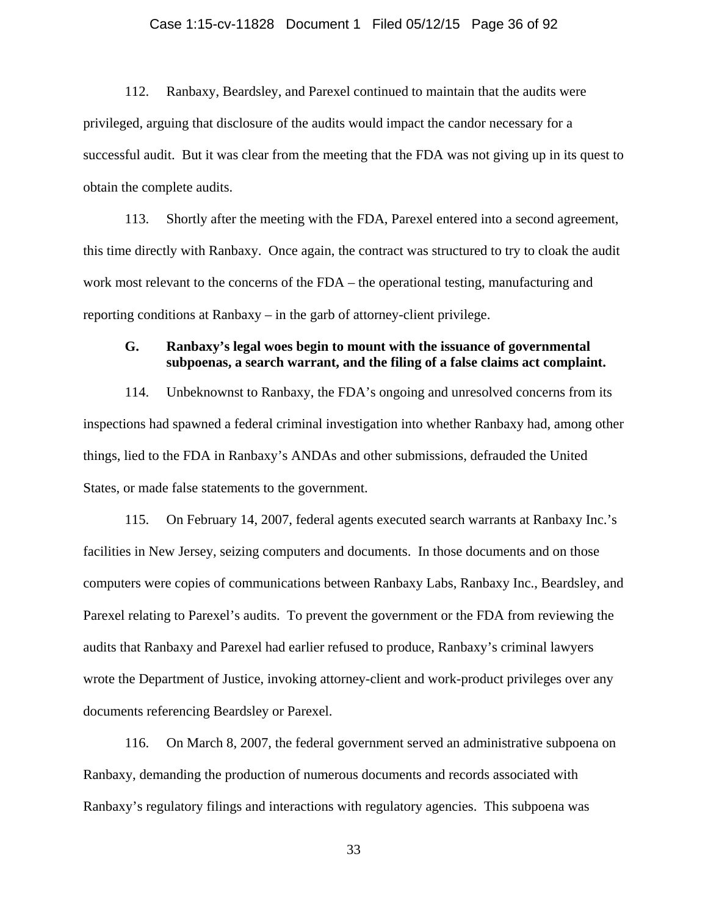112. Ranbaxy, Beardsley, and Parexel continued to maintain that the audits were privileged, arguing that disclosure of the audits would impact the candor necessary for a successful audit. But it was clear from the meeting that the FDA was not giving up in its quest to obtain the complete audits.

113. Shortly after the meeting with the FDA, Parexel entered into a second agreement, this time directly with Ranbaxy. Once again, the contract was structured to try to cloak the audit work most relevant to the concerns of the FDA – the operational testing, manufacturing and reporting conditions at Ranbaxy – in the garb of attorney-client privilege.

### G. Ranbaxy's legal woes begin to mount with the issuance of governmental subpoenas, a search warrant, and the filing of a false claims act complaint.

114. Unbeknownst to Ranbaxy, the FDA's ongoing and unresolved concerns from its inspections had spawned a federal criminal investigation into whether Ranbaxy had, among other things, lied to the FDA in Ranbaxy's ANDAs and other submissions, defrauded the United States, or made false statements to the government.

115. On February 14, 2007, federal agents executed search warrants at Ranbaxy Inc.'s facilities in New Jersey, seizing computers and documents. In those documents and on those computers were copies of communications between Ranbaxy Labs, Ranbaxy Inc., Beardsley, and Parexel relating to Parexel's audits. To prevent the government or the FDA from reviewing the audits that Ranbaxy and Parexel had earlier refused to produce, Ranbaxy's criminal lawyers wrote the Department of Justice, invoking attorney-client and work-product privileges over any documents referencing Beardsley or Parexel.

116. On March 8, 2007, the federal government served an administrative subpoena on Ranbaxy, demanding the production of numerous documents and records associated with Ranbaxy's regulatory filings and interactions with regulatory agencies. This subpoena was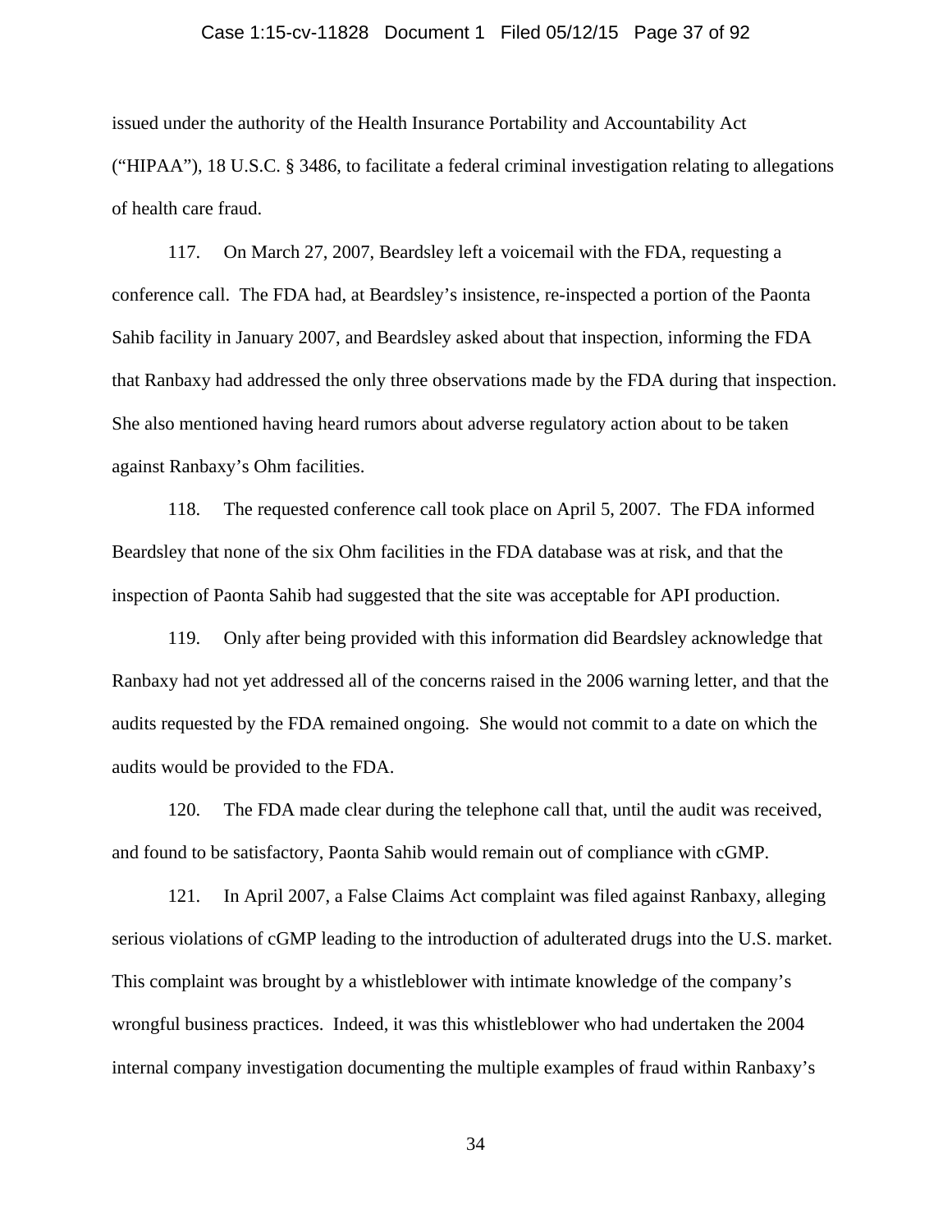issued under the authority of the Health Insurance Portability and Accountability Act ("HIPAA"), 18 U.S.C. § 3486, to facilitate a federal criminal investigation relating to allegations of health care fraud.

117. On March 27, 2007, Beardsley left a voicemail with the FDA, requesting a conference call. The FDA had, at Beardsley's insistence, re-inspected a portion of the Paonta Sahib facility in January 2007, and Beardsley asked about that inspection, informing the FDA that Ranbaxy had addressed the only three observations made by the FDA during that inspection. She also mentioned having heard rumors about adverse regulatory action about to be taken against Ranbaxy's Ohm facilities.

118. The requested conference call took place on April 5, 2007. The FDA informed Beardsley that none of the six Ohm facilities in the FDA database was at risk, and that the inspection of Paonta Sahib had suggested that the site was acceptable for API production.

119. Only after being provided with this information did Beardsley acknowledge that Ranbaxy had not yet addressed all of the concerns raised in the 2006 warning letter, and that the audits requested by the FDA remained ongoing. She would not commit to a date on which the audits would be provided to the FDA.

120. The FDA made clear during the telephone call that, until the audit was received, and found to be satisfactory, Paonta Sahib would remain out of compliance with cGMP.

121. In April 2007, a False Claims Act complaint was filed against Ranbaxy, alleging serious violations of cGMP leading to the introduction of adulterated drugs into the U.S. market. This complaint was brought by a whistleblower with intimate knowledge of the company's wrongful business practices. Indeed, it was this whistleblower who had undertaken the 2004 internal company investigation documenting the multiple examples of fraud within Ranbaxy's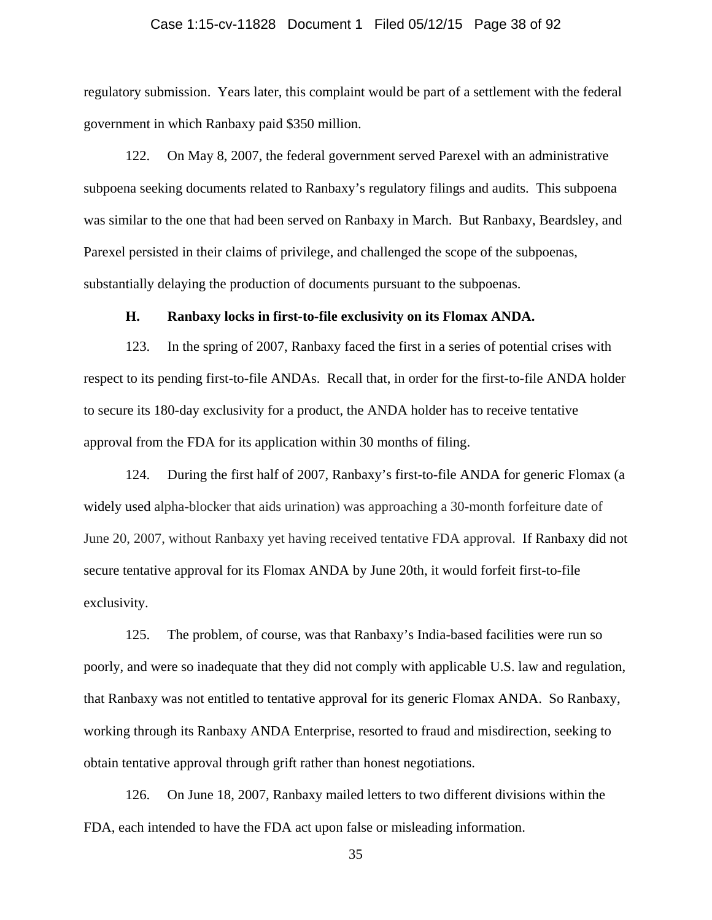regulatory submission. Years later, this complaint would be part of a settlement with the federal government in which Ranbaxy paid $350 million.

122. On May 8, 2007, the federal government served Parexel with an administrative subpoena seeking documents related to Ranbaxy's regulatory filings and audits. This subpoena was similar to the one that had been served on Ranbaxy in March. But Ranbaxy, Beardsley, and Parexel persisted in their claims of privilege, and challenged the scope of the subpoenas, substantially delaying the production of documents pursuant to the subpoenas.

### H. Ranbaxy locks in first-to-file exclusivity on its Flomax ANDA.

123. In the spring of 2007, Ranbaxy faced the first in a series of potential crises with respect to its pending first-to-file ANDAs. Recall that, in order for the first-to-file ANDA holder to secure its 180-day exclusivity for a product, the ANDA holder has to receive tentative approval from the FDA for its application within 30 months of filing.

124. During the first half of 2007, Ranbaxy's first-to-file ANDA for generic Flomax (a widely used alpha-blocker that aids urination) was approaching a 30-month forfeiture date of June 20, 2007, without Ranbaxy yet having received tentative FDA approval. If Ranbaxy did not secure tentative approval for its Flomax ANDA by June 20th, it would forfeit first-to-file exclusivity.

125. The problem, of course, was that Ranbaxy's India-based facilities were run so poorly, and were so inadequate that they did not comply with applicable U.S. law and regulation, that Ranbaxy was not entitled to tentative approval for its generic Flomax ANDA. So Ranbaxy, working through its Ranbaxy ANDA Enterprise, resorted to fraud and misdirection, seeking to obtain tentative approval through grift rather than honest negotiations.

126. On June 18, 2007, Ranbaxy mailed letters to two different divisions within the FDA, each intended to have the FDA act upon false or misleading information.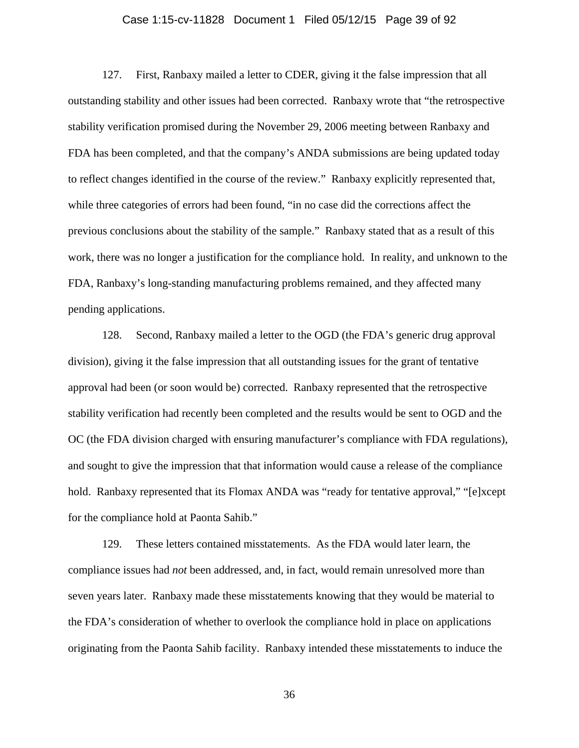127. First, Ranbaxy mailed a letter to CDER, giving it the false impression that all outstanding stability and other issues had been corrected. Ranbaxy wrote that "the retrospective stability verification promised during the November 29, 2006 meeting between Ranbaxy and FDA has been completed, and that the company's ANDA submissions are being updated today to reflect changes identified in the course of the review." Ranbaxy explicitly represented that, while three categories of errors had been found, "in no case did the corrections affect the previous conclusions about the stability of the sample." Ranbaxy stated that as a result of this work, there was no longer a justification for the compliance hold. In reality, and unknown to the FDA, Ranbaxy's long-standing manufacturing problems remained, and they affected many pending applications.

128. Second, Ranbaxy mailed a letter to the OGD (the FDA's generic drug approval division), giving it the false impression that all outstanding issues for the grant of tentative approval had been (or soon would be) corrected. Ranbaxy represented that the retrospective stability verification had recently been completed and the results would be sent to OGD and the OC (the FDA division charged with ensuring manufacturer's compliance with FDA regulations), and sought to give the impression that that information would cause a release of the compliance hold. Ranbaxy represented that its Flomax ANDA was "ready for tentative approval," "[e]xcept for the compliance hold at Paonta Sahib."

129. These letters contained misstatements. As the FDA would later learn, the compliance issues had *not* been addressed, and, in fact, would remain unresolved more than seven years later. Ranbaxy made these misstatements knowing that they would be material to the FDA's consideration of whether to overlook the compliance hold in place on applications originating from the Paonta Sahib facility. Ranbaxy intended these misstatements to induce the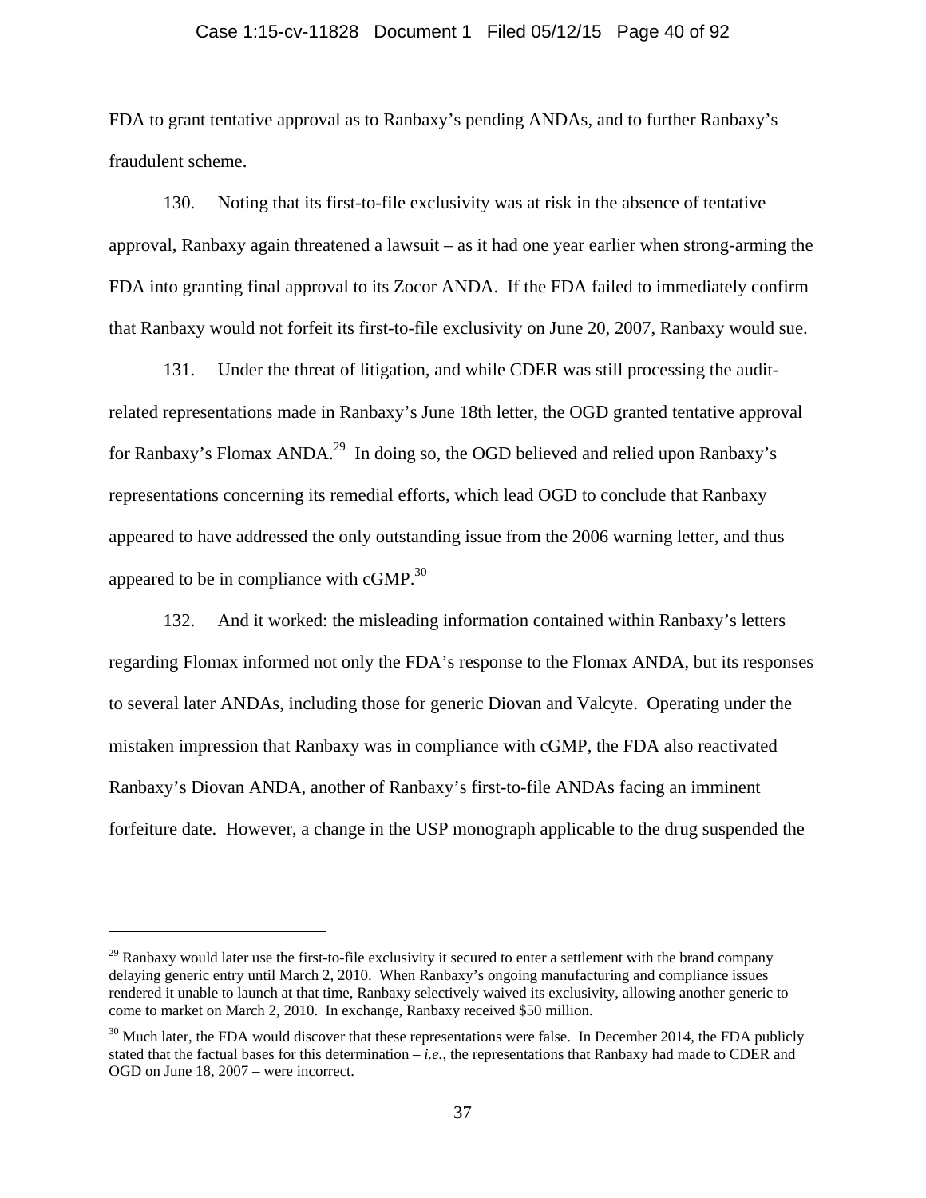FDA to grant tentative approval as to Ranbaxy's pending ANDAs, and to further Ranbaxy's fraudulent scheme.

130. Noting that its first-to-file exclusivity was at risk in the absence of tentative approval, Ranbaxy again threatened a lawsuit – as it had one year earlier when strong-arming the FDA into granting final approval to its Zocor ANDA. If the FDA failed to immediately confirm that Ranbaxy would not forfeit its first-to-file exclusivity on June 20, 2007, Ranbaxy would sue.

131. Under the threat of litigation, and while CDER was still processing the audit-related representations made in Ranbaxy's June 18th letter, the OGD granted tentative approval for Ranbaxy's Flomax ANDA.[29] In doing so, the OGD believed and relied upon Ranbaxy's representations concerning its remedial efforts, which lead OGD to conclude that Ranbaxy appeared to have addressed the only outstanding issue from the 2006 warning letter, and thus appeared to be in compliance with cGMP.[30]

132. And it worked: the misleading information contained within Ranbaxy's letters regarding Flomax informed not only the FDA's response to the Flomax ANDA, but its responses to several later ANDAs, including those for generic Diovan and Valcyte. Operating under the mistaken impression that Ranbaxy was in compliance with cGMP, the FDA also reactivated Ranbaxy's Diovan ANDA, another of Ranbaxy's first-to-file ANDAs facing an imminent forfeiture date. However, a change in the USP monograph applicable to the drug suspended the

---

[29] Ranbaxy would later use the first-to-file exclusivity it secured to enter a settlement with the brand company delaying generic entry until March 2, 2010. When Ranbaxy's ongoing manufacturing and compliance issues rendered it unable to launch at that time, Ranbaxy selectively waived its exclusivity, allowing another generic to come to market on March 2, 2010. In exchange, Ranbaxy received $50 million.

[30] Much later, the FDA would discover that these representations were false. In December 2014, the FDA publicly stated that the factual bases for this determination – *i.e.*, the representations that Ranbaxy had made to CDER and OGD on June 18, 2007 – were incorrect.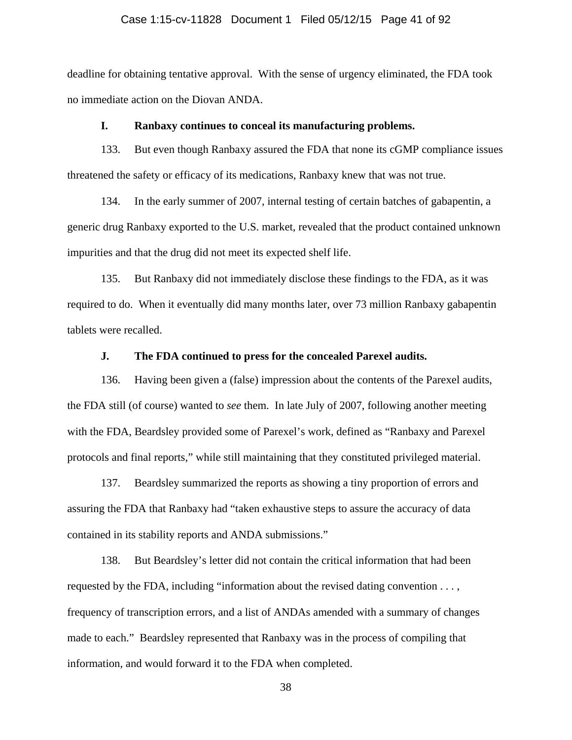deadline for obtaining tentative approval. With the sense of urgency eliminated, the FDA took no immediate action on the Diovan ANDA.

### I. Ranbaxy continues to conceal its manufacturing problems.

133. But even though Ranbaxy assured the FDA that none its cGMP compliance issues threatened the safety or efficacy of its medications, Ranbaxy knew that was not true.

134. In the early summer of 2007, internal testing of certain batches of gabapentin, a generic drug Ranbaxy exported to the U.S. market, revealed that the product contained unknown impurities and that the drug did not meet its expected shelf life.

135. But Ranbaxy did not immediately disclose these findings to the FDA, as it was required to do. When it eventually did many months later, over 73 million Ranbaxy gabapentin tablets were recalled.

### J. The FDA continued to press for the concealed Parexel audits.

136. Having been given a (false) impression about the contents of the Parexel audits, the FDA still (of course) wanted to *see* them. In late July of 2007, following another meeting with the FDA, Beardsley provided some of Parexel's work, defined as "Ranbaxy and Parexel protocols and final reports," while still maintaining that they constituted privileged material.

137. Beardsley summarized the reports as showing a tiny proportion of errors and assuring the FDA that Ranbaxy had "taken exhaustive steps to assure the accuracy of data contained in its stability reports and ANDA submissions."

138. But Beardsley's letter did not contain the critical information that had been requested by the FDA, including "information about the revised dating convention . . . , frequency of transcription errors, and a list of ANDAs amended with a summary of changes made to each." Beardsley represented that Ranbaxy was in the process of compiling that information, and would forward it to the FDA when completed.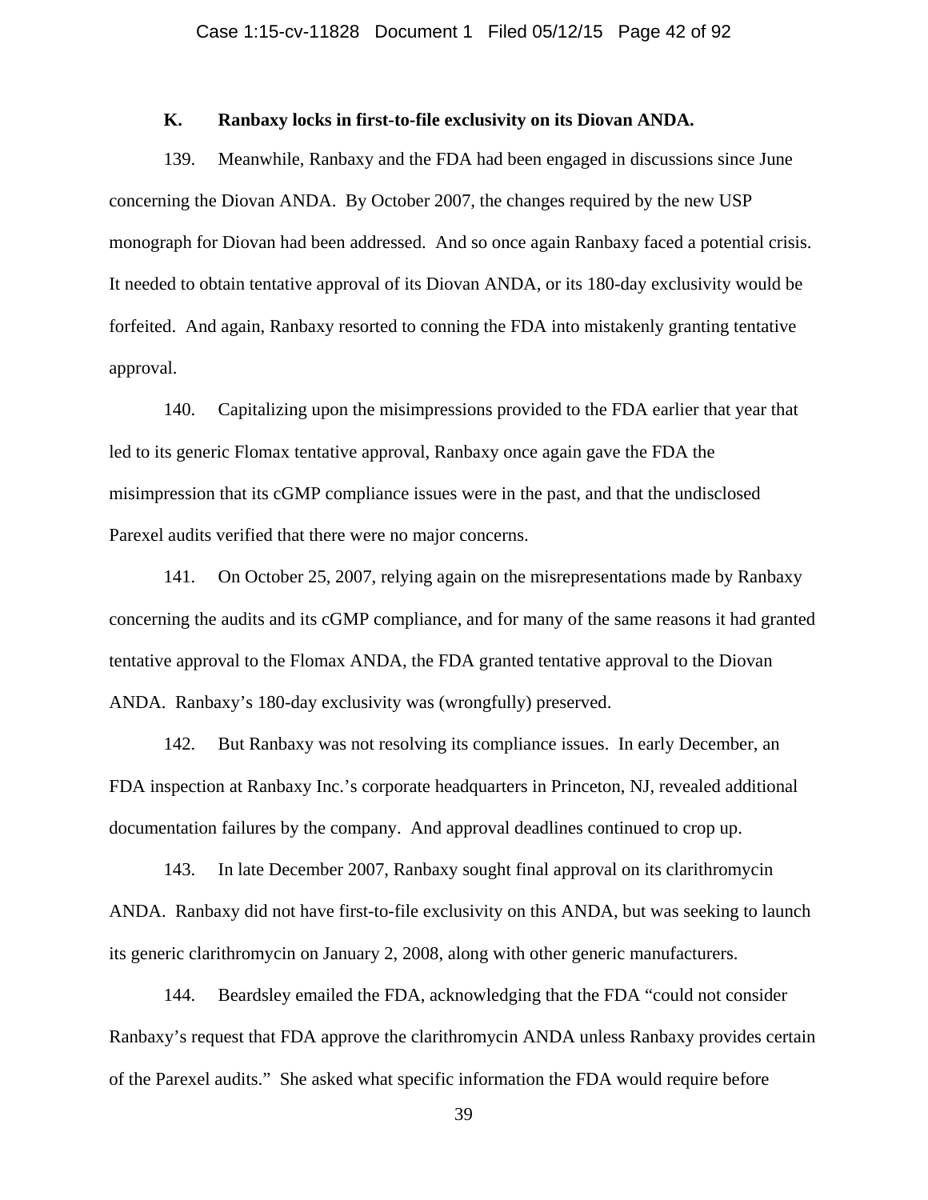### K. Ranbaxy locks in first-to-file exclusivity on its Diovan ANDA.

139. Meanwhile, Ranbaxy and the FDA had been engaged in discussions since June concerning the Diovan ANDA. By October 2007, the changes required by the new USP monograph for Diovan had been addressed. And so once again Ranbaxy faced a potential crisis. It needed to obtain tentative approval of its Diovan ANDA, or its 180-day exclusivity would be forfeited. And again, Ranbaxy resorted to conning the FDA into mistakenly granting tentative approval.

140. Capitalizing upon the misimpressions provided to the FDA earlier that year that led to its generic Flomax tentative approval, Ranbaxy once again gave the FDA the misimpression that its cGMP compliance issues were in the past, and that the undisclosed Parexel audits verified that there were no major concerns.

141. On October 25, 2007, relying again on the misrepresentations made by Ranbaxy concerning the audits and its cGMP compliance, and for many of the same reasons it had granted tentative approval to the Flomax ANDA, the FDA granted tentative approval to the Diovan ANDA. Ranbaxy's 180-day exclusivity was (wrongfully) preserved.

142. But Ranbaxy was not resolving its compliance issues. In early December, an FDA inspection at Ranbaxy Inc.'s corporate headquarters in Princeton, NJ, revealed additional documentation failures by the company. And approval deadlines continued to crop up.

143. In late December 2007, Ranbaxy sought final approval on its clarithromycin ANDA. Ranbaxy did not have first-to-file exclusivity on this ANDA, but was seeking to launch its generic clarithromycin on January 2, 2008, along with other generic manufacturers.

144. Beardsley emailed the FDA, acknowledging that the FDA "could not consider Ranbaxy's request that FDA approve the clarithromycin ANDA unless Ranbaxy provides certain of the Parexel audits." She asked what specific information the FDA would require before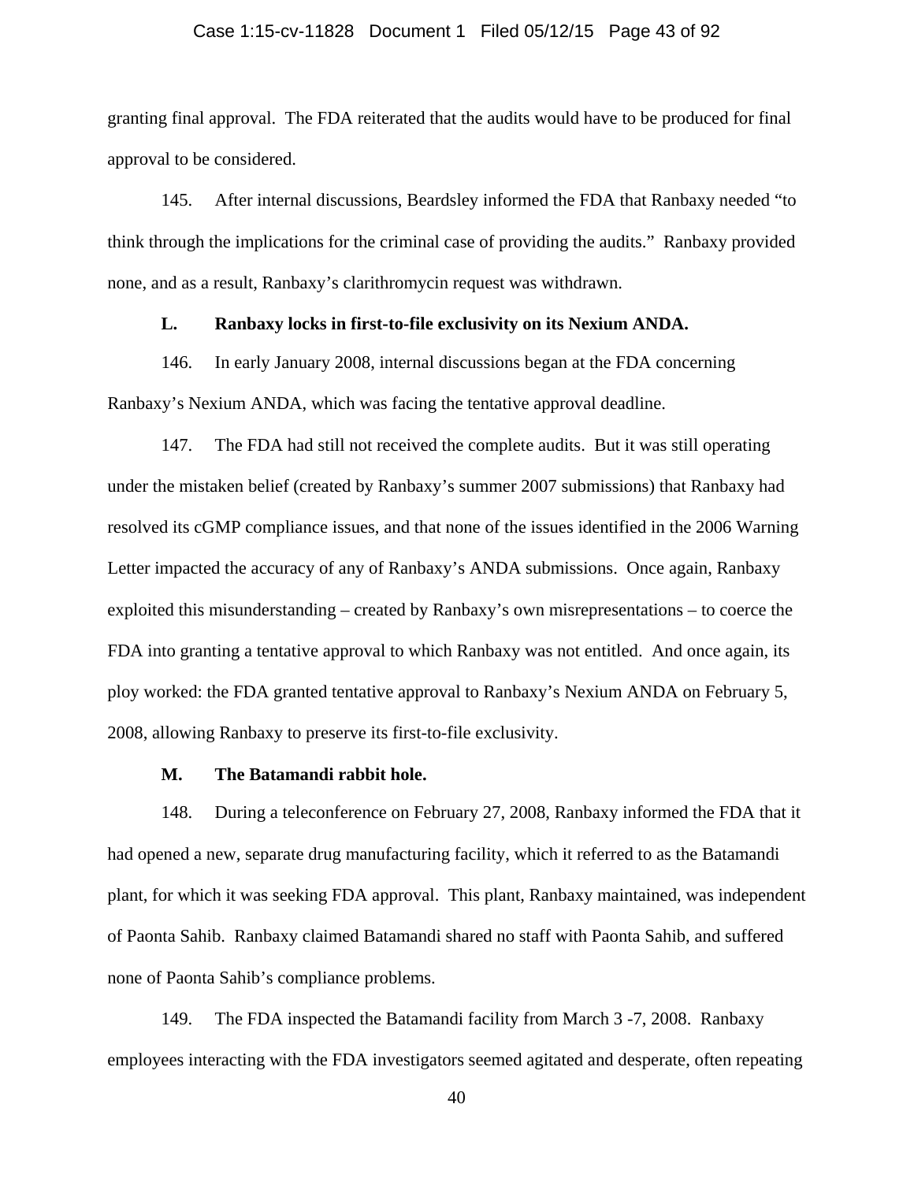granting final approval. The FDA reiterated that the audits would have to be produced for final approval to be considered.

145. After internal discussions, Beardsley informed the FDA that Ranbaxy needed "to think through the implications for the criminal case of providing the audits." Ranbaxy provided none, and as a result, Ranbaxy's clarithromycin request was withdrawn.

### L. Ranbaxy locks in first-to-file exclusivity on its Nexium ANDA.

146. In early January 2008, internal discussions began at the FDA concerning Ranbaxy's Nexium ANDA, which was facing the tentative approval deadline.

147. The FDA had still not received the complete audits. But it was still operating under the mistaken belief (created by Ranbaxy's summer 2007 submissions) that Ranbaxy had resolved its cGMP compliance issues, and that none of the issues identified in the 2006 Warning Letter impacted the accuracy of any of Ranbaxy's ANDA submissions. Once again, Ranbaxy exploited this misunderstanding – created by Ranbaxy's own misrepresentations – to coerce the FDA into granting a tentative approval to which Ranbaxy was not entitled. And once again, its ploy worked: the FDA granted tentative approval to Ranbaxy's Nexium ANDA on February 5, 2008, allowing Ranbaxy to preserve its first-to-file exclusivity.

### M. The Batamandi rabbit hole.

148. During a teleconference on February 27, 2008, Ranbaxy informed the FDA that it had opened a new, separate drug manufacturing facility, which it referred to as the Batamandi plant, for which it was seeking FDA approval. This plant, Ranbaxy maintained, was independent of Paonta Sahib. Ranbaxy claimed Batamandi shared no staff with Paonta Sahib, and suffered none of Paonta Sahib's compliance problems.

149. The FDA inspected the Batamandi facility from March 3 -7, 2008. Ranbaxy employees interacting with the FDA investigators seemed agitated and desperate, often repeating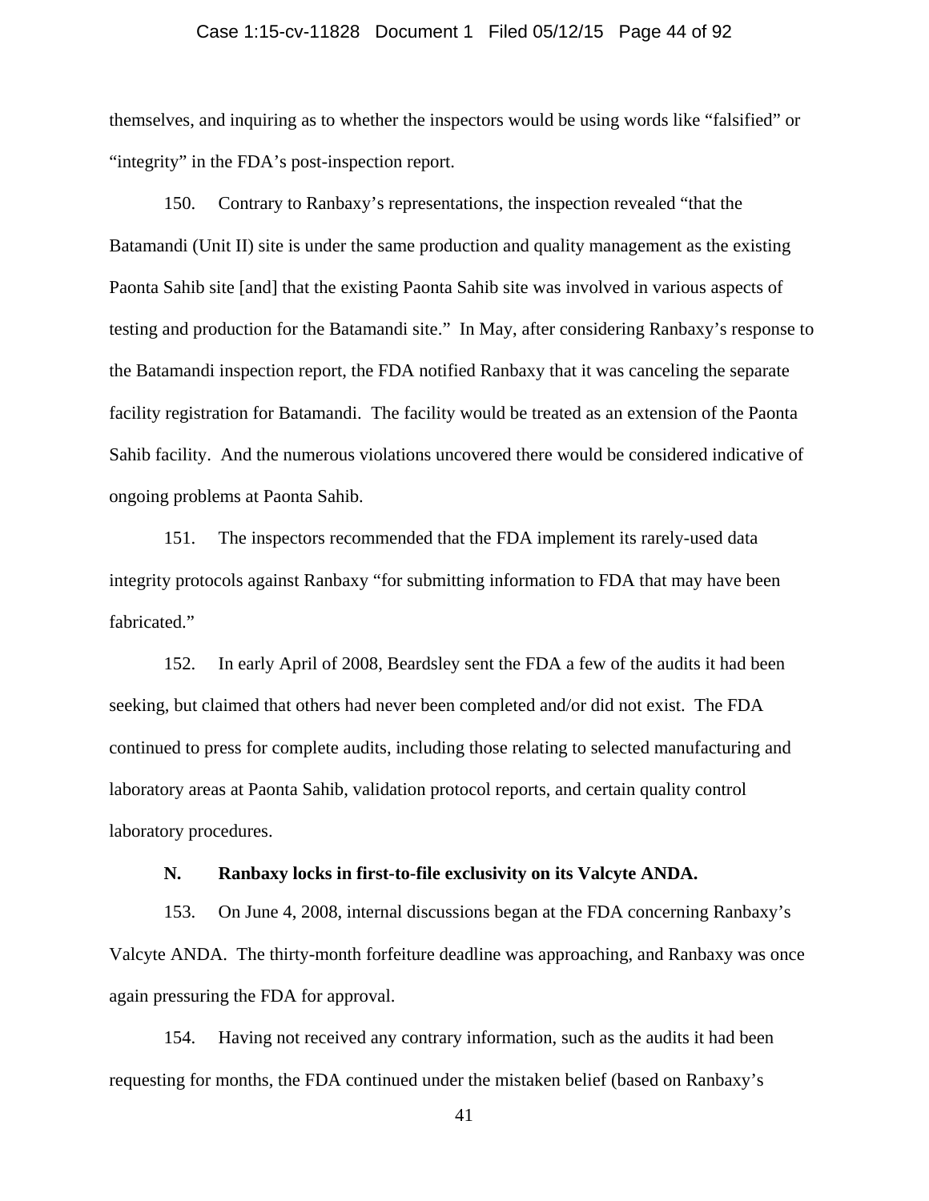themselves, and inquiring as to whether the inspectors would be using words like "falsified" or "integrity" in the FDA's post-inspection report.

150. Contrary to Ranbaxy's representations, the inspection revealed "that the Batamandi (Unit II) site is under the same production and quality management as the existing Paonta Sahib site [and] that the existing Paonta Sahib site was involved in various aspects of testing and production for the Batamandi site." In May, after considering Ranbaxy's response to the Batamandi inspection report, the FDA notified Ranbaxy that it was canceling the separate facility registration for Batamandi. The facility would be treated as an extension of the Paonta Sahib facility. And the numerous violations uncovered there would be considered indicative of ongoing problems at Paonta Sahib.

151. The inspectors recommended that the FDA implement its rarely-used data integrity protocols against Ranbaxy "for submitting information to FDA that may have been fabricated."

152. In early April of 2008, Beardsley sent the FDA a few of the audits it had been seeking, but claimed that others had never been completed and/or did not exist. The FDA continued to press for complete audits, including those relating to selected manufacturing and laboratory areas at Paonta Sahib, validation protocol reports, and certain quality control laboratory procedures.

### N. Ranbaxy locks in first-to-file exclusivity on its Valcyte ANDA.

153. On June 4, 2008, internal discussions began at the FDA concerning Ranbaxy's Valcyte ANDA. The thirty-month forfeiture deadline was approaching, and Ranbaxy was once again pressuring the FDA for approval.

154. Having not received any contrary information, such as the audits it had been requesting for months, the FDA continued under the mistaken belief (based on Ranbaxy's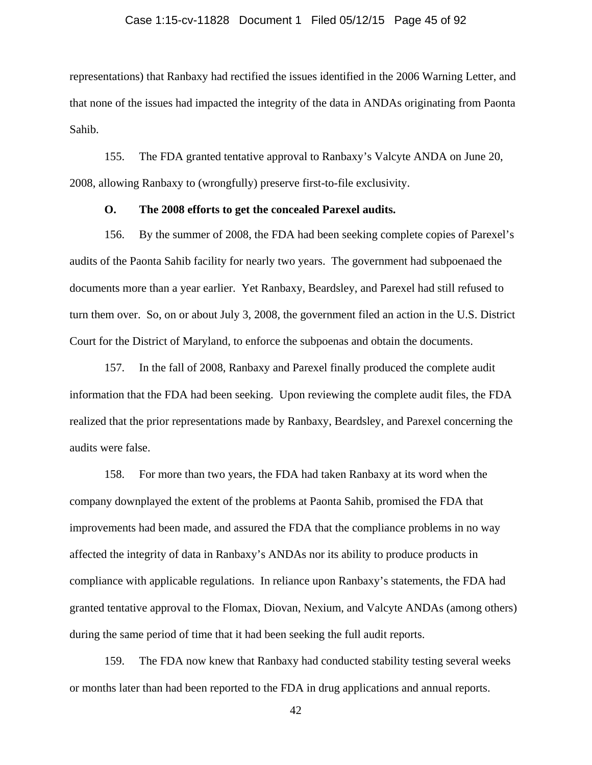representations) that Ranbaxy had rectified the issues identified in the 2006 Warning Letter, and that none of the issues had impacted the integrity of the data in ANDAs originating from Paonta Sahib.

155. The FDA granted tentative approval to Ranbaxy's Valcyte ANDA on June 20, 2008, allowing Ranbaxy to (wrongfully) preserve first-to-file exclusivity.

**O. The 2008 efforts to get the concealed Parexel audits.**

156. By the summer of 2008, the FDA had been seeking complete copies of Parexel's audits of the Paonta Sahib facility for nearly two years. The government had subpoenaed the documents more than a year earlier. Yet Ranbaxy, Beardsley, and Parexel had still refused to turn them over. So, on or about July 3, 2008, the government filed an action in the U.S. District Court for the District of Maryland, to enforce the subpoenas and obtain the documents.

157. In the fall of 2008, Ranbaxy and Parexel finally produced the complete audit information that the FDA had been seeking. Upon reviewing the complete audit files, the FDA realized that the prior representations made by Ranbaxy, Beardsley, and Parexel concerning the audits were false.

158. For more than two years, the FDA had taken Ranbaxy at its word when the company downplayed the extent of the problems at Paonta Sahib, promised the FDA that improvements had been made, and assured the FDA that the compliance problems in no way affected the integrity of data in Ranbaxy's ANDAs nor its ability to produce products in compliance with applicable regulations. In reliance upon Ranbaxy's statements, the FDA had granted tentative approval to the Flomax, Diovan, Nexium, and Valcyte ANDAs (among others) during the same period of time that it had been seeking the full audit reports.

159. The FDA now knew that Ranbaxy had conducted stability testing several weeks or months later than had been reported to the FDA in drug applications and annual reports.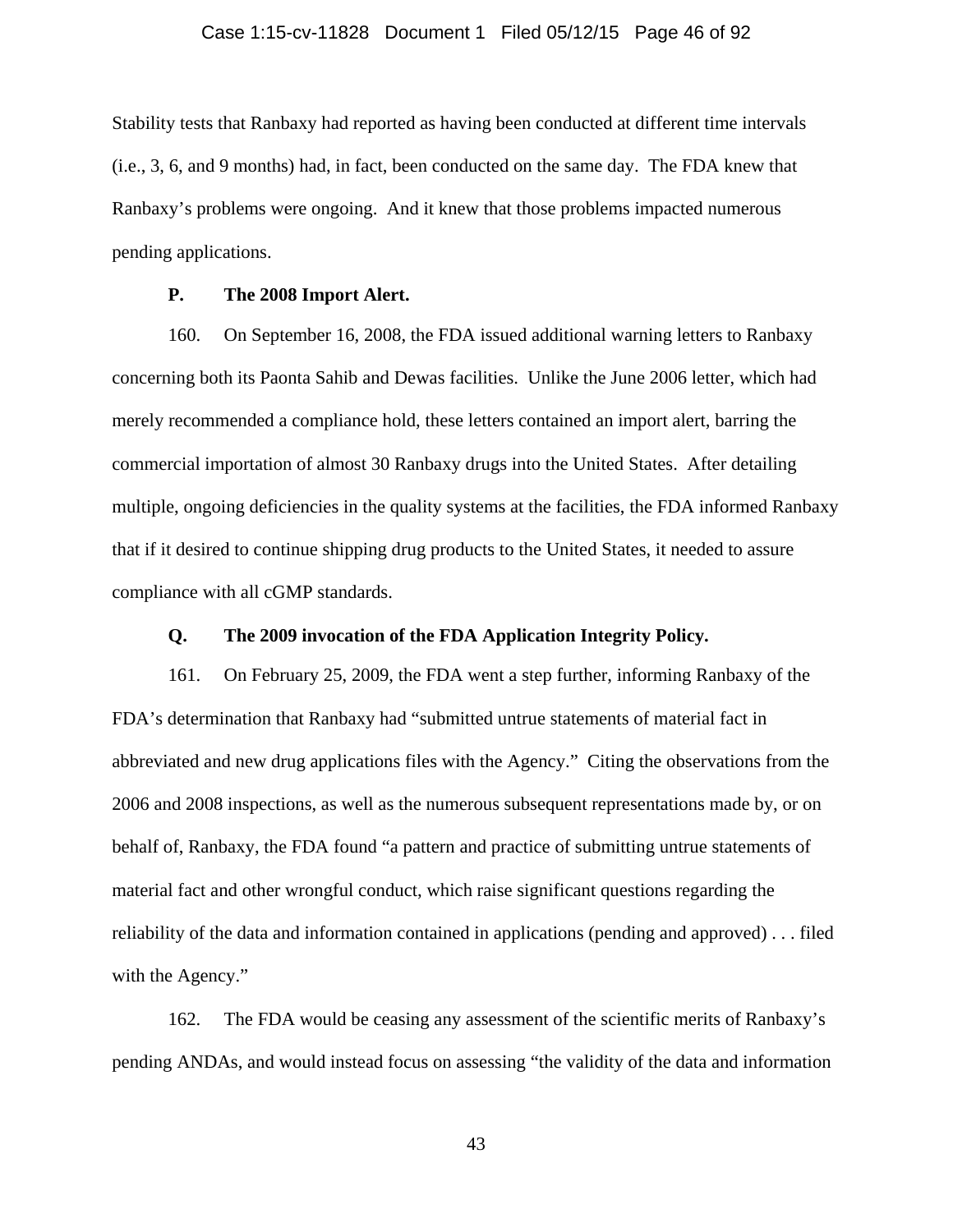Stability tests that Ranbaxy had reported as having been conducted at different time intervals (i.e., 3, 6, and 9 months) had, in fact, been conducted on the same day. The FDA knew that Ranbaxy's problems were ongoing. And it knew that those problems impacted numerous pending applications.

### P. The 2008 Import Alert.

160. On September 16, 2008, the FDA issued additional warning letters to Ranbaxy concerning both its Paonta Sahib and Dewas facilities. Unlike the June 2006 letter, which had merely recommended a compliance hold, these letters contained an import alert, barring the commercial importation of almost 30 Ranbaxy drugs into the United States. After detailing multiple, ongoing deficiencies in the quality systems at the facilities, the FDA informed Ranbaxy that if it desired to continue shipping drug products to the United States, it needed to assure compliance with all cGMP standards.

### Q. The 2009 invocation of the FDA Application Integrity Policy.

161. On February 25, 2009, the FDA went a step further, informing Ranbaxy of the FDA's determination that Ranbaxy had "submitted untrue statements of material fact in abbreviated and new drug applications files with the Agency." Citing the observations from the 2006 and 2008 inspections, as well as the numerous subsequent representations made by, or on behalf of, Ranbaxy, the FDA found "a pattern and practice of submitting untrue statements of material fact and other wrongful conduct, which raise significant questions regarding the reliability of the data and information contained in applications (pending and approved) . . . filed with the Agency."

162. The FDA would be ceasing any assessment of the scientific merits of Ranbaxy's pending ANDAs, and would instead focus on assessing "the validity of the data and information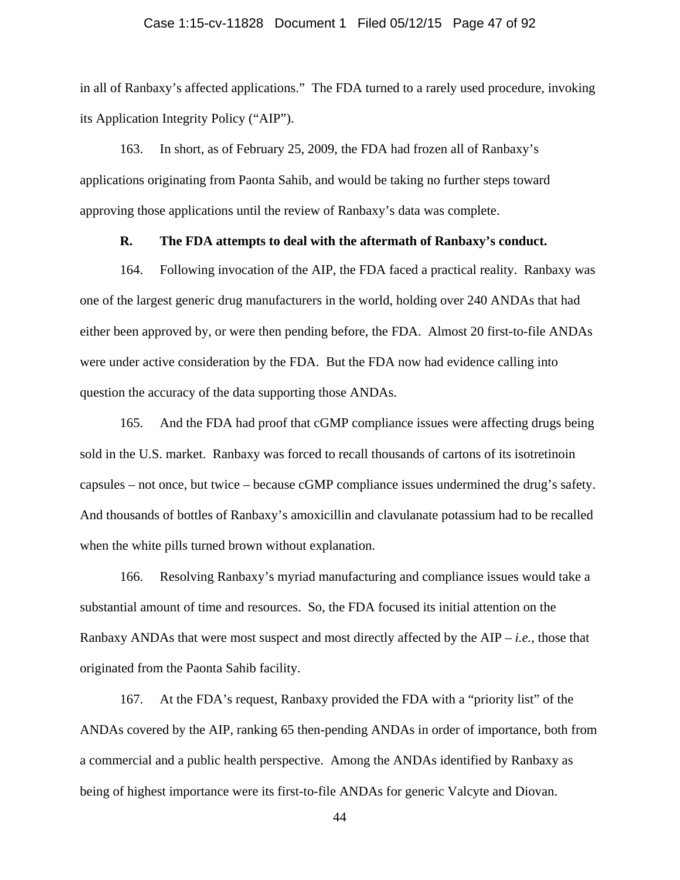in all of Ranbaxy's affected applications." The FDA turned to a rarely used procedure, invoking its Application Integrity Policy ("AIP").

163. In short, as of February 25, 2009, the FDA had frozen all of Ranbaxy's applications originating from Paonta Sahib, and would be taking no further steps toward approving those applications until the review of Ranbaxy's data was complete.

### R. The FDA attempts to deal with the aftermath of Ranbaxy's conduct.

164. Following invocation of the AIP, the FDA faced a practical reality. Ranbaxy was one of the largest generic drug manufacturers in the world, holding over 240 ANDAs that had either been approved by, or were then pending before, the FDA. Almost 20 first-to-file ANDAs were under active consideration by the FDA. But the FDA now had evidence calling into question the accuracy of the data supporting those ANDAs.

165. And the FDA had proof that cGMP compliance issues were affecting drugs being sold in the U.S. market. Ranbaxy was forced to recall thousands of cartons of its isotretinoin capsules – not once, but twice – because cGMP compliance issues undermined the drug's safety. And thousands of bottles of Ranbaxy's amoxicillin and clavulanate potassium had to be recalled when the white pills turned brown without explanation.

166. Resolving Ranbaxy's myriad manufacturing and compliance issues would take a substantial amount of time and resources. So, the FDA focused its initial attention on the Ranbaxy ANDAs that were most suspect and most directly affected by the AIP – *i.e.*, those that originated from the Paonta Sahib facility.

167. At the FDA's request, Ranbaxy provided the FDA with a "priority list" of the ANDAs covered by the AIP, ranking 65 then-pending ANDAs in order of importance, both from a commercial and a public health perspective. Among the ANDAs identified by Ranbaxy as being of highest importance were its first-to-file ANDAs for generic Valcyte and Diovan.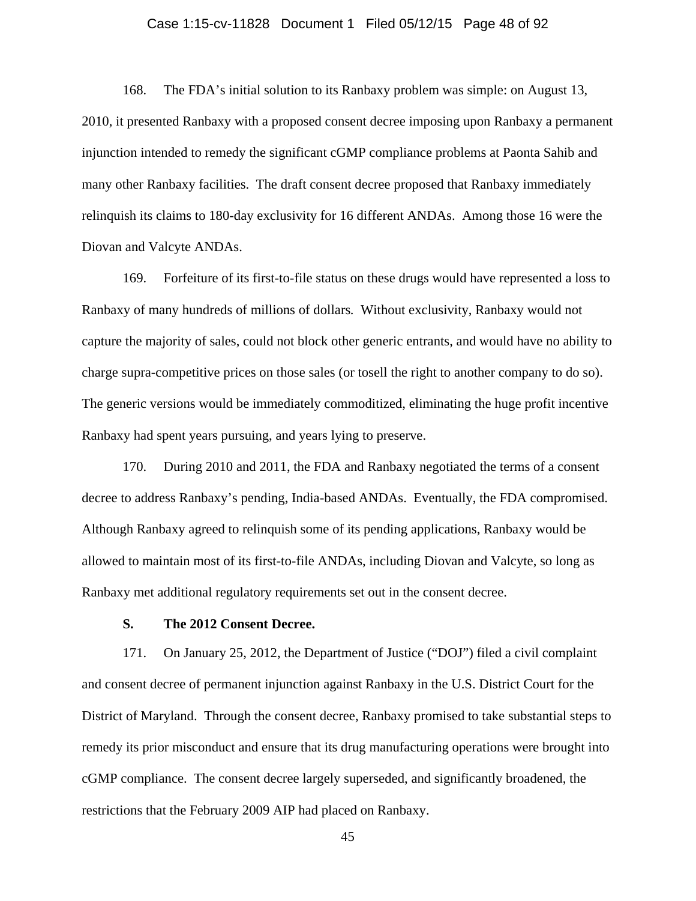168. The FDA's initial solution to its Ranbaxy problem was simple: on August 13, 2010, it presented Ranbaxy with a proposed consent decree imposing upon Ranbaxy a permanent injunction intended to remedy the significant cGMP compliance problems at Paonta Sahib and many other Ranbaxy facilities. The draft consent decree proposed that Ranbaxy immediately relinquish its claims to 180-day exclusivity for 16 different ANDAs. Among those 16 were the Diovan and Valcyte ANDAs.

169. Forfeiture of its first-to-file status on these drugs would have represented a loss to Ranbaxy of many hundreds of millions of dollars. Without exclusivity, Ranbaxy would not capture the majority of sales, could not block other generic entrants, and would have no ability to charge supra-competitive prices on those sales (or tosell the right to another company to do so). The generic versions would be immediately commoditized, eliminating the huge profit incentive Ranbaxy had spent years pursuing, and years lying to preserve.

170. During 2010 and 2011, the FDA and Ranbaxy negotiated the terms of a consent decree to address Ranbaxy's pending, India-based ANDAs. Eventually, the FDA compromised. Although Ranbaxy agreed to relinquish some of its pending applications, Ranbaxy would be allowed to maintain most of its first-to-file ANDAs, including Diovan and Valcyte, so long as Ranbaxy met additional regulatory requirements set out in the consent decree.

### S. The 2012 Consent Decree.

171. On January 25, 2012, the Department of Justice ("DOJ") filed a civil complaint and consent decree of permanent injunction against Ranbaxy in the U.S. District Court for the District of Maryland. Through the consent decree, Ranbaxy promised to take substantial steps to remedy its prior misconduct and ensure that its drug manufacturing operations were brought into cGMP compliance. The consent decree largely superseded, and significantly broadened, the restrictions that the February 2009 AIP had placed on Ranbaxy.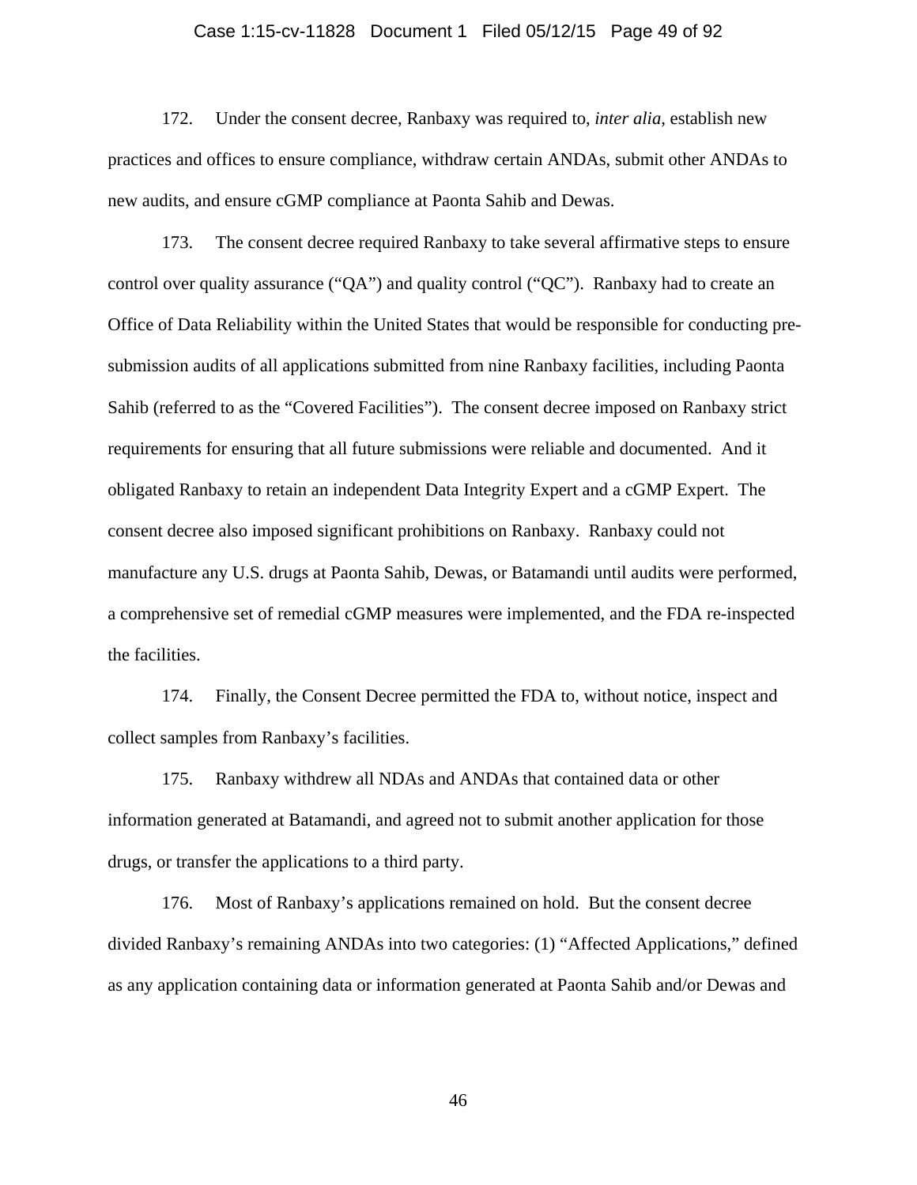172. Under the consent decree, Ranbaxy was required to, *inter alia*, establish new practices and offices to ensure compliance, withdraw certain ANDAs, submit other ANDAs to new audits, and ensure cGMP compliance at Paonta Sahib and Dewas.

173. The consent decree required Ranbaxy to take several affirmative steps to ensure control over quality assurance ("QA") and quality control ("QC"). Ranbaxy had to create an Office of Data Reliability within the United States that would be responsible for conducting pre-submission audits of all applications submitted from nine Ranbaxy facilities, including Paonta Sahib (referred to as the "Covered Facilities"). The consent decree imposed on Ranbaxy strict requirements for ensuring that all future submissions were reliable and documented. And it obligated Ranbaxy to retain an independent Data Integrity Expert and a cGMP Expert. The consent decree also imposed significant prohibitions on Ranbaxy. Ranbaxy could not manufacture any U.S. drugs at Paonta Sahib, Dewas, or Batamandi until audits were performed, a comprehensive set of remedial cGMP measures were implemented, and the FDA re-inspected the facilities.

174. Finally, the Consent Decree permitted the FDA to, without notice, inspect and collect samples from Ranbaxy's facilities.

175. Ranbaxy withdrew all NDAs and ANDAs that contained data or other information generated at Batamandi, and agreed not to submit another application for those drugs, or transfer the applications to a third party.

176. Most of Ranbaxy's applications remained on hold. But the consent decree divided Ranbaxy's remaining ANDAs into two categories: (1) "Affected Applications," defined as any application containing data or information generated at Paonta Sahib and/or Dewas and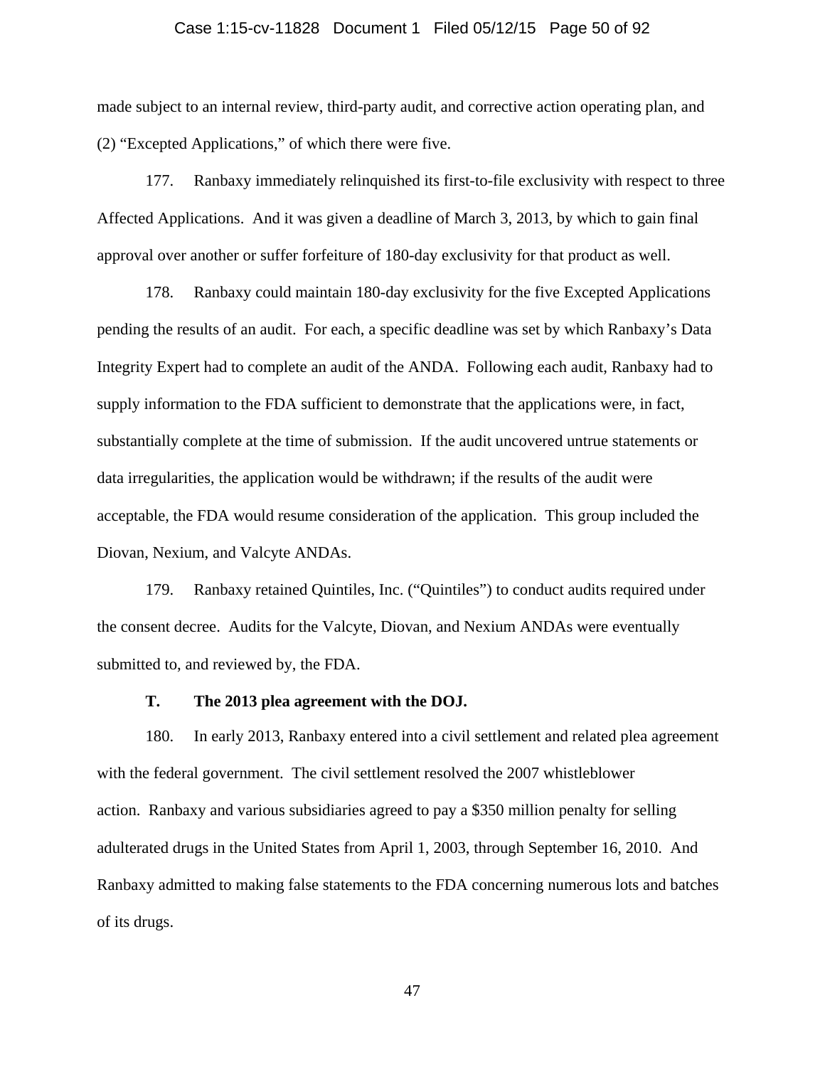made subject to an internal review, third-party audit, and corrective action operating plan, and (2) “Excepted Applications,” of which there were five.

177. Ranbaxy immediately relinquished its first-to-file exclusivity with respect to three Affected Applications. And it was given a deadline of March 3, 2013, by which to gain final approval over another or suffer forfeiture of 180-day exclusivity for that product as well.

178. Ranbaxy could maintain 180-day exclusivity for the five Excepted Applications pending the results of an audit. For each, a specific deadline was set by which Ranbaxy’s Data Integrity Expert had to complete an audit of the ANDA. Following each audit, Ranbaxy had to supply information to the FDA sufficient to demonstrate that the applications were, in fact, substantially complete at the time of submission. If the audit uncovered untrue statements or data irregularities, the application would be withdrawn; if the results of the audit were acceptable, the FDA would resume consideration of the application. This group included the Diovan, Nexium, and Valcyte ANDAs.

179. Ranbaxy retained Quintiles, Inc. (“Quintiles”) to conduct audits required under the consent decree. Audits for the Valcyte, Diovan, and Nexium ANDAs were eventually submitted to, and reviewed by, the FDA.

### T. The 2013 plea agreement with the DOJ.

180. In early 2013, Ranbaxy entered into a civil settlement and related plea agreement with the federal government. The civil settlement resolved the 2007 whistleblower action. Ranbaxy and various subsidiaries agreed to pay a $350 million penalty for selling adulterated drugs in the United States from April 1, 2003, through September 16, 2010. And Ranbaxy admitted to making false statements to the FDA concerning numerous lots and batches of its drugs.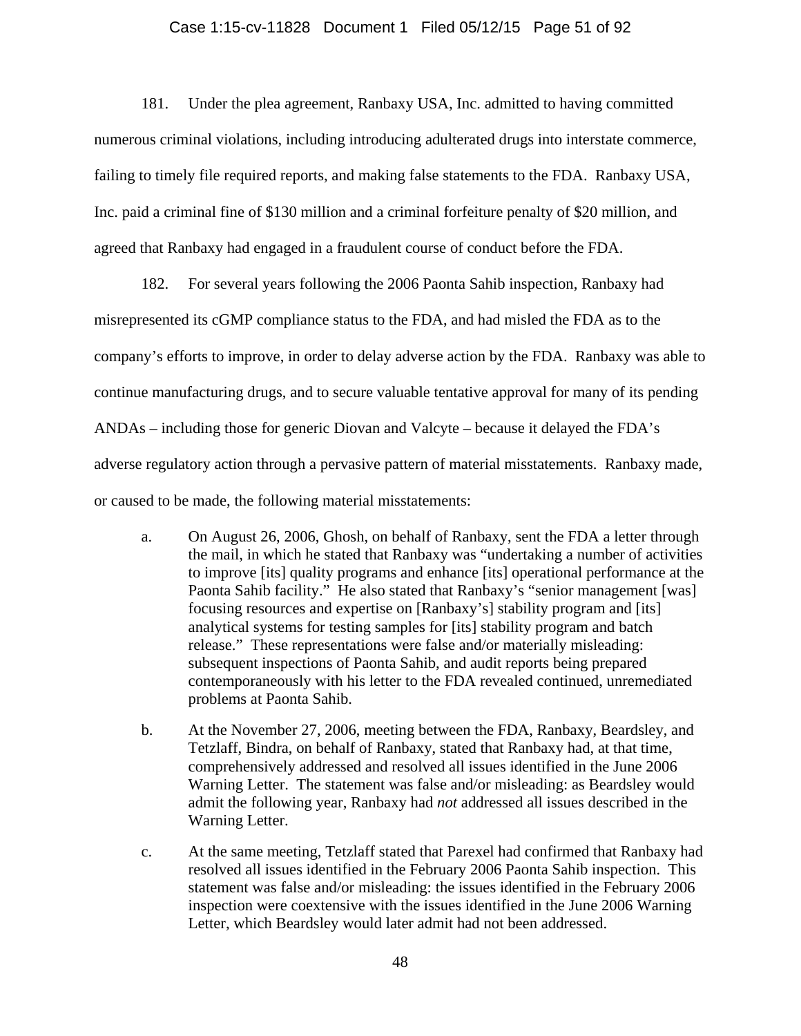181. Under the plea agreement, Ranbaxy USA, Inc. admitted to having committed numerous criminal violations, including introducing adulterated drugs into interstate commerce, failing to timely file required reports, and making false statements to the FDA. Ranbaxy USA, Inc. paid a criminal fine of $130 million and a criminal forfeiture penalty of $20 million, and agreed that Ranbaxy had engaged in a fraudulent course of conduct before the FDA.

182. For several years following the 2006 Paonta Sahib inspection, Ranbaxy had misrepresented its cGMP compliance status to the FDA, and had misled the FDA as to the company's efforts to improve, in order to delay adverse action by the FDA. Ranbaxy was able to continue manufacturing drugs, and to secure valuable tentative approval for many of its pending ANDAs – including those for generic Diovan and Valcyte – because it delayed the FDA's adverse regulatory action through a pervasive pattern of material misstatements. Ranbaxy made, or caused to be made, the following material misstatements:

a. On August 26, 2006, Ghosh, on behalf of Ranbaxy, sent the FDA a letter through the mail, in which he stated that Ranbaxy was "undertaking a number of activities to improve [its] quality programs and enhance [its] operational performance at the Paonta Sahib facility." He also stated that Ranbaxy's "senior management [was] focusing resources and expertise on [Ranbaxy's] stability program and [its] analytical systems for testing samples for [its] stability program and batch release." These representations were false and/or materially misleading: subsequent inspections of Paonta Sahib, and audit reports being prepared contemporaneously with his letter to the FDA revealed continued, unremediated problems at Paonta Sahib.

b. At the November 27, 2006, meeting between the FDA, Ranbaxy, Beardsley, and Tetzlaff, Bindra, on behalf of Ranbaxy, stated that Ranbaxy had, at that time, comprehensively addressed and resolved all issues identified in the June 2006 Warning Letter. The statement was false and/or misleading: as Beardsley would admit the following year, Ranbaxy had *not* addressed all issues described in the Warning Letter.

c. At the same meeting, Tetzlaff stated that Parexel had confirmed that Ranbaxy had resolved all issues identified in the February 2006 Paonta Sahib inspection. This statement was false and/or misleading: the issues identified in the February 2006 inspection were coextensive with the issues identified in the June 2006 Warning Letter, which Beardsley would later admit had not been addressed.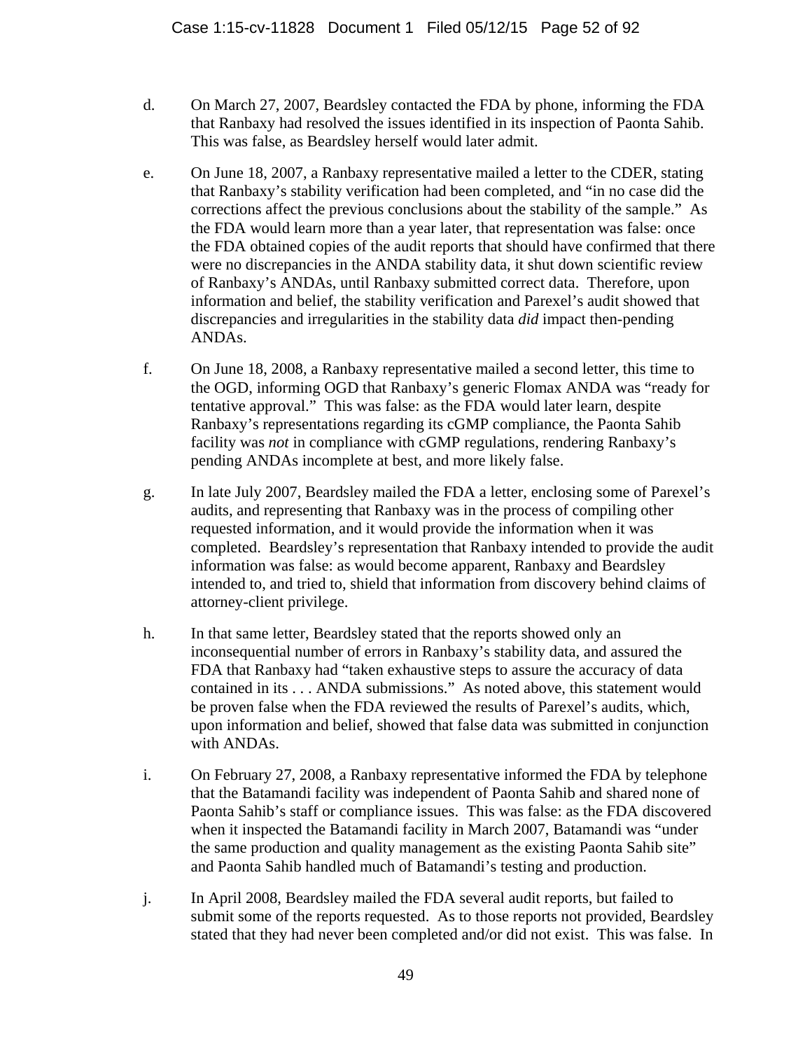d. On March 27, 2007, Beardsley contacted the FDA by phone, informing the FDA that Ranbaxy had resolved the issues identified in its inspection of Paonta Sahib. This was false, as Beardsley herself would later admit.

e. On June 18, 2007, a Ranbaxy representative mailed a letter to the CDER, stating that Ranbaxy's stability verification had been completed, and "in no case did the corrections affect the previous conclusions about the stability of the sample." As the FDA would learn more than a year later, that representation was false: once the FDA obtained copies of the audit reports that should have confirmed that there were no discrepancies in the ANDA stability data, it shut down scientific review of Ranbaxy's ANDAs, until Ranbaxy submitted correct data. Therefore, upon information and belief, the stability verification and Parexel's audit showed that discrepancies and irregularities in the stability data *did* impact then-pending ANDAs.

f. On June 18, 2008, a Ranbaxy representative mailed a second letter, this time to the OGD, informing OGD that Ranbaxy's generic Flomax ANDA was "ready for tentative approval." This was false: as the FDA would later learn, despite Ranbaxy's representations regarding its cGMP compliance, the Paonta Sahib facility was *not* in compliance with cGMP regulations, rendering Ranbaxy's pending ANDAs incomplete at best, and more likely false.

g. In late July 2007, Beardsley mailed the FDA a letter, enclosing some of Parexel's audits, and representing that Ranbaxy was in the process of compiling other requested information, and it would provide the information when it was completed. Beardsley's representation that Ranbaxy intended to provide the audit information was false: as would become apparent, Ranbaxy and Beardsley intended to, and tried to, shield that information from discovery behind claims of attorney-client privilege.

h. In that same letter, Beardsley stated that the reports showed only an inconsequential number of errors in Ranbaxy's stability data, and assured the FDA that Ranbaxy had "taken exhaustive steps to assure the accuracy of data contained in its . . . ANDA submissions." As noted above, this statement would be proven false when the FDA reviewed the results of Parexel's audits, which, upon information and belief, showed that false data was submitted in conjunction with ANDAs.

i. On February 27, 2008, a Ranbaxy representative informed the FDA by telephone that the Batamandi facility was independent of Paonta Sahib and shared none of Paonta Sahib's staff or compliance issues. This was false: as the FDA discovered when it inspected the Batamandi facility in March 2007, Batamandi was "under the same production and quality management as the existing Paonta Sahib site" and Paonta Sahib handled much of Batamandi's testing and production.

j. In April 2008, Beardsley mailed the FDA several audit reports, but failed to submit some of the reports requested. As to those reports not provided, Beardsley stated that they had never been completed and/or did not exist. This was false. In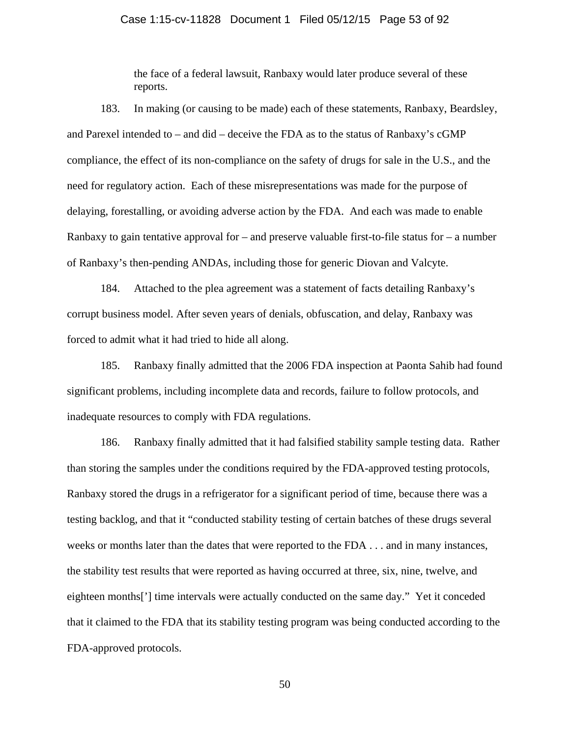> the face of a federal lawsuit, Ranbaxy would later produce several of these reports.

183. In making (or causing to be made) each of these statements, Ranbaxy, Beardsley, and Parexel intended to – and did – deceive the FDA as to the status of Ranbaxy's cGMP compliance, the effect of its non-compliance on the safety of drugs for sale in the U.S., and the need for regulatory action. Each of these misrepresentations was made for the purpose of delaying, forestalling, or avoiding adverse action by the FDA. And each was made to enable Ranbaxy to gain tentative approval for – and preserve valuable first-to-file status for – a number of Ranbaxy's then-pending ANDAs, including those for generic Diovan and Valcyte.

184. Attached to the plea agreement was a statement of facts detailing Ranbaxy's corrupt business model. After seven years of denials, obfuscation, and delay, Ranbaxy was forced to admit what it had tried to hide all along.

185. Ranbaxy finally admitted that the 2006 FDA inspection at Paonta Sahib had found significant problems, including incomplete data and records, failure to follow protocols, and inadequate resources to comply with FDA regulations.

186. Ranbaxy finally admitted that it had falsified stability sample testing data. Rather than storing the samples under the conditions required by the FDA-approved testing protocols, Ranbaxy stored the drugs in a refrigerator for a significant period of time, because there was a testing backlog, and that it "conducted stability testing of certain batches of these drugs several weeks or months later than the dates that were reported to the FDA . . . and in many instances, the stability test results that were reported as having occurred at three, six, nine, twelve, and eighteen months['] time intervals were actually conducted on the same day." Yet it conceded that it claimed to the FDA that its stability testing program was being conducted according to the FDA-approved protocols.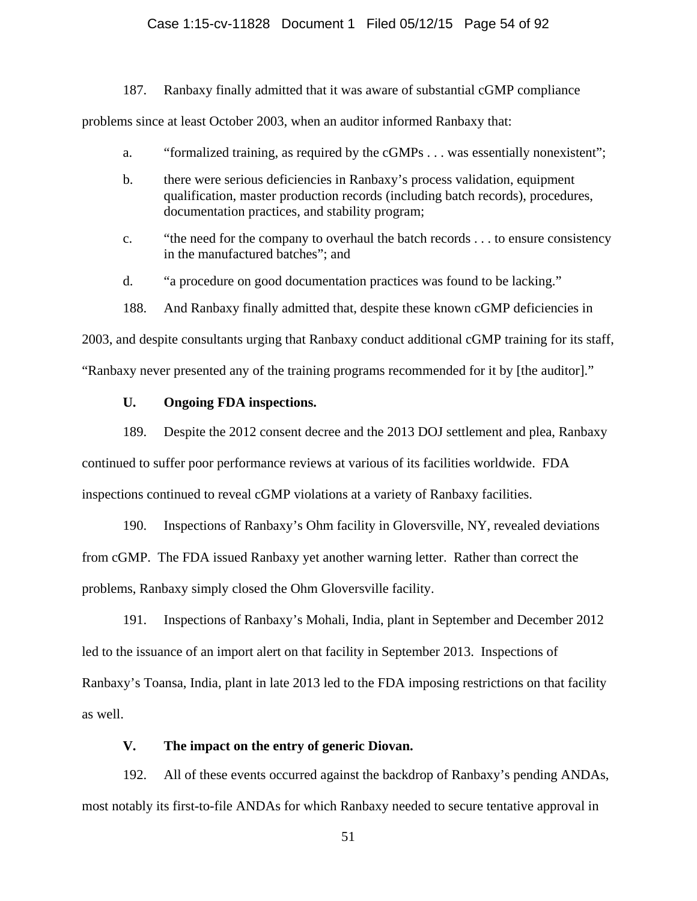187. Ranbaxy finally admitted that it was aware of substantial cGMP compliance problems since at least October 2003, when an auditor informed Ranbaxy that:

a. "formalized training, as required by the cGMPs . . . was essentially nonexistent";

b. there were serious deficiencies in Ranbaxy's process validation, equipment qualification, master production records (including batch records), procedures, documentation practices, and stability program;

c. "the need for the company to overhaul the batch records . . . to ensure consistency in the manufactured batches"; and

d. "a procedure on good documentation practices was found to be lacking."

188. And Ranbaxy finally admitted that, despite these known cGMP deficiencies in 2003, and despite consultants urging that Ranbaxy conduct additional cGMP training for its staff, "Ranbaxy never presented any of the training programs recommended for it by [the auditor]."

### U. Ongoing FDA inspections.

189. Despite the 2012 consent decree and the 2013 DOJ settlement and plea, Ranbaxy continued to suffer poor performance reviews at various of its facilities worldwide. FDA inspections continued to reveal cGMP violations at a variety of Ranbaxy facilities.

190. Inspections of Ranbaxy's Ohm facility in Gloversville, NY, revealed deviations from cGMP. The FDA issued Ranbaxy yet another warning letter. Rather than correct the problems, Ranbaxy simply closed the Ohm Gloversville facility.

191. Inspections of Ranbaxy's Mohali, India, plant in September and December 2012 led to the issuance of an import alert on that facility in September 2013. Inspections of Ranbaxy's Toansa, India, plant in late 2013 led to the FDA imposing restrictions on that facility as well.

### V. The impact on the entry of generic Diovan.

192. All of these events occurred against the backdrop of Ranbaxy's pending ANDAs, most notably its first-to-file ANDAs for which Ranbaxy needed to secure tentative approval in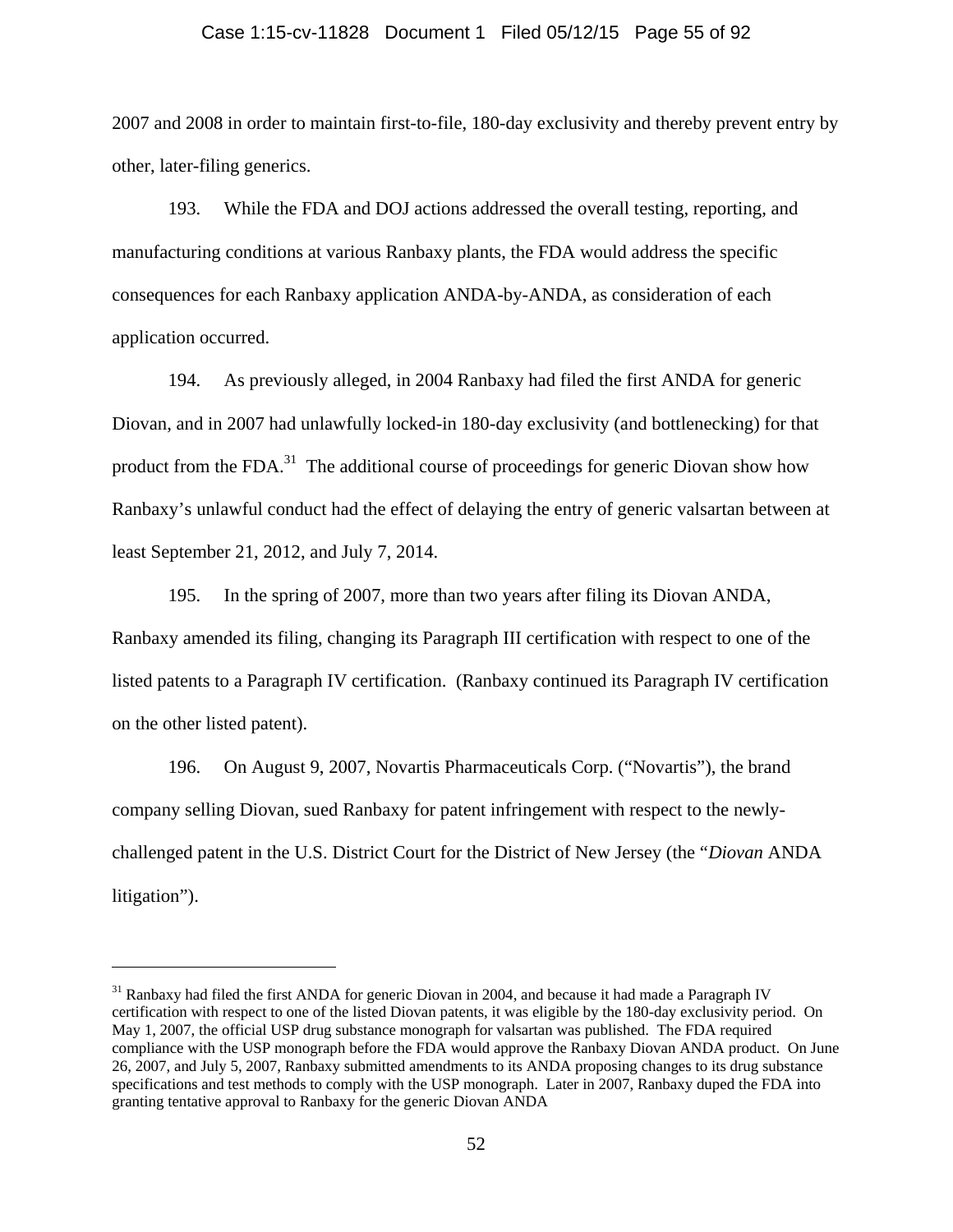2007 and 2008 in order to maintain first-to-file, 180-day exclusivity and thereby prevent entry by other, later-filing generics.

193. While the FDA and DOJ actions addressed the overall testing, reporting, and manufacturing conditions at various Ranbaxy plants, the FDA would address the specific consequences for each Ranbaxy application ANDA-by-ANDA, as consideration of each application occurred.

194. As previously alleged, in 2004 Ranbaxy had filed the first ANDA for generic Diovan, and in 2007 had unlawfully locked-in 180-day exclusivity (and bottlenecking) for that product from the FDA.[31] The additional course of proceedings for generic Diovan show how Ranbaxy's unlawful conduct had the effect of delaying the entry of generic valsartan between at least September 21, 2012, and July 7, 2014.

195. In the spring of 2007, more than two years after filing its Diovan ANDA, Ranbaxy amended its filing, changing its Paragraph III certification with respect to one of the listed patents to a Paragraph IV certification. (Ranbaxy continued its Paragraph IV certification on the other listed patent).

196. On August 9, 2007, Novartis Pharmaceuticals Corp. ("Novartis"), the brand company selling Diovan, sued Ranbaxy for patent infringement with respect to the newly-challenged patent in the U.S. District Court for the District of New Jersey (the "*Diovan* ANDA litigation").

---

[31] Ranbaxy had filed the first ANDA for generic Diovan in 2004, and because it had made a Paragraph IV certification with respect to one of the listed Diovan patents, it was eligible by the 180-day exclusivity period. On May 1, 2007, the official USP drug substance monograph for valsartan was published. The FDA required compliance with the USP monograph before the FDA would approve the Ranbaxy Diovan ANDA product. On June 26, 2007, and July 5, 2007, Ranbaxy submitted amendments to its ANDA proposing changes to its drug substance specifications and test methods to comply with the USP monograph. Later in 2007, Ranbaxy duped the FDA into granting tentative approval to Ranbaxy for the generic Diovan ANDA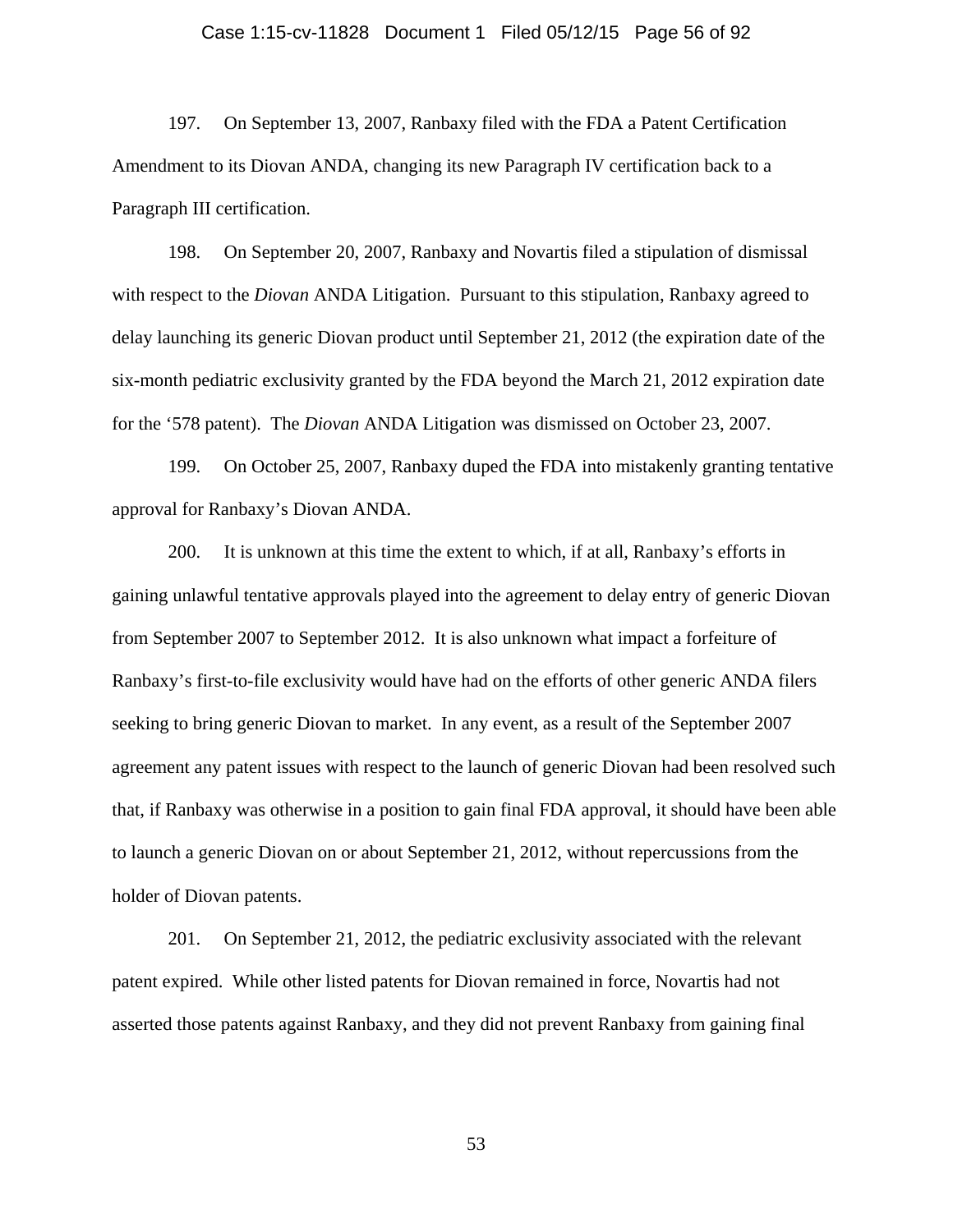197. On September 13, 2007, Ranbaxy filed with the FDA a Patent Certification Amendment to its Diovan ANDA, changing its new Paragraph IV certification back to a Paragraph III certification.

198. On September 20, 2007, Ranbaxy and Novartis filed a stipulation of dismissal with respect to the *Diovan* ANDA Litigation. Pursuant to this stipulation, Ranbaxy agreed to delay launching its generic Diovan product until September 21, 2012 (the expiration date of the six-month pediatric exclusivity granted by the FDA beyond the March 21, 2012 expiration date for the '578 patent). The *Diovan* ANDA Litigation was dismissed on October 23, 2007.

199. On October 25, 2007, Ranbaxy duped the FDA into mistakenly granting tentative approval for Ranbaxy's Diovan ANDA.

200. It is unknown at this time the extent to which, if at all, Ranbaxy's efforts in gaining unlawful tentative approvals played into the agreement to delay entry of generic Diovan from September 2007 to September 2012. It is also unknown what impact a forfeiture of Ranbaxy's first-to-file exclusivity would have had on the efforts of other generic ANDA filers seeking to bring generic Diovan to market. In any event, as a result of the September 2007 agreement any patent issues with respect to the launch of generic Diovan had been resolved such that, if Ranbaxy was otherwise in a position to gain final FDA approval, it should have been able to launch a generic Diovan on or about September 21, 2012, without repercussions from the holder of Diovan patents.

201. On September 21, 2012, the pediatric exclusivity associated with the relevant patent expired. While other listed patents for Diovan remained in force, Novartis had not asserted those patents against Ranbaxy, and they did not prevent Ranbaxy from gaining final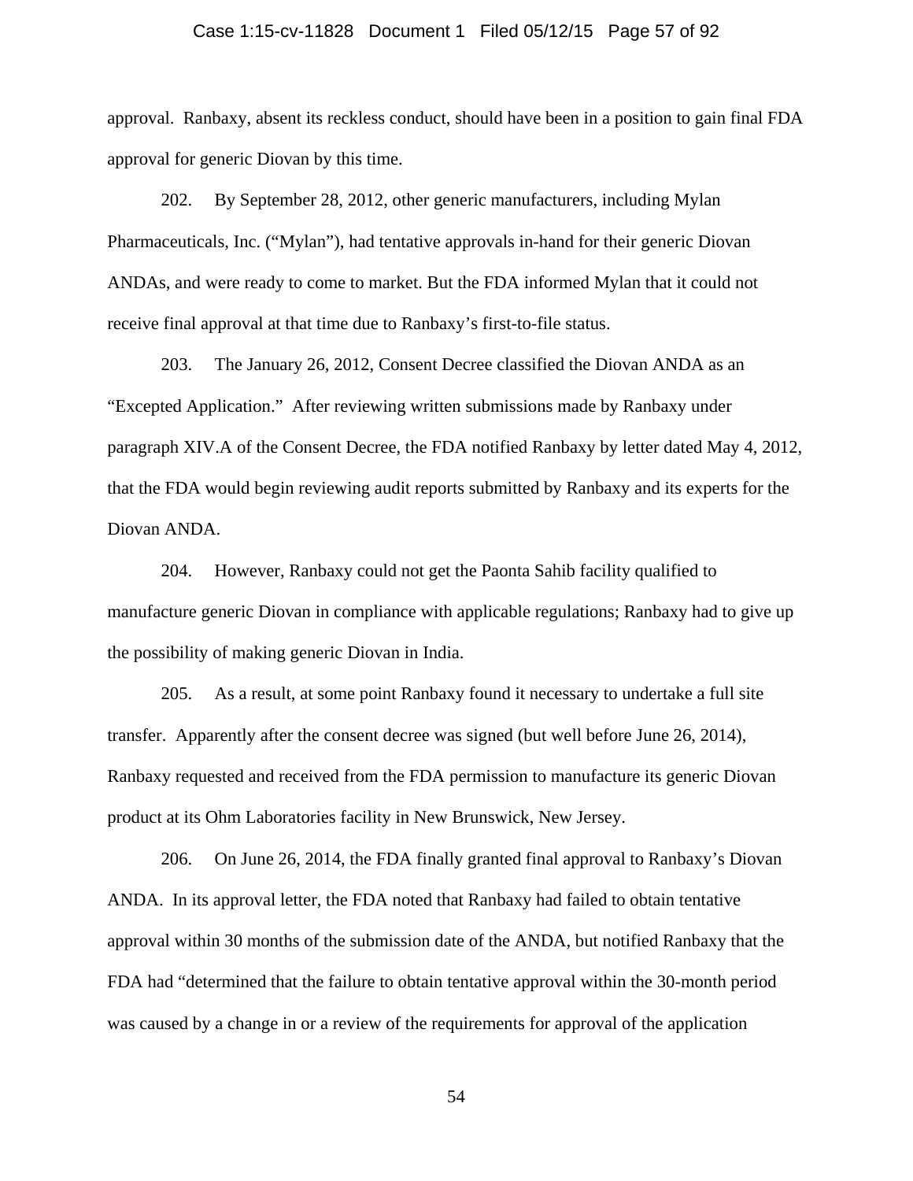approval. Ranbaxy, absent its reckless conduct, should have been in a position to gain final FDA approval for generic Diovan by this time.

202. By September 28, 2012, other generic manufacturers, including Mylan Pharmaceuticals, Inc. ("Mylan"), had tentative approvals in-hand for their generic Diovan ANDAs, and were ready to come to market. But the FDA informed Mylan that it could not receive final approval at that time due to Ranbaxy's first-to-file status.

203. The January 26, 2012, Consent Decree classified the Diovan ANDA as an "Excepted Application." After reviewing written submissions made by Ranbaxy under paragraph XIV.A of the Consent Decree, the FDA notified Ranbaxy by letter dated May 4, 2012, that the FDA would begin reviewing audit reports submitted by Ranbaxy and its experts for the Diovan ANDA.

204. However, Ranbaxy could not get the Paonta Sahib facility qualified to manufacture generic Diovan in compliance with applicable regulations; Ranbaxy had to give up the possibility of making generic Diovan in India.

205. As a result, at some point Ranbaxy found it necessary to undertake a full site transfer. Apparently after the consent decree was signed (but well before June 26, 2014), Ranbaxy requested and received from the FDA permission to manufacture its generic Diovan product at its Ohm Laboratories facility in New Brunswick, New Jersey.

206. On June 26, 2014, the FDA finally granted final approval to Ranbaxy's Diovan ANDA. In its approval letter, the FDA noted that Ranbaxy had failed to obtain tentative approval within 30 months of the submission date of the ANDA, but notified Ranbaxy that the FDA had "determined that the failure to obtain tentative approval within the 30-month period was caused by a change in or a review of the requirements for approval of the application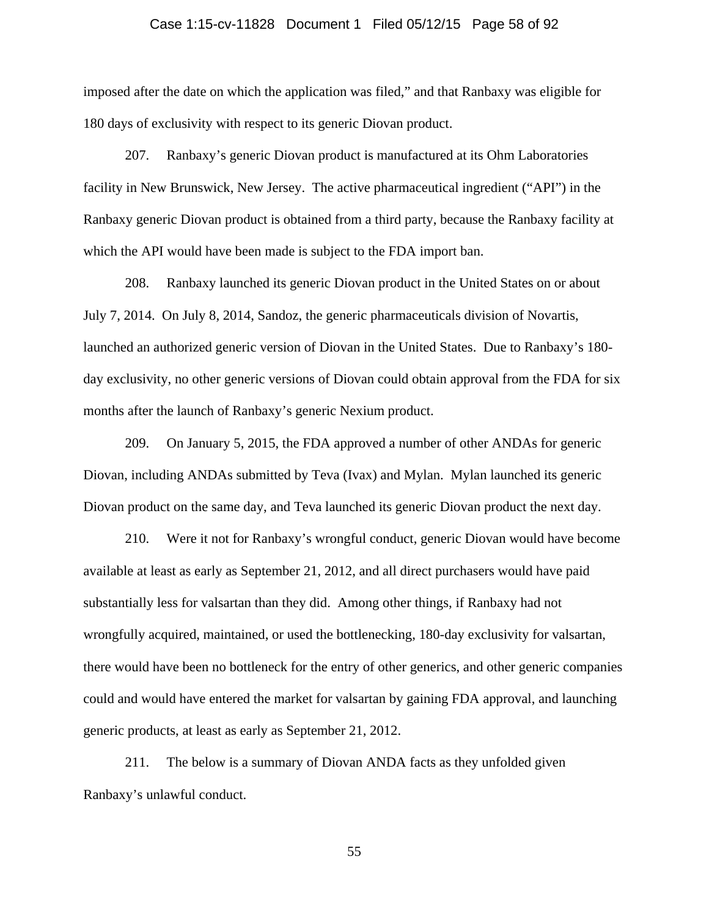imposed after the date on which the application was filed," and that Ranbaxy was eligible for 180 days of exclusivity with respect to its generic Diovan product.

207. Ranbaxy's generic Diovan product is manufactured at its Ohm Laboratories facility in New Brunswick, New Jersey. The active pharmaceutical ingredient ("API") in the Ranbaxy generic Diovan product is obtained from a third party, because the Ranbaxy facility at which the API would have been made is subject to the FDA import ban.

208. Ranbaxy launched its generic Diovan product in the United States on or about July 7, 2014. On July 8, 2014, Sandoz, the generic pharmaceuticals division of Novartis, launched an authorized generic version of Diovan in the United States. Due to Ranbaxy's 180-day exclusivity, no other generic versions of Diovan could obtain approval from the FDA for six months after the launch of Ranbaxy's generic Nexium product.

209. On January 5, 2015, the FDA approved a number of other ANDAs for generic Diovan, including ANDAs submitted by Teva (Ivax) and Mylan. Mylan launched its generic Diovan product on the same day, and Teva launched its generic Diovan product the next day.

210. Were it not for Ranbaxy's wrongful conduct, generic Diovan would have become available at least as early as September 21, 2012, and all direct purchasers would have paid substantially less for valsartan than they did. Among other things, if Ranbaxy had not wrongfully acquired, maintained, or used the bottlenecking, 180-day exclusivity for valsartan, there would have been no bottleneck for the entry of other generics, and other generic companies could and would have entered the market for valsartan by gaining FDA approval, and launching generic products, at least as early as September 21, 2012.

211. The below is a summary of Diovan ANDA facts as they unfolded given Ranbaxy's unlawful conduct.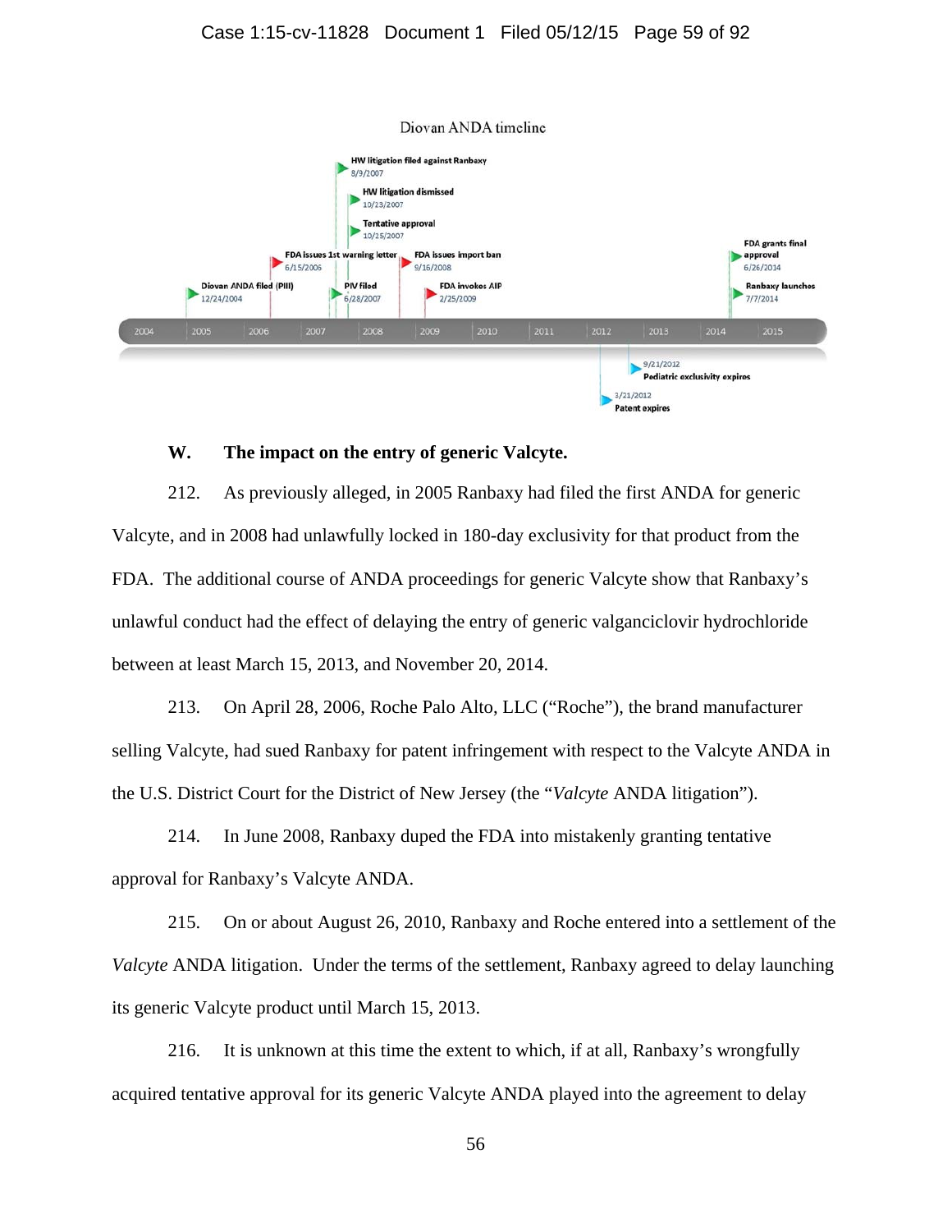Diovan ANDA timeline

- Diovan ANDA filed (PIII) — 12/24/2004
- FDA issues 1st warning letter — 6/15/2006
- PIV filed — 6/28/2007
- HW litigation filed against Ranbaxy — 8/9/2007
- HW litigation dismissed — 10/23/2007
- Tentative approval — 10/25/2007
- FDA issues import ban — 9/16/2008
- FDA invokes AIP — 2/25/2009
- 3/21/2012 Patent expires
- 9/21/2012 Pediatric exclusivity expires
- FDA grants final approval — 6/26/2014
- Ranbaxy launches — 7/7/2014

### W. The impact on the entry of generic Valcyte.

212. As previously alleged, in 2005 Ranbaxy had filed the first ANDA for generic Valcyte, and in 2008 had unlawfully locked in 180-day exclusivity for that product from the FDA. The additional course of ANDA proceedings for generic Valcyte show that Ranbaxy's unlawful conduct had the effect of delaying the entry of generic valganciclovir hydrochloride between at least March 15, 2013, and November 20, 2014.

213. On April 28, 2006, Roche Palo Alto, LLC ("Roche"), the brand manufacturer selling Valcyte, had sued Ranbaxy for patent infringement with respect to the Valcyte ANDA in the U.S. District Court for the District of New Jersey (the "*Valcyte* ANDA litigation").

214. In June 2008, Ranbaxy duped the FDA into mistakenly granting tentative approval for Ranbaxy's Valcyte ANDA.

215. On or about August 26, 2010, Ranbaxy and Roche entered into a settlement of the *Valcyte* ANDA litigation. Under the terms of the settlement, Ranbaxy agreed to delay launching its generic Valcyte product until March 15, 2013.

216. It is unknown at this time the extent to which, if at all, Ranbaxy's wrongfully acquired tentative approval for its generic Valcyte ANDA played into the agreement to delay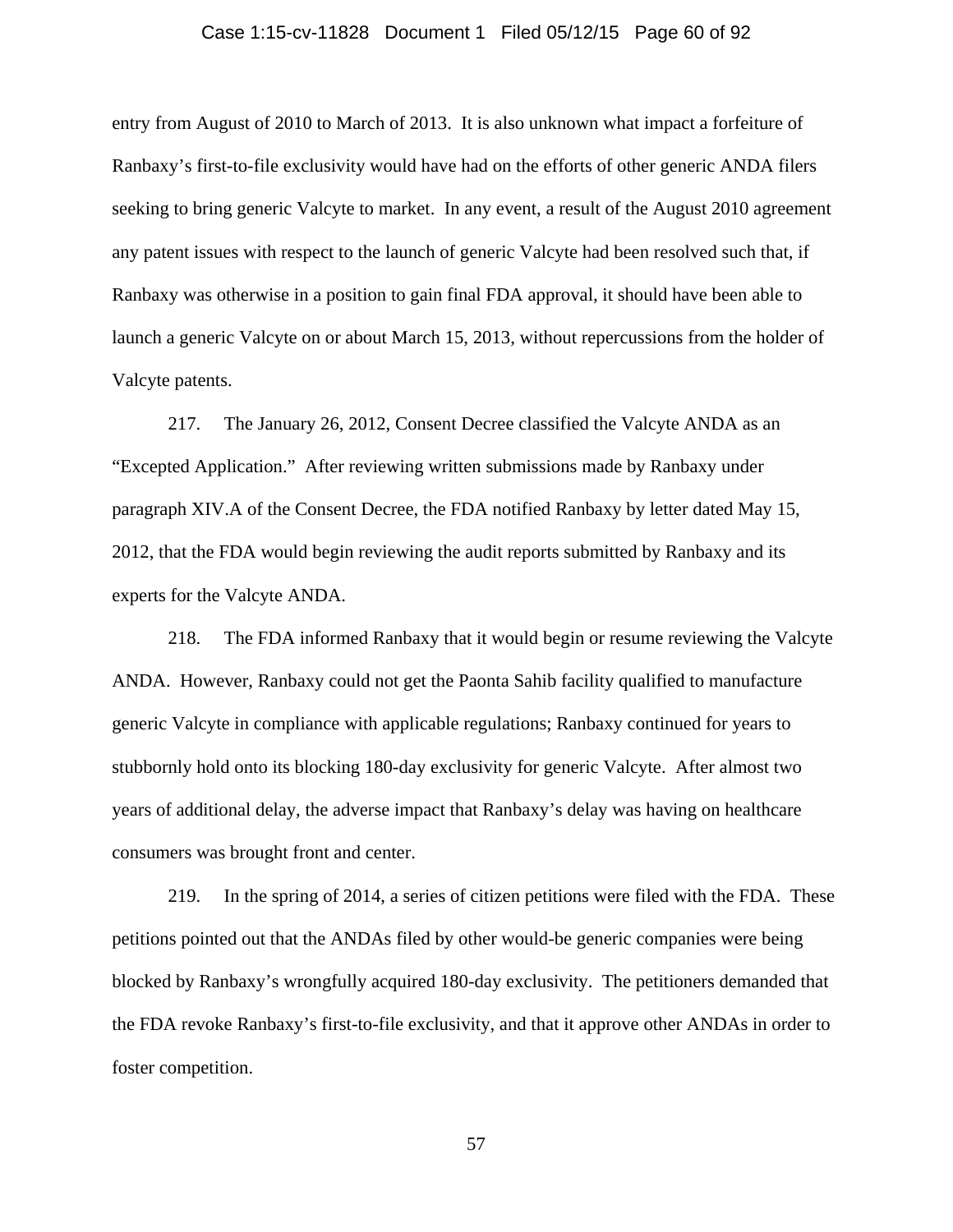entry from August of 2010 to March of 2013. It is also unknown what impact a forfeiture of Ranbaxy's first-to-file exclusivity would have had on the efforts of other generic ANDA filers seeking to bring generic Valcyte to market. In any event, a result of the August 2010 agreement any patent issues with respect to the launch of generic Valcyte had been resolved such that, if Ranbaxy was otherwise in a position to gain final FDA approval, it should have been able to launch a generic Valcyte on or about March 15, 2013, without repercussions from the holder of Valcyte patents.

217. The January 26, 2012, Consent Decree classified the Valcyte ANDA as an "Excepted Application." After reviewing written submissions made by Ranbaxy under paragraph XIV.A of the Consent Decree, the FDA notified Ranbaxy by letter dated May 15, 2012, that the FDA would begin reviewing the audit reports submitted by Ranbaxy and its experts for the Valcyte ANDA.

218. The FDA informed Ranbaxy that it would begin or resume reviewing the Valcyte ANDA. However, Ranbaxy could not get the Paonta Sahib facility qualified to manufacture generic Valcyte in compliance with applicable regulations; Ranbaxy continued for years to stubbornly hold onto its blocking 180-day exclusivity for generic Valcyte. After almost two years of additional delay, the adverse impact that Ranbaxy's delay was having on healthcare consumers was brought front and center.

219. In the spring of 2014, a series of citizen petitions were filed with the FDA. These petitions pointed out that the ANDAs filed by other would-be generic companies were being blocked by Ranbaxy's wrongfully acquired 180-day exclusivity. The petitioners demanded that the FDA revoke Ranbaxy's first-to-file exclusivity, and that it approve other ANDAs in order to foster competition.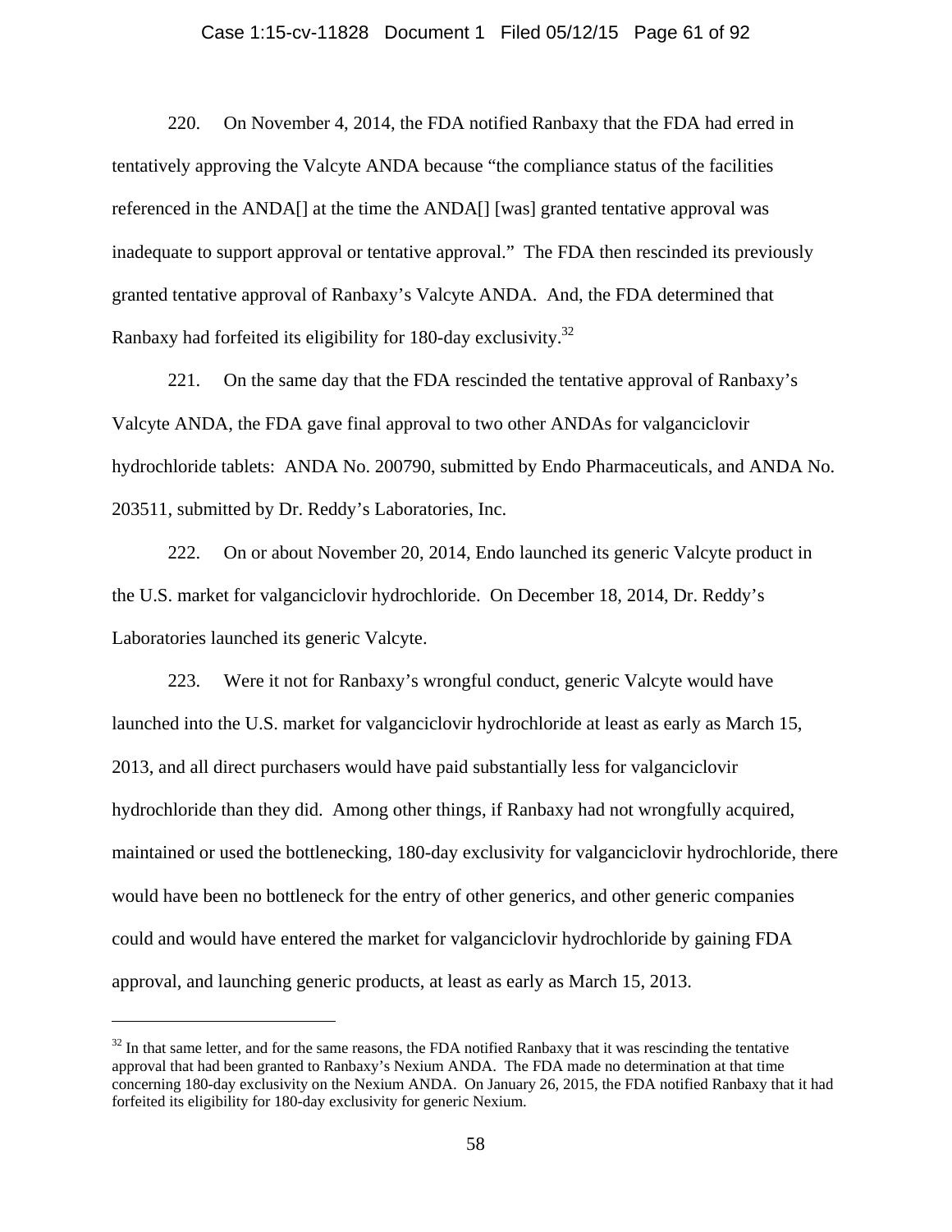220. On November 4, 2014, the FDA notified Ranbaxy that the FDA had erred in tentatively approving the Valcyte ANDA because "the compliance status of the facilities referenced in the ANDA[] at the time the ANDA[] [was] granted tentative approval was inadequate to support approval or tentative approval." The FDA then rescinded its previously granted tentative approval of Ranbaxy's Valcyte ANDA. And, the FDA determined that Ranbaxy had forfeited its eligibility for 180-day exclusivity.[32]

221. On the same day that the FDA rescinded the tentative approval of Ranbaxy's Valcyte ANDA, the FDA gave final approval to two other ANDAs for valganciclovir hydrochloride tablets: ANDA No. 200790, submitted by Endo Pharmaceuticals, and ANDA No. 203511, submitted by Dr. Reddy's Laboratories, Inc.

222. On or about November 20, 2014, Endo launched its generic Valcyte product in the U.S. market for valganciclovir hydrochloride. On December 18, 2014, Dr. Reddy's Laboratories launched its generic Valcyte.

223. Were it not for Ranbaxy's wrongful conduct, generic Valcyte would have launched into the U.S. market for valganciclovir hydrochloride at least as early as March 15, 2013, and all direct purchasers would have paid substantially less for valganciclovir hydrochloride than they did. Among other things, if Ranbaxy had not wrongfully acquired, maintained or used the bottlenecking, 180-day exclusivity for valganciclovir hydrochloride, there would have been no bottleneck for the entry of other generics, and other generic companies could and would have entered the market for valganciclovir hydrochloride by gaining FDA approval, and launching generic products, at least as early as March 15, 2013.

---

[32] In that same letter, and for the same reasons, the FDA notified Ranbaxy that it was rescinding the tentative approval that had been granted to Ranbaxy's Nexium ANDA. The FDA made no determination at that time concerning 180-day exclusivity on the Nexium ANDA. On January 26, 2015, the FDA notified Ranbaxy that it had forfeited its eligibility for 180-day exclusivity for generic Nexium.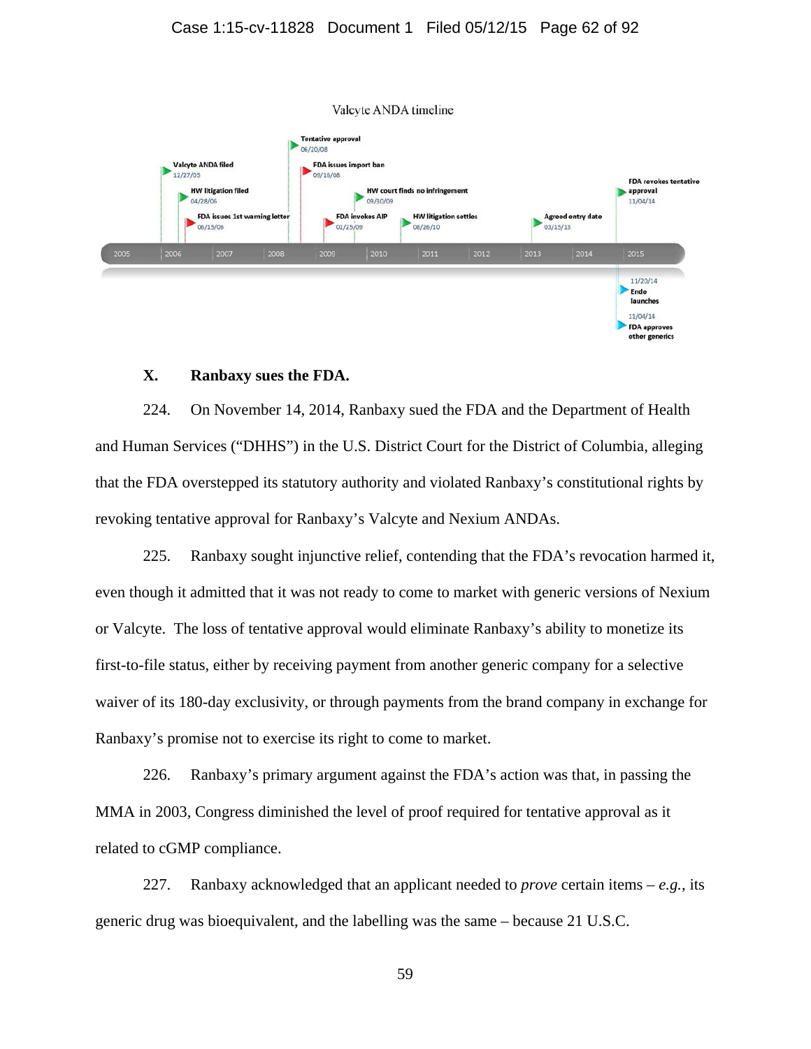Valcyte ANDA timeline

- Valcyte ANDA filed 12/27/05
- HW litigation filed 04/28/06
- FDA issues 1st warning letter 06/15/06
- Tentative approval 06/20/08
- FDA issues import ban 09/16/08
- FDA invokes AIP 02/25/09
- HW court finds no infringement 09/30/09
- HW litigation settles 08/26/10
- Agreed entry date 03/15/13
- FDA revokes tentative approval 11/04/14
- 11/04/14 FDA approves other generics
- 11/20/14 Endo launches

2005 | 2006 | 2007 | 2008 | 2009 | 2010 | 2011 | 2012 | 2013 | 2014 | 2015

## X. Ranbaxy sues the FDA.

224. On November 14, 2014, Ranbaxy sued the FDA and the Department of Health and Human Services ("DHHS") in the U.S. District Court for the District of Columbia, alleging that the FDA overstepped its statutory authority and violated Ranbaxy's constitutional rights by revoking tentative approval for Ranbaxy's Valcyte and Nexium ANDAs.

225. Ranbaxy sought injunctive relief, contending that the FDA's revocation harmed it, even though it admitted that it was not ready to come to market with generic versions of Nexium or Valcyte. The loss of tentative approval would eliminate Ranbaxy's ability to monetize its first-to-file status, either by receiving payment from another generic company for a selective waiver of its 180-day exclusivity, or through payments from the brand company in exchange for Ranbaxy's promise not to exercise its right to come to market.

226. Ranbaxy's primary argument against the FDA's action was that, in passing the MMA in 2003, Congress diminished the level of proof required for tentative approval as it related to cGMP compliance.

227. Ranbaxy acknowledged that an applicant needed to *prove* certain items – *e.g.*, its generic drug was bioequivalent, and the labelling was the same – because 21 U.S.C.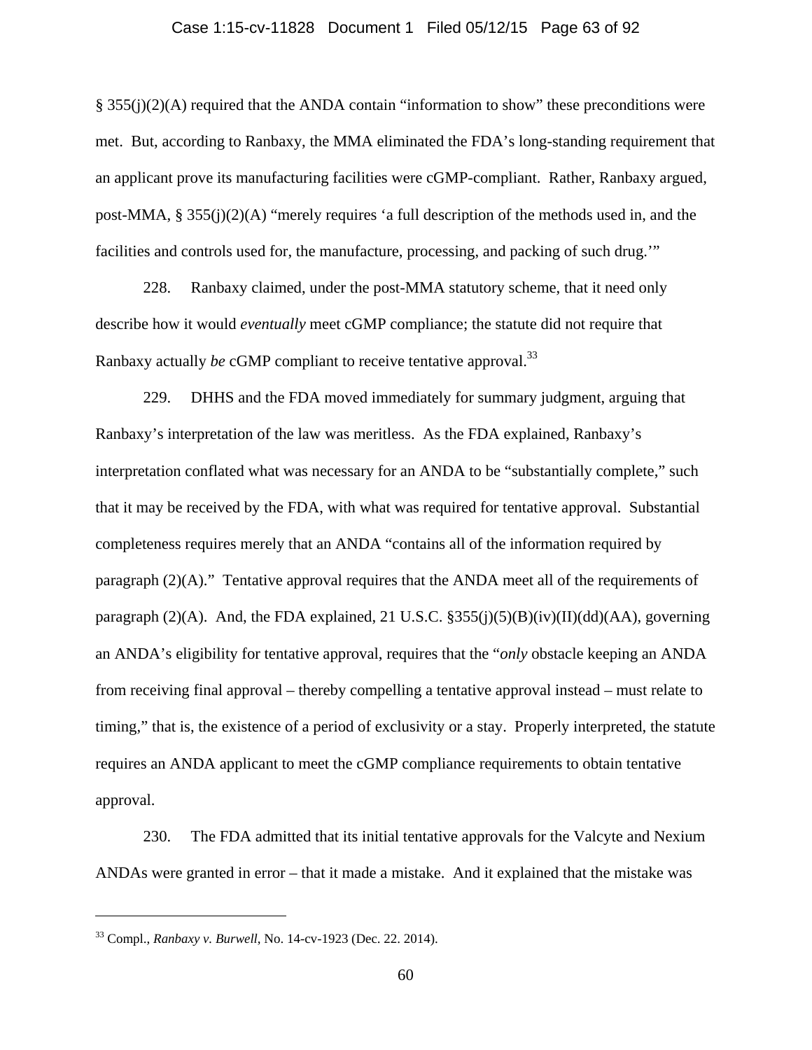§ 355(j)(2)(A) required that the ANDA contain "information to show" these preconditions were met. But, according to Ranbaxy, the MMA eliminated the FDA's long-standing requirement that an applicant prove its manufacturing facilities were cGMP-compliant. Rather, Ranbaxy argued, post-MMA, § 355(j)(2)(A) "merely requires 'a full description of the methods used in, and the facilities and controls used for, the manufacture, processing, and packing of such drug.'"

228. Ranbaxy claimed, under the post-MMA statutory scheme, that it need only describe how it would *eventually* meet cGMP compliance; the statute did not require that Ranbaxy actually *be* cGMP compliant to receive tentative approval.[33]

229. DHHS and the FDA moved immediately for summary judgment, arguing that Ranbaxy's interpretation of the law was meritless. As the FDA explained, Ranbaxy's interpretation conflated what was necessary for an ANDA to be "substantially complete," such that it may be received by the FDA, with what was required for tentative approval. Substantial completeness requires merely that an ANDA "contains all of the information required by paragraph (2)(A)." Tentative approval requires that the ANDA meet all of the requirements of paragraph (2)(A). And, the FDA explained, 21 U.S.C. §355(j)(5)(B)(iv)(II)(dd)(AA), governing an ANDA's eligibility for tentative approval, requires that the "*only* obstacle keeping an ANDA from receiving final approval – thereby compelling a tentative approval instead – must relate to timing," that is, the existence of a period of exclusivity or a stay. Properly interpreted, the statute requires an ANDA applicant to meet the cGMP compliance requirements to obtain tentative approval.

230. The FDA admitted that its initial tentative approvals for the Valcyte and Nexium ANDAs were granted in error – that it made a mistake. And it explained that the mistake was

---

[33] Compl., *Ranbaxy v. Burwell*, No. 14-cv-1923 (Dec. 22. 2014).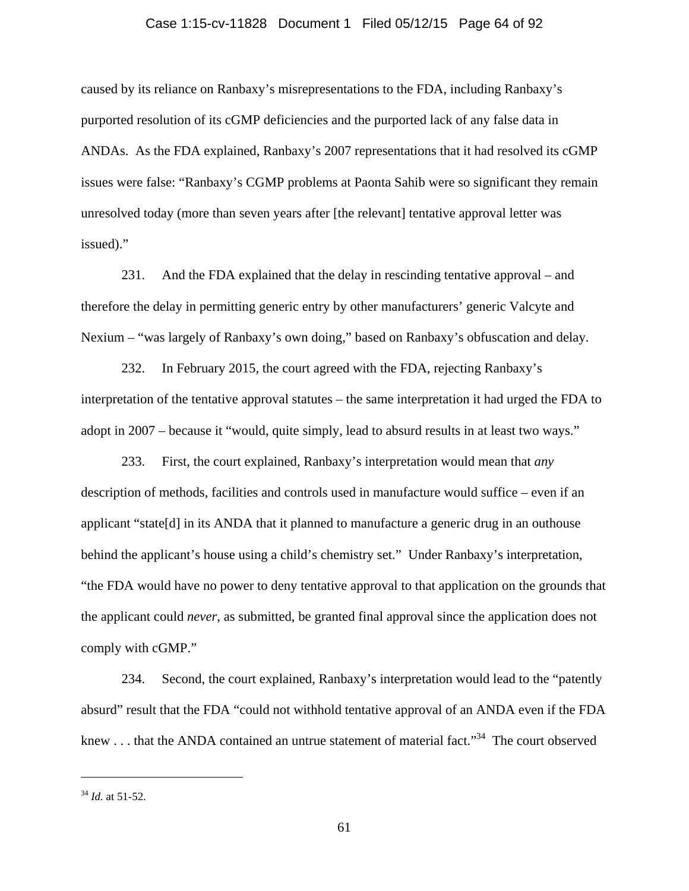caused by its reliance on Ranbaxy's misrepresentations to the FDA, including Ranbaxy's purported resolution of its cGMP deficiencies and the purported lack of any false data in ANDAs. As the FDA explained, Ranbaxy's 2007 representations that it had resolved its cGMP issues were false: "Ranbaxy's CGMP problems at Paonta Sahib were so significant they remain unresolved today (more than seven years after [the relevant] tentative approval letter was issued)."

231. And the FDA explained that the delay in rescinding tentative approval – and therefore the delay in permitting generic entry by other manufacturers' generic Valcyte and Nexium – "was largely of Ranbaxy's own doing," based on Ranbaxy's obfuscation and delay.

232. In February 2015, the court agreed with the FDA, rejecting Ranbaxy's interpretation of the tentative approval statutes – the same interpretation it had urged the FDA to adopt in 2007 – because it "would, quite simply, lead to absurd results in at least two ways."

233. First, the court explained, Ranbaxy's interpretation would mean that *any* description of methods, facilities and controls used in manufacture would suffice – even if an applicant "state[d] in its ANDA that it planned to manufacture a generic drug in an outhouse behind the applicant's house using a child's chemistry set." Under Ranbaxy's interpretation, "the FDA would have no power to deny tentative approval to that application on the grounds that the applicant could *never*, as submitted, be granted final approval since the application does not comply with cGMP."

234. Second, the court explained, Ranbaxy's interpretation would lead to the "patently absurd" result that the FDA "could not withhold tentative approval of an ANDA even if the FDA knew . . . that the ANDA contained an untrue statement of material fact."[34] The court observed

---

[34] *Id.* at 51-52.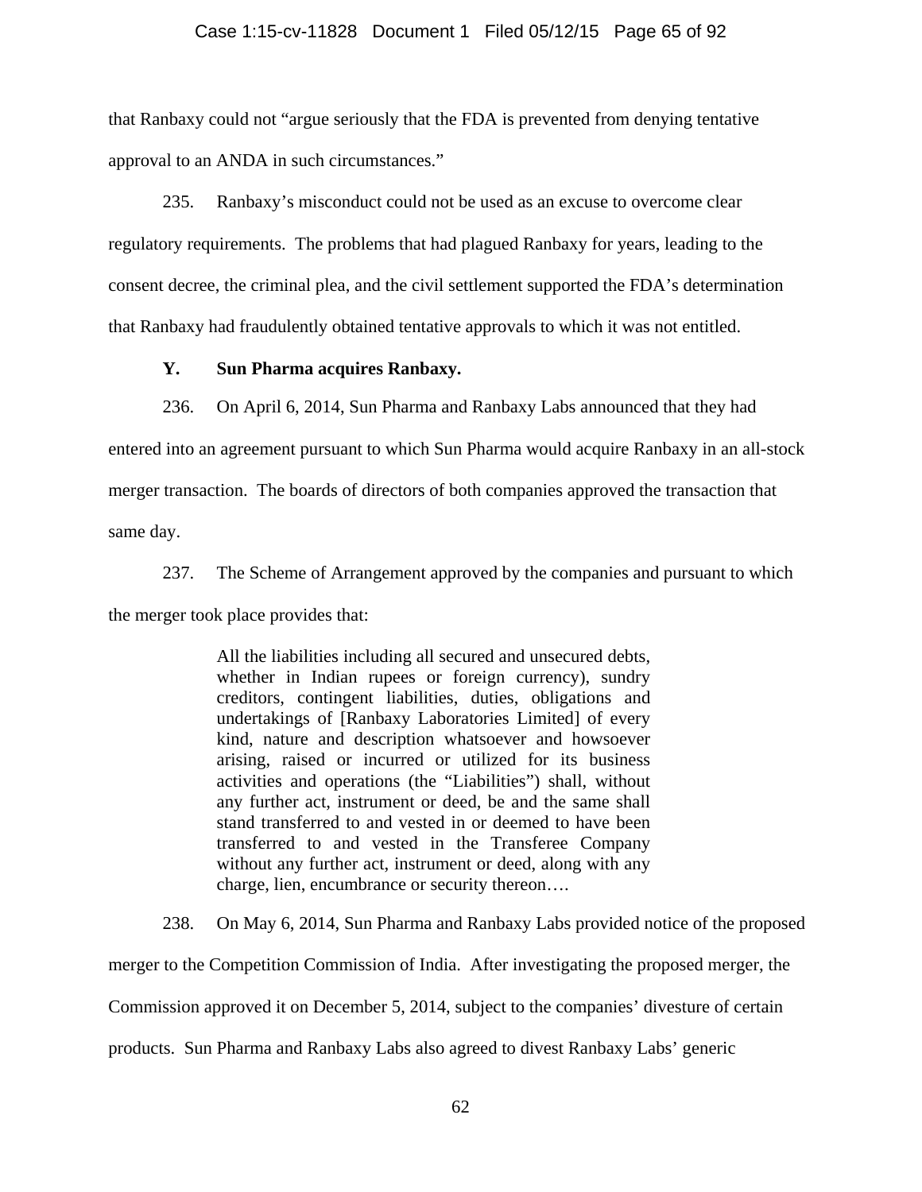that Ranbaxy could not "argue seriously that the FDA is prevented from denying tentative approval to an ANDA in such circumstances."

235. Ranbaxy's misconduct could not be used as an excuse to overcome clear regulatory requirements. The problems that had plagued Ranbaxy for years, leading to the consent decree, the criminal plea, and the civil settlement supported the FDA's determination that Ranbaxy had fraudulently obtained tentative approvals to which it was not entitled.

### Y. Sun Pharma acquires Ranbaxy.

236. On April 6, 2014, Sun Pharma and Ranbaxy Labs announced that they had entered into an agreement pursuant to which Sun Pharma would acquire Ranbaxy in an all-stock merger transaction. The boards of directors of both companies approved the transaction that same day.

237. The Scheme of Arrangement approved by the companies and pursuant to which the merger took place provides that:

> All the liabilities including all secured and unsecured debts, whether in Indian rupees or foreign currency), sundry creditors, contingent liabilities, duties, obligations and undertakings of [Ranbaxy Laboratories Limited] of every kind, nature and description whatsoever and howsoever arising, raised or incurred or utilized for its business activities and operations (the "Liabilities") shall, without any further act, instrument or deed, be and the same shall stand transferred to and vested in or deemed to have been transferred to and vested in the Transferee Company without any further act, instrument or deed, along with any charge, lien, encumbrance or security thereon….

238. On May 6, 2014, Sun Pharma and Ranbaxy Labs provided notice of the proposed merger to the Competition Commission of India. After investigating the proposed merger, the Commission approved it on December 5, 2014, subject to the companies' divesture of certain products. Sun Pharma and Ranbaxy Labs also agreed to divest Ranbaxy Labs' generic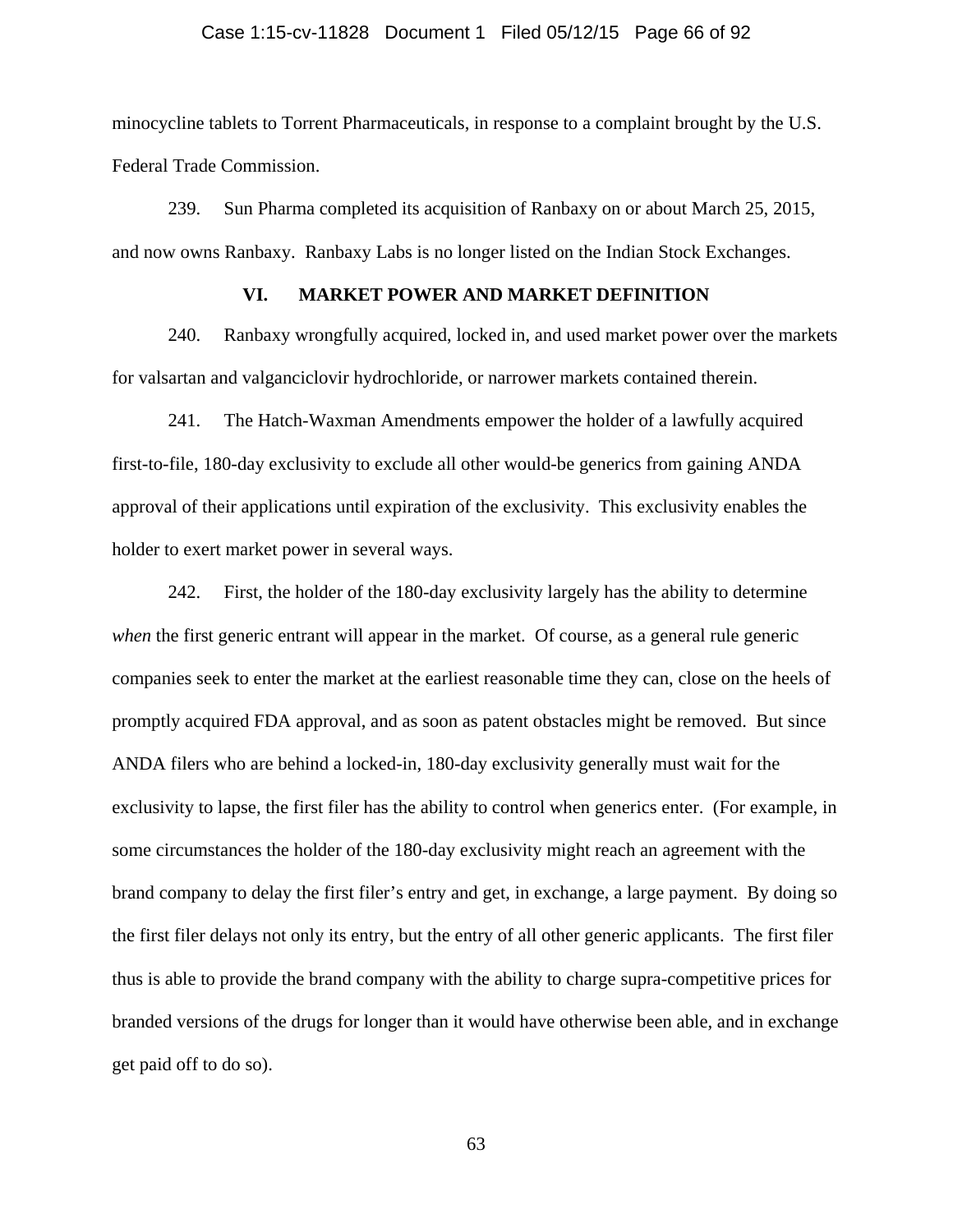minocycline tablets to Torrent Pharmaceuticals, in response to a complaint brought by the U.S. Federal Trade Commission.

239. Sun Pharma completed its acquisition of Ranbaxy on or about March 25, 2015, and now owns Ranbaxy. Ranbaxy Labs is no longer listed on the Indian Stock Exchanges.

## VI. MARKET POWER AND MARKET DEFINITION

240. Ranbaxy wrongfully acquired, locked in, and used market power over the markets for valsartan and valganciclovir hydrochloride, or narrower markets contained therein.

241. The Hatch-Waxman Amendments empower the holder of a lawfully acquired first-to-file, 180-day exclusivity to exclude all other would-be generics from gaining ANDA approval of their applications until expiration of the exclusivity. This exclusivity enables the holder to exert market power in several ways.

242. First, the holder of the 180-day exclusivity largely has the ability to determine *when* the first generic entrant will appear in the market. Of course, as a general rule generic companies seek to enter the market at the earliest reasonable time they can, close on the heels of promptly acquired FDA approval, and as soon as patent obstacles might be removed. But since ANDA filers who are behind a locked-in, 180-day exclusivity generally must wait for the exclusivity to lapse, the first filer has the ability to control when generics enter. (For example, in some circumstances the holder of the 180-day exclusivity might reach an agreement with the brand company to delay the first filer's entry and get, in exchange, a large payment. By doing so the first filer delays not only its entry, but the entry of all other generic applicants. The first filer thus is able to provide the brand company with the ability to charge supra-competitive prices for branded versions of the drugs for longer than it would have otherwise been able, and in exchange get paid off to do so).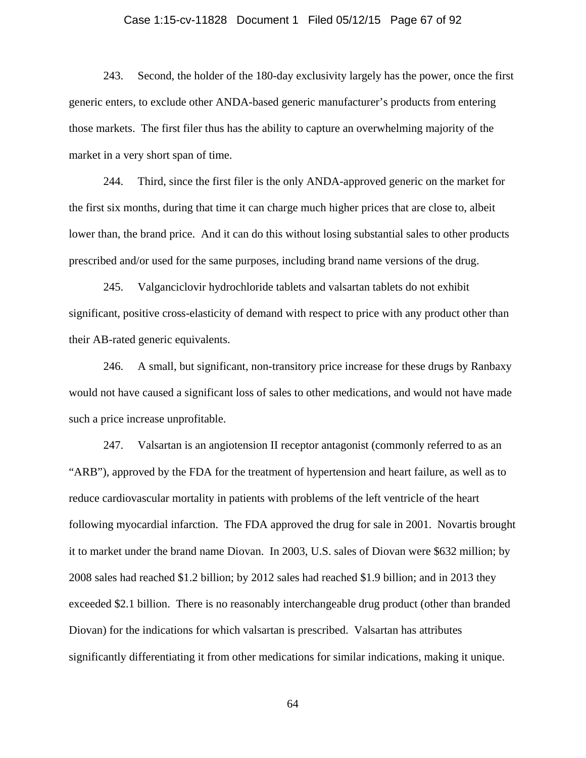243. Second, the holder of the 180-day exclusivity largely has the power, once the first generic enters, to exclude other ANDA-based generic manufacturer's products from entering those markets. The first filer thus has the ability to capture an overwhelming majority of the market in a very short span of time.

244. Third, since the first filer is the only ANDA-approved generic on the market for the first six months, during that time it can charge much higher prices that are close to, albeit lower than, the brand price. And it can do this without losing substantial sales to other products prescribed and/or used for the same purposes, including brand name versions of the drug.

245. Valganciclovir hydrochloride tablets and valsartan tablets do not exhibit significant, positive cross-elasticity of demand with respect to price with any product other than their AB-rated generic equivalents.

246. A small, but significant, non-transitory price increase for these drugs by Ranbaxy would not have caused a significant loss of sales to other medications, and would not have made such a price increase unprofitable.

247. Valsartan is an angiotension II receptor antagonist (commonly referred to as an "ARB"), approved by the FDA for the treatment of hypertension and heart failure, as well as to reduce cardiovascular mortality in patients with problems of the left ventricle of the heart following myocardial infarction. The FDA approved the drug for sale in 2001. Novartis brought it to market under the brand name Diovan. In 2003, U.S. sales of Diovan were $632 million; by 2008 sales had reached $1.2 billion; by 2012 sales had reached $1.9 billion; and in 2013 they exceeded $2.1 billion. There is no reasonably interchangeable drug product (other than branded Diovan) for the indications for which valsartan is prescribed. Valsartan has attributes significantly differentiating it from other medications for similar indications, making it unique.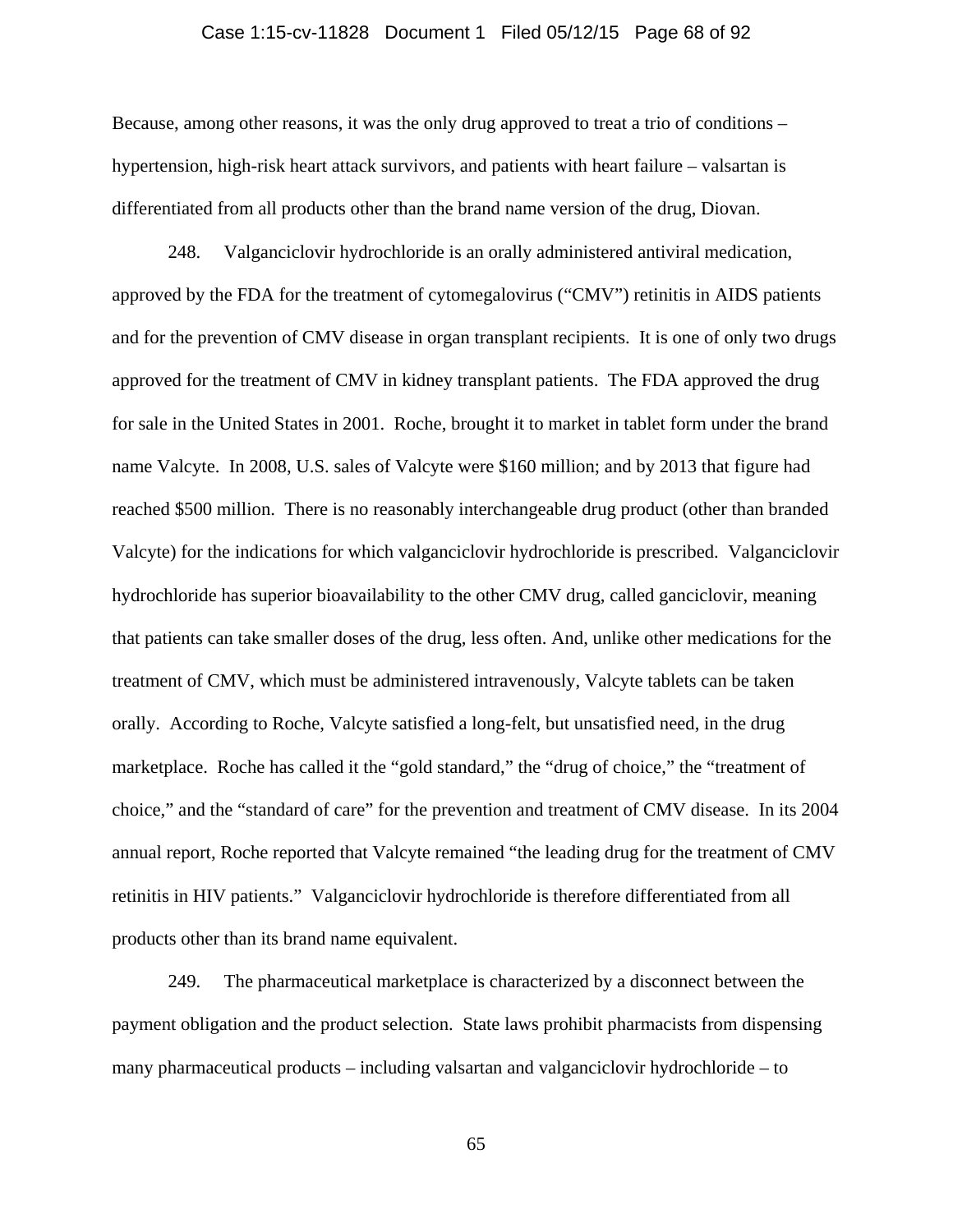Because, among other reasons, it was the only drug approved to treat a trio of conditions – hypertension, high-risk heart attack survivors, and patients with heart failure – valsartan is differentiated from all products other than the brand name version of the drug, Diovan.

248. Valganciclovir hydrochloride is an orally administered antiviral medication, approved by the FDA for the treatment of cytomegalovirus ("CMV") retinitis in AIDS patients and for the prevention of CMV disease in organ transplant recipients. It is one of only two drugs approved for the treatment of CMV in kidney transplant patients. The FDA approved the drug for sale in the United States in 2001. Roche, brought it to market in tablet form under the brand name Valcyte. In 2008, U.S. sales of Valcyte were $160 million; and by 2013 that figure had reached $500 million. There is no reasonably interchangeable drug product (other than branded Valcyte) for the indications for which valganciclovir hydrochloride is prescribed. Valganciclovir hydrochloride has superior bioavailability to the other CMV drug, called ganciclovir, meaning that patients can take smaller doses of the drug, less often. And, unlike other medications for the treatment of CMV, which must be administered intravenously, Valcyte tablets can be taken orally. According to Roche, Valcyte satisfied a long-felt, but unsatisfied need, in the drug marketplace. Roche has called it the "gold standard," the "drug of choice," the "treatment of choice," and the "standard of care" for the prevention and treatment of CMV disease. In its 2004 annual report, Roche reported that Valcyte remained "the leading drug for the treatment of CMV retinitis in HIV patients." Valganciclovir hydrochloride is therefore differentiated from all products other than its brand name equivalent.

249. The pharmaceutical marketplace is characterized by a disconnect between the payment obligation and the product selection. State laws prohibit pharmacists from dispensing many pharmaceutical products – including valsartan and valganciclovir hydrochloride – to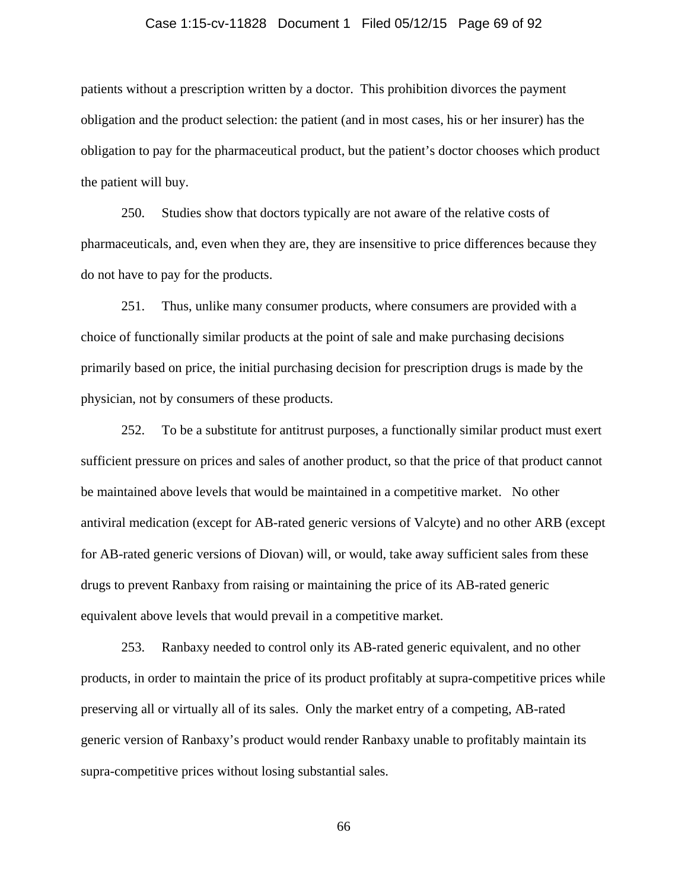patients without a prescription written by a doctor. This prohibition divorces the payment obligation and the product selection: the patient (and in most cases, his or her insurer) has the obligation to pay for the pharmaceutical product, but the patient's doctor chooses which product the patient will buy.

250. Studies show that doctors typically are not aware of the relative costs of pharmaceuticals, and, even when they are, they are insensitive to price differences because they do not have to pay for the products.

251. Thus, unlike many consumer products, where consumers are provided with a choice of functionally similar products at the point of sale and make purchasing decisions primarily based on price, the initial purchasing decision for prescription drugs is made by the physician, not by consumers of these products.

252. To be a substitute for antitrust purposes, a functionally similar product must exert sufficient pressure on prices and sales of another product, so that the price of that product cannot be maintained above levels that would be maintained in a competitive market. No other antiviral medication (except for AB-rated generic versions of Valcyte) and no other ARB (except for AB-rated generic versions of Diovan) will, or would, take away sufficient sales from these drugs to prevent Ranbaxy from raising or maintaining the price of its AB-rated generic equivalent above levels that would prevail in a competitive market.

253. Ranbaxy needed to control only its AB-rated generic equivalent, and no other products, in order to maintain the price of its product profitably at supra-competitive prices while preserving all or virtually all of its sales. Only the market entry of a competing, AB-rated generic version of Ranbaxy's product would render Ranbaxy unable to profitably maintain its supra-competitive prices without losing substantial sales.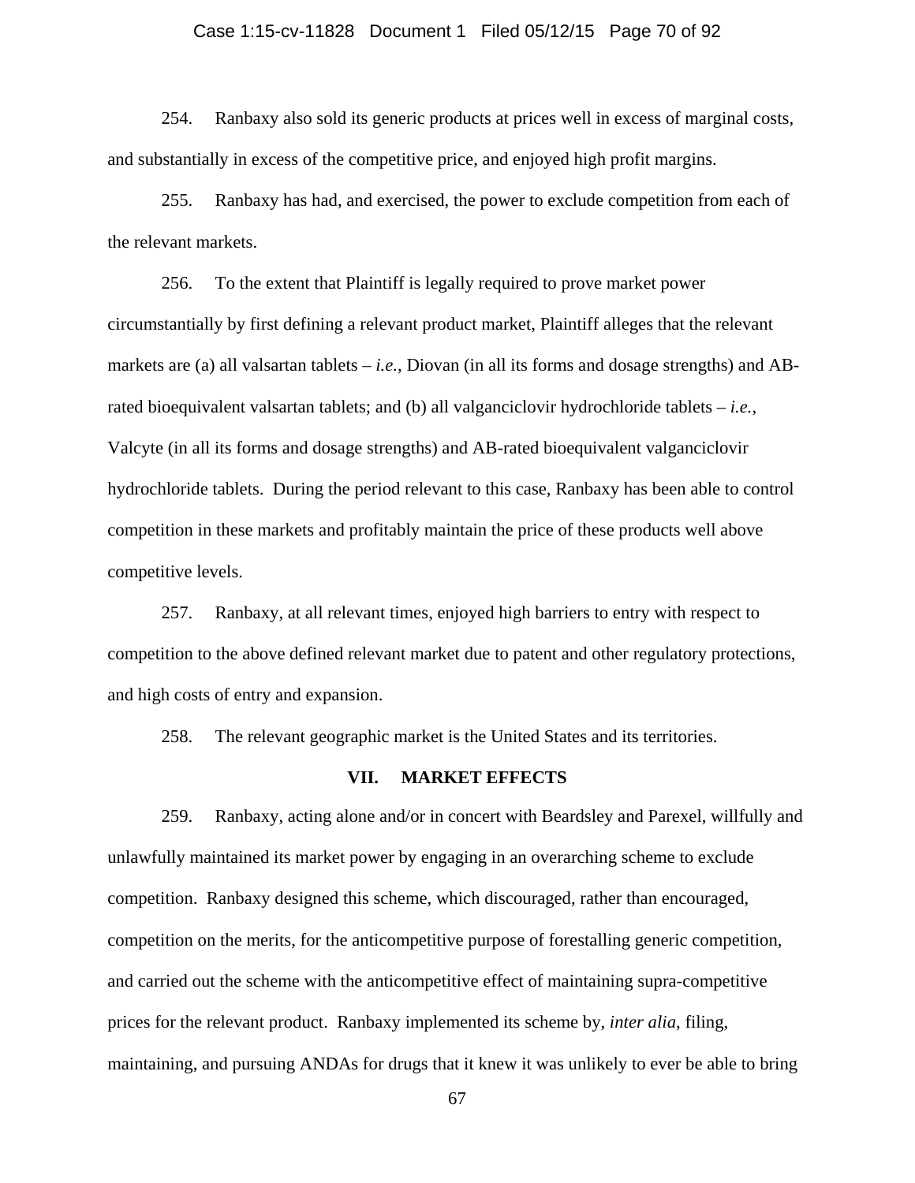254. Ranbaxy also sold its generic products at prices well in excess of marginal costs, and substantially in excess of the competitive price, and enjoyed high profit margins.

255. Ranbaxy has had, and exercised, the power to exclude competition from each of the relevant markets.

256. To the extent that Plaintiff is legally required to prove market power circumstantially by first defining a relevant product market, Plaintiff alleges that the relevant markets are (a) all valsartan tablets – *i.e.*, Diovan (in all its forms and dosage strengths) and AB-rated bioequivalent valsartan tablets; and (b) all valganciclovir hydrochloride tablets – *i.e.*, Valcyte (in all its forms and dosage strengths) and AB-rated bioequivalent valganciclovir hydrochloride tablets. During the period relevant to this case, Ranbaxy has been able to control competition in these markets and profitably maintain the price of these products well above competitive levels.

257. Ranbaxy, at all relevant times, enjoyed high barriers to entry with respect to competition to the above defined relevant market due to patent and other regulatory protections, and high costs of entry and expansion.

258. The relevant geographic market is the United States and its territories.

## VII. MARKET EFFECTS

259. Ranbaxy, acting alone and/or in concert with Beardsley and Parexel, willfully and unlawfully maintained its market power by engaging in an overarching scheme to exclude competition. Ranbaxy designed this scheme, which discouraged, rather than encouraged, competition on the merits, for the anticompetitive purpose of forestalling generic competition, and carried out the scheme with the anticompetitive effect of maintaining supra-competitive prices for the relevant product. Ranbaxy implemented its scheme by, *inter alia*, filing, maintaining, and pursuing ANDAs for drugs that it knew it was unlikely to ever be able to bring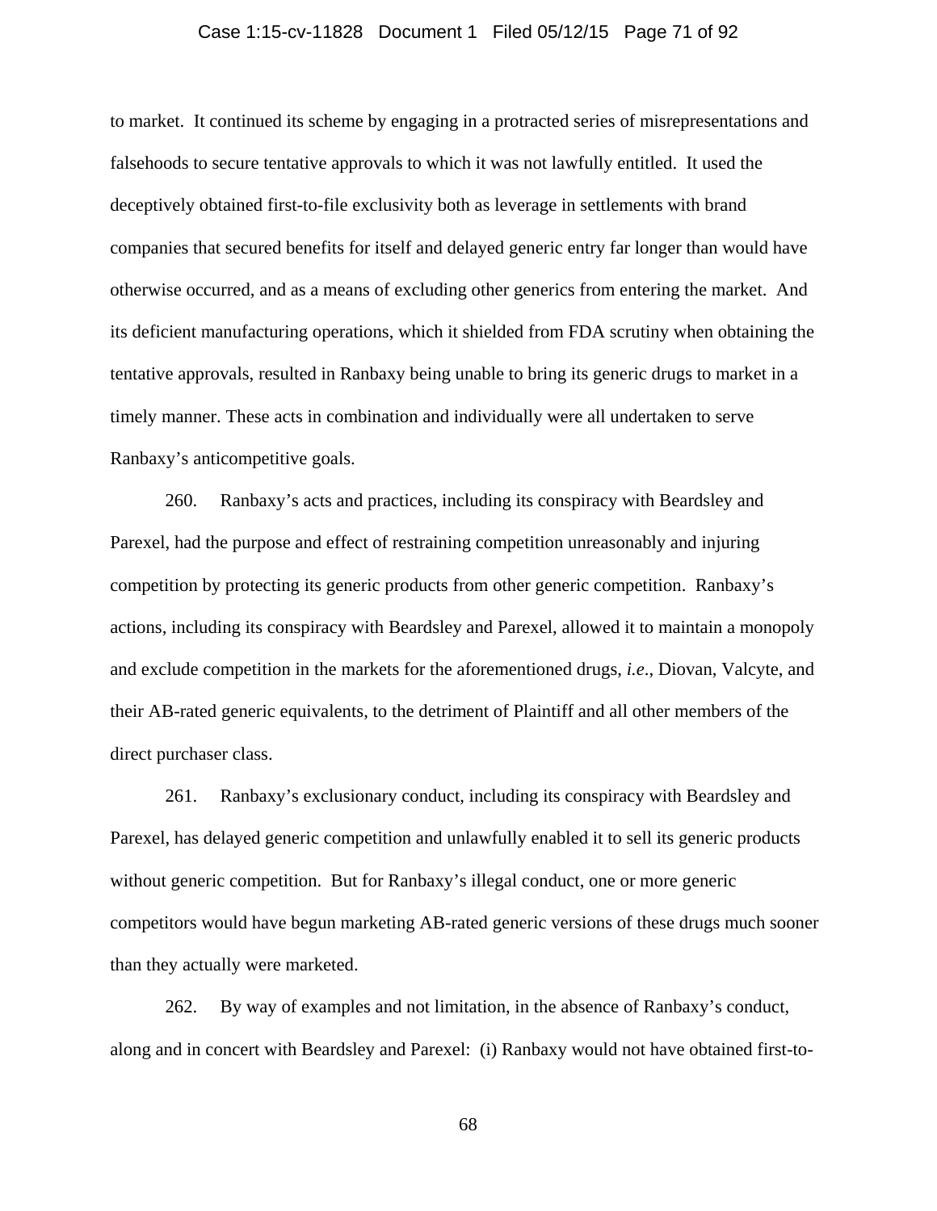to market. It continued its scheme by engaging in a protracted series of misrepresentations and falsehoods to secure tentative approvals to which it was not lawfully entitled. It used the deceptively obtained first-to-file exclusivity both as leverage in settlements with brand companies that secured benefits for itself and delayed generic entry far longer than would have otherwise occurred, and as a means of excluding other generics from entering the market. And its deficient manufacturing operations, which it shielded from FDA scrutiny when obtaining the tentative approvals, resulted in Ranbaxy being unable to bring its generic drugs to market in a timely manner. These acts in combination and individually were all undertaken to serve Ranbaxy's anticompetitive goals.

260. Ranbaxy's acts and practices, including its conspiracy with Beardsley and Parexel, had the purpose and effect of restraining competition unreasonably and injuring competition by protecting its generic products from other generic competition. Ranbaxy's actions, including its conspiracy with Beardsley and Parexel, allowed it to maintain a monopoly and exclude competition in the markets for the aforementioned drugs, *i.e*., Diovan, Valcyte, and their AB-rated generic equivalents, to the detriment of Plaintiff and all other members of the direct purchaser class.

261. Ranbaxy's exclusionary conduct, including its conspiracy with Beardsley and Parexel, has delayed generic competition and unlawfully enabled it to sell its generic products without generic competition. But for Ranbaxy's illegal conduct, one or more generic competitors would have begun marketing AB-rated generic versions of these drugs much sooner than they actually were marketed.

262. By way of examples and not limitation, in the absence of Ranbaxy's conduct, along and in concert with Beardsley and Parexel: (i) Ranbaxy would not have obtained first-to-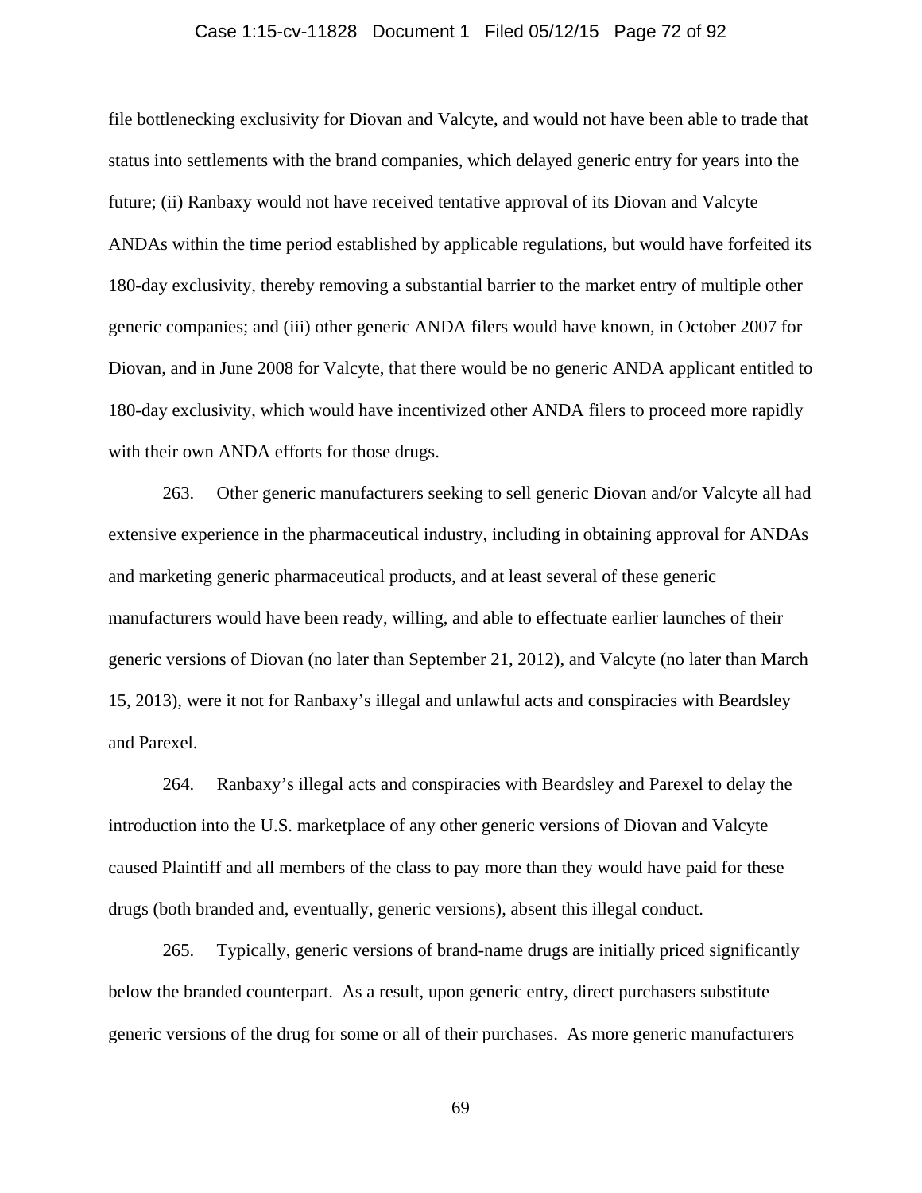file bottlenecking exclusivity for Diovan and Valcyte, and would not have been able to trade that status into settlements with the brand companies, which delayed generic entry for years into the future; (ii) Ranbaxy would not have received tentative approval of its Diovan and Valcyte ANDAs within the time period established by applicable regulations, but would have forfeited its 180-day exclusivity, thereby removing a substantial barrier to the market entry of multiple other generic companies; and (iii) other generic ANDA filers would have known, in October 2007 for Diovan, and in June 2008 for Valcyte, that there would be no generic ANDA applicant entitled to 180-day exclusivity, which would have incentivized other ANDA filers to proceed more rapidly with their own ANDA efforts for those drugs.

263. Other generic manufacturers seeking to sell generic Diovan and/or Valcyte all had extensive experience in the pharmaceutical industry, including in obtaining approval for ANDAs and marketing generic pharmaceutical products, and at least several of these generic manufacturers would have been ready, willing, and able to effectuate earlier launches of their generic versions of Diovan (no later than September 21, 2012), and Valcyte (no later than March 15, 2013), were it not for Ranbaxy's illegal and unlawful acts and conspiracies with Beardsley and Parexel.

264. Ranbaxy's illegal acts and conspiracies with Beardsley and Parexel to delay the introduction into the U.S. marketplace of any other generic versions of Diovan and Valcyte caused Plaintiff and all members of the class to pay more than they would have paid for these drugs (both branded and, eventually, generic versions), absent this illegal conduct.

265. Typically, generic versions of brand-name drugs are initially priced significantly below the branded counterpart. As a result, upon generic entry, direct purchasers substitute generic versions of the drug for some or all of their purchases. As more generic manufacturers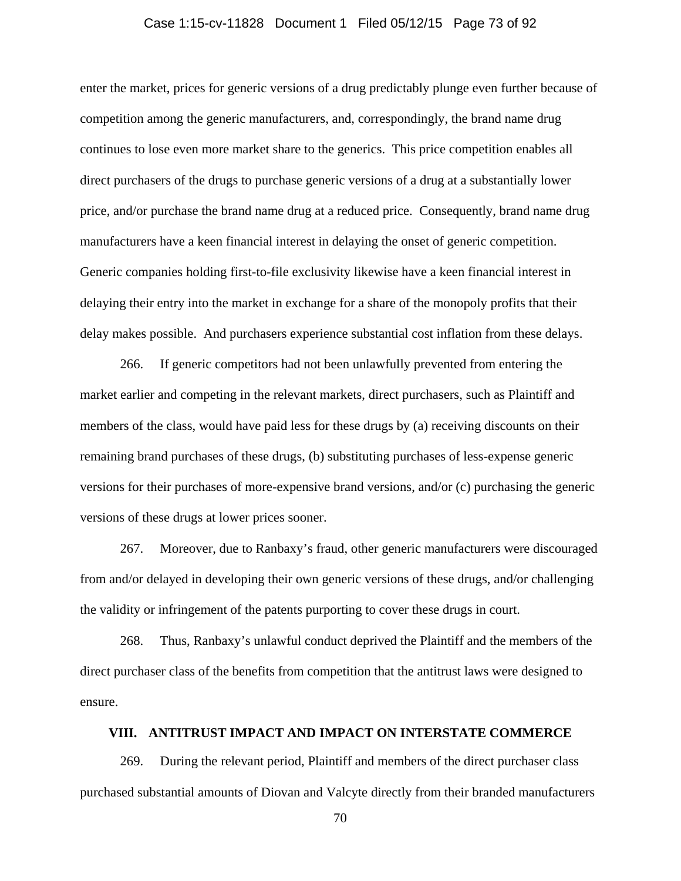enter the market, prices for generic versions of a drug predictably plunge even further because of competition among the generic manufacturers, and, correspondingly, the brand name drug continues to lose even more market share to the generics. This price competition enables all direct purchasers of the drugs to purchase generic versions of a drug at a substantially lower price, and/or purchase the brand name drug at a reduced price. Consequently, brand name drug manufacturers have a keen financial interest in delaying the onset of generic competition. Generic companies holding first-to-file exclusivity likewise have a keen financial interest in delaying their entry into the market in exchange for a share of the monopoly profits that their delay makes possible. And purchasers experience substantial cost inflation from these delays.

266. If generic competitors had not been unlawfully prevented from entering the market earlier and competing in the relevant markets, direct purchasers, such as Plaintiff and members of the class, would have paid less for these drugs by (a) receiving discounts on their remaining brand purchases of these drugs, (b) substituting purchases of less-expense generic versions for their purchases of more-expensive brand versions, and/or (c) purchasing the generic versions of these drugs at lower prices sooner.

267. Moreover, due to Ranbaxy's fraud, other generic manufacturers were discouraged from and/or delayed in developing their own generic versions of these drugs, and/or challenging the validity or infringement of the patents purporting to cover these drugs in court.

268. Thus, Ranbaxy's unlawful conduct deprived the Plaintiff and the members of the direct purchaser class of the benefits from competition that the antitrust laws were designed to ensure.

## VIII. ANTITRUST IMPACT AND IMPACT ON INTERSTATE COMMERCE

269. During the relevant period, Plaintiff and members of the direct purchaser class purchased substantial amounts of Diovan and Valcyte directly from their branded manufacturers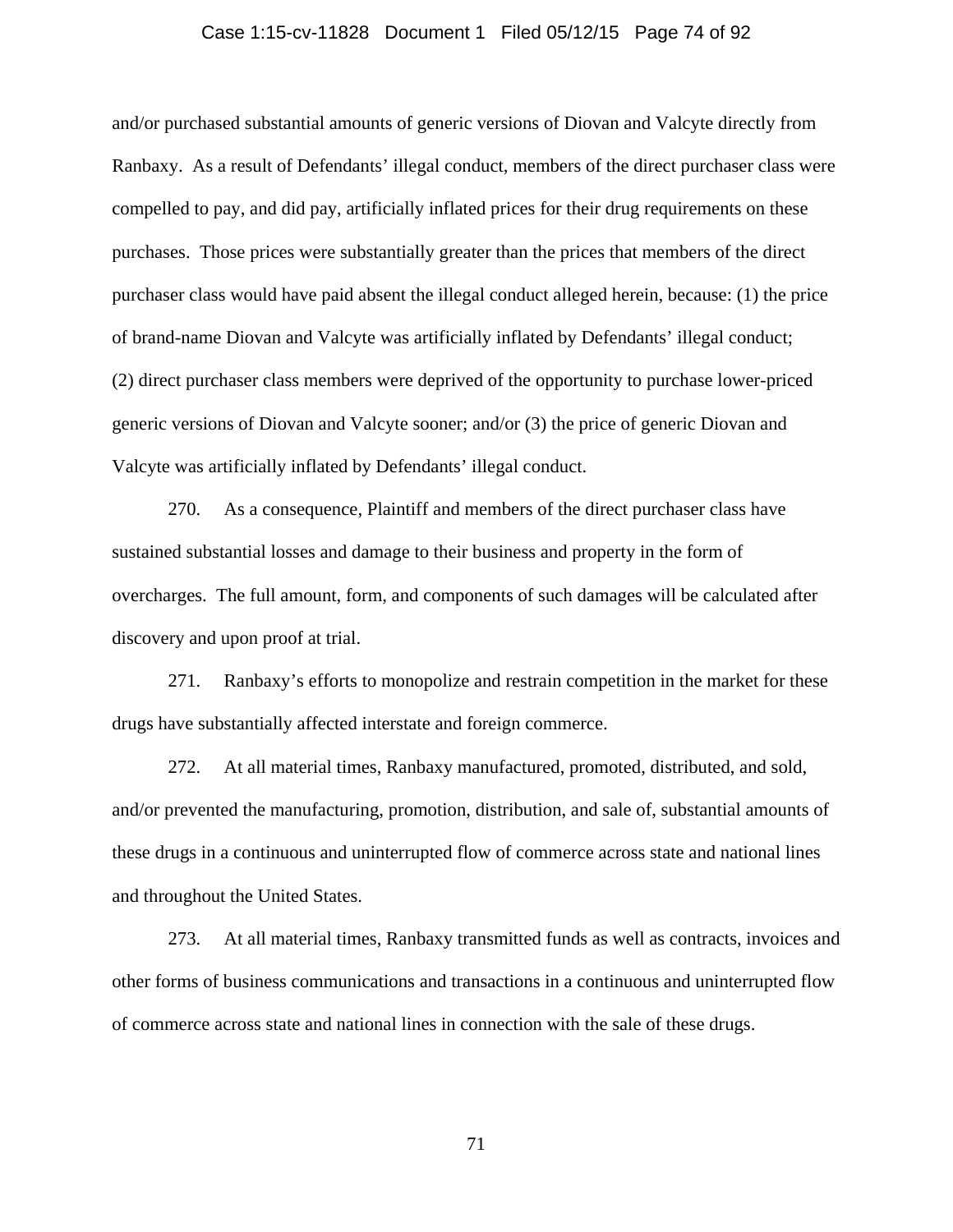and/or purchased substantial amounts of generic versions of Diovan and Valcyte directly from Ranbaxy. As a result of Defendants' illegal conduct, members of the direct purchaser class were compelled to pay, and did pay, artificially inflated prices for their drug requirements on these purchases. Those prices were substantially greater than the prices that members of the direct purchaser class would have paid absent the illegal conduct alleged herein, because: (1) the price of brand-name Diovan and Valcyte was artificially inflated by Defendants' illegal conduct; (2) direct purchaser class members were deprived of the opportunity to purchase lower-priced generic versions of Diovan and Valcyte sooner; and/or (3) the price of generic Diovan and Valcyte was artificially inflated by Defendants' illegal conduct.

270. As a consequence, Plaintiff and members of the direct purchaser class have sustained substantial losses and damage to their business and property in the form of overcharges. The full amount, form, and components of such damages will be calculated after discovery and upon proof at trial.

271. Ranbaxy's efforts to monopolize and restrain competition in the market for these drugs have substantially affected interstate and foreign commerce.

272. At all material times, Ranbaxy manufactured, promoted, distributed, and sold, and/or prevented the manufacturing, promotion, distribution, and sale of, substantial amounts of these drugs in a continuous and uninterrupted flow of commerce across state and national lines and throughout the United States.

273. At all material times, Ranbaxy transmitted funds as well as contracts, invoices and other forms of business communications and transactions in a continuous and uninterrupted flow of commerce across state and national lines in connection with the sale of these drugs.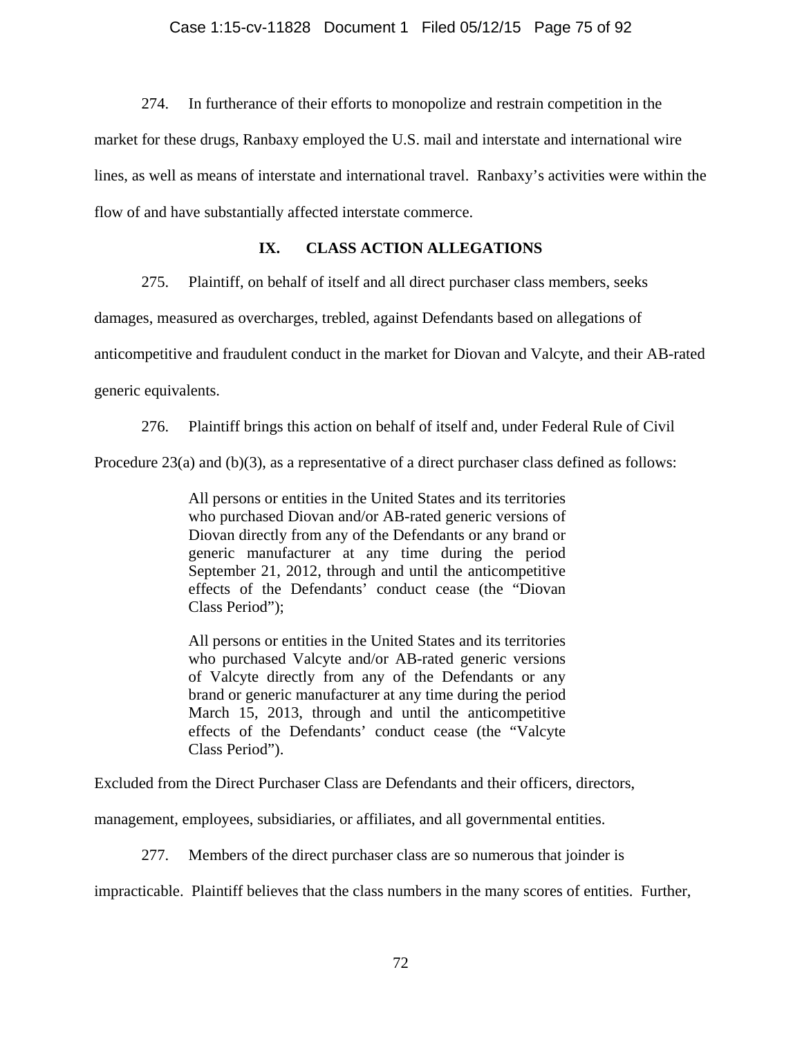274. In furtherance of their efforts to monopolize and restrain competition in the market for these drugs, Ranbaxy employed the U.S. mail and interstate and international wire lines, as well as means of interstate and international travel. Ranbaxy's activities were within the flow of and have substantially affected interstate commerce.

## IX. CLASS ACTION ALLEGATIONS

275. Plaintiff, on behalf of itself and all direct purchaser class members, seeks damages, measured as overcharges, trebled, against Defendants based on allegations of anticompetitive and fraudulent conduct in the market for Diovan and Valcyte, and their AB-rated generic equivalents.

276. Plaintiff brings this action on behalf of itself and, under Federal Rule of Civil Procedure 23(a) and (b)(3), as a representative of a direct purchaser class defined as follows:

> All persons or entities in the United States and its territories who purchased Diovan and/or AB-rated generic versions of Diovan directly from any of the Defendants or any brand or generic manufacturer at any time during the period September 21, 2012, through and until the anticompetitive effects of the Defendants' conduct cease (the "Diovan Class Period");
>
> All persons or entities in the United States and its territories who purchased Valcyte and/or AB-rated generic versions of Valcyte directly from any of the Defendants or any brand or generic manufacturer at any time during the period March 15, 2013, through and until the anticompetitive effects of the Defendants' conduct cease (the "Valcyte Class Period").

Excluded from the Direct Purchaser Class are Defendants and their officers, directors, management, employees, subsidiaries, or affiliates, and all governmental entities.

277. Members of the direct purchaser class are so numerous that joinder is impracticable. Plaintiff believes that the class numbers in the many scores of entities. Further,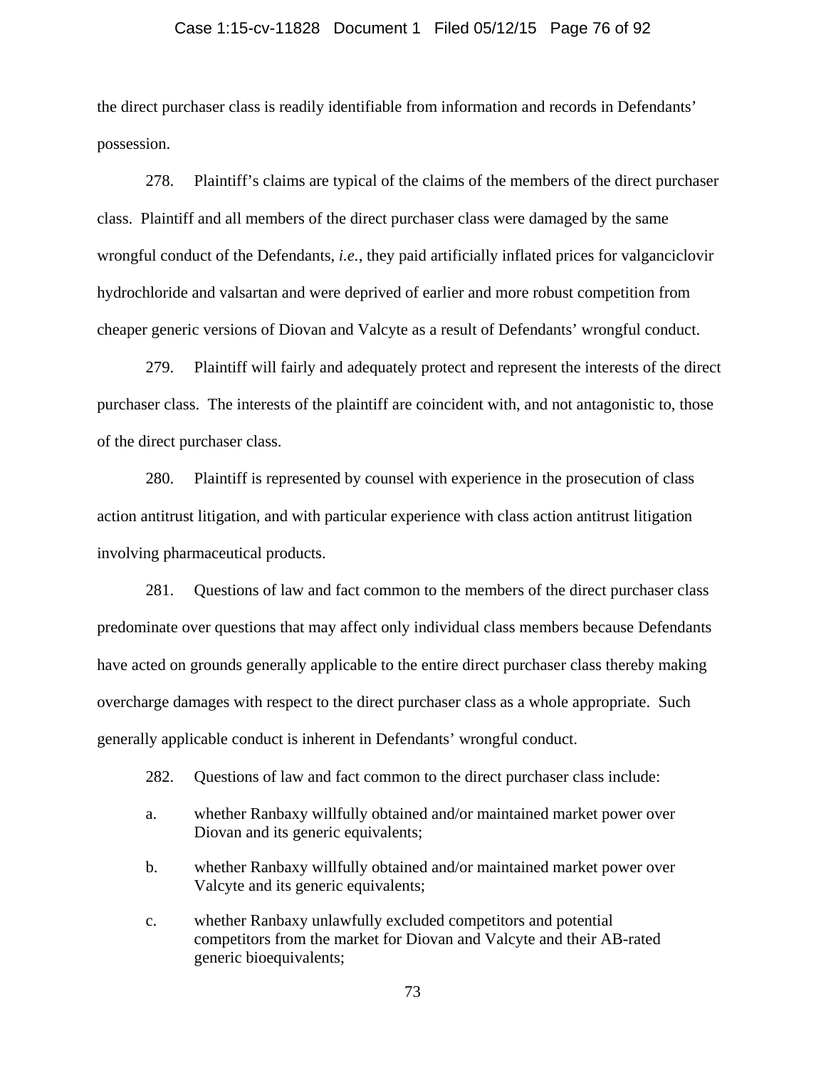the direct purchaser class is readily identifiable from information and records in Defendants' possession.

278. Plaintiff's claims are typical of the claims of the members of the direct purchaser class. Plaintiff and all members of the direct purchaser class were damaged by the same wrongful conduct of the Defendants, *i.e.*, they paid artificially inflated prices for valganciclovir hydrochloride and valsartan and were deprived of earlier and more robust competition from cheaper generic versions of Diovan and Valcyte as a result of Defendants' wrongful conduct.

279. Plaintiff will fairly and adequately protect and represent the interests of the direct purchaser class. The interests of the plaintiff are coincident with, and not antagonistic to, those of the direct purchaser class.

280. Plaintiff is represented by counsel with experience in the prosecution of class action antitrust litigation, and with particular experience with class action antitrust litigation involving pharmaceutical products.

281. Questions of law and fact common to the members of the direct purchaser class predominate over questions that may affect only individual class members because Defendants have acted on grounds generally applicable to the entire direct purchaser class thereby making overcharge damages with respect to the direct purchaser class as a whole appropriate. Such generally applicable conduct is inherent in Defendants' wrongful conduct.

282. Questions of law and fact common to the direct purchaser class include:

a. whether Ranbaxy willfully obtained and/or maintained market power over Diovan and its generic equivalents;

b. whether Ranbaxy willfully obtained and/or maintained market power over Valcyte and its generic equivalents;

c. whether Ranbaxy unlawfully excluded competitors and potential competitors from the market for Diovan and Valcyte and their AB-rated generic bioequivalents;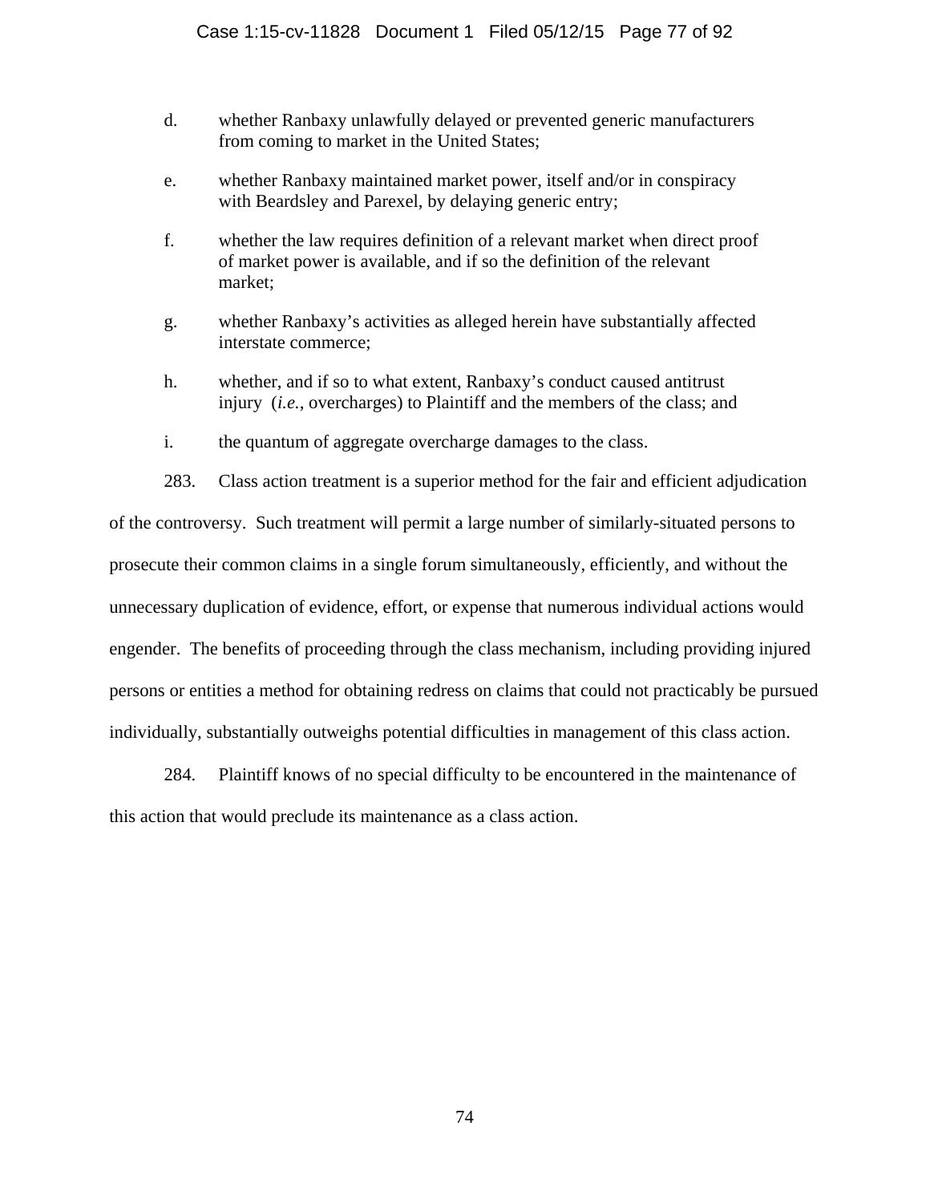d. whether Ranbaxy unlawfully delayed or prevented generic manufacturers from coming to market in the United States;

e. whether Ranbaxy maintained market power, itself and/or in conspiracy with Beardsley and Parexel, by delaying generic entry;

f. whether the law requires definition of a relevant market when direct proof of market power is available, and if so the definition of the relevant market;

g. whether Ranbaxy's activities as alleged herein have substantially affected interstate commerce;

h. whether, and if so to what extent, Ranbaxy's conduct caused antitrust injury (*i.e.*, overcharges) to Plaintiff and the members of the class; and

i. the quantum of aggregate overcharge damages to the class.

283. Class action treatment is a superior method for the fair and efficient adjudication of the controversy. Such treatment will permit a large number of similarly-situated persons to prosecute their common claims in a single forum simultaneously, efficiently, and without the unnecessary duplication of evidence, effort, or expense that numerous individual actions would engender. The benefits of proceeding through the class mechanism, including providing injured persons or entities a method for obtaining redress on claims that could not practicably be pursued individually, substantially outweighs potential difficulties in management of this class action.

284. Plaintiff knows of no special difficulty to be encountered in the maintenance of this action that would preclude its maintenance as a class action.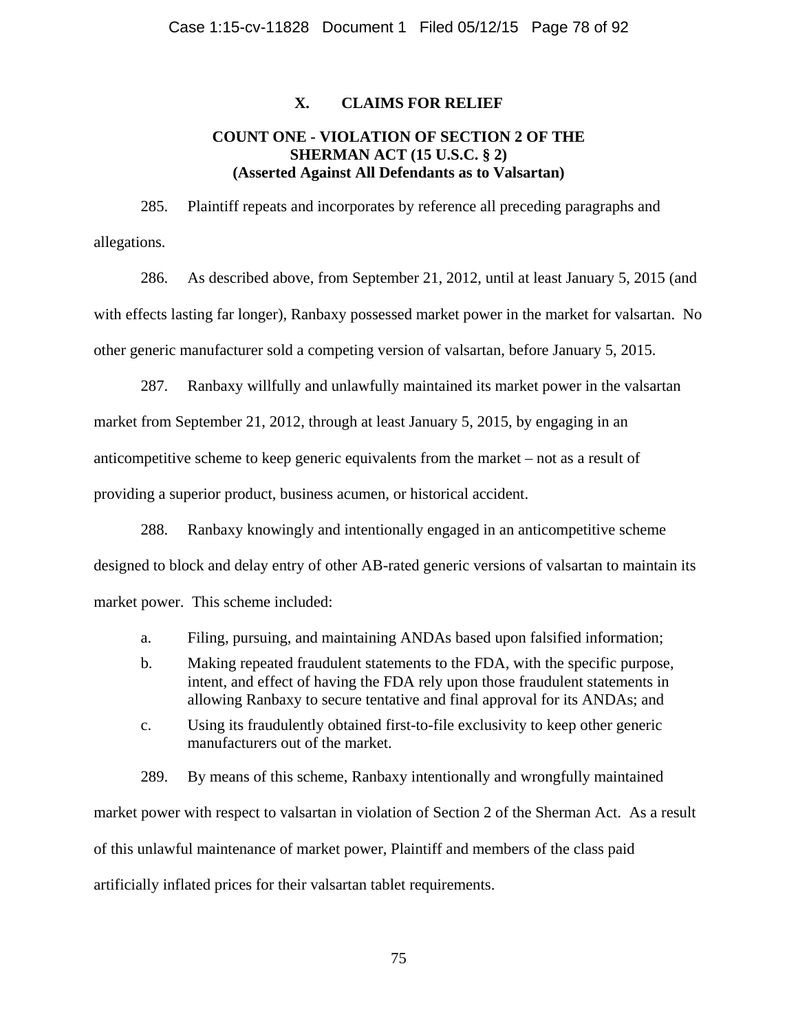## X. CLAIMS FOR RELIEF

### COUNT ONE - VIOLATION OF SECTION 2 OF THE SHERMAN ACT (15 U.S.C. § 2) (Asserted Against All Defendants as to Valsartan)

285. Plaintiff repeats and incorporates by reference all preceding paragraphs and allegations.

286. As described above, from September 21, 2012, until at least January 5, 2015 (and with effects lasting far longer), Ranbaxy possessed market power in the market for valsartan. No other generic manufacturer sold a competing version of valsartan, before January 5, 2015.

287. Ranbaxy willfully and unlawfully maintained its market power in the valsartan market from September 21, 2012, through at least January 5, 2015, by engaging in an anticompetitive scheme to keep generic equivalents from the market – not as a result of providing a superior product, business acumen, or historical accident.

288. Ranbaxy knowingly and intentionally engaged in an anticompetitive scheme designed to block and delay entry of other AB-rated generic versions of valsartan to maintain its market power. This scheme included:

a. Filing, pursuing, and maintaining ANDAs based upon falsified information;

b. Making repeated fraudulent statements to the FDA, with the specific purpose, intent, and effect of having the FDA rely upon those fraudulent statements in allowing Ranbaxy to secure tentative and final approval for its ANDAs; and

c. Using its fraudulently obtained first-to-file exclusivity to keep other generic manufacturers out of the market.

289. By means of this scheme, Ranbaxy intentionally and wrongfully maintained market power with respect to valsartan in violation of Section 2 of the Sherman Act. As a result of this unlawful maintenance of market power, Plaintiff and members of the class paid artificially inflated prices for their valsartan tablet requirements.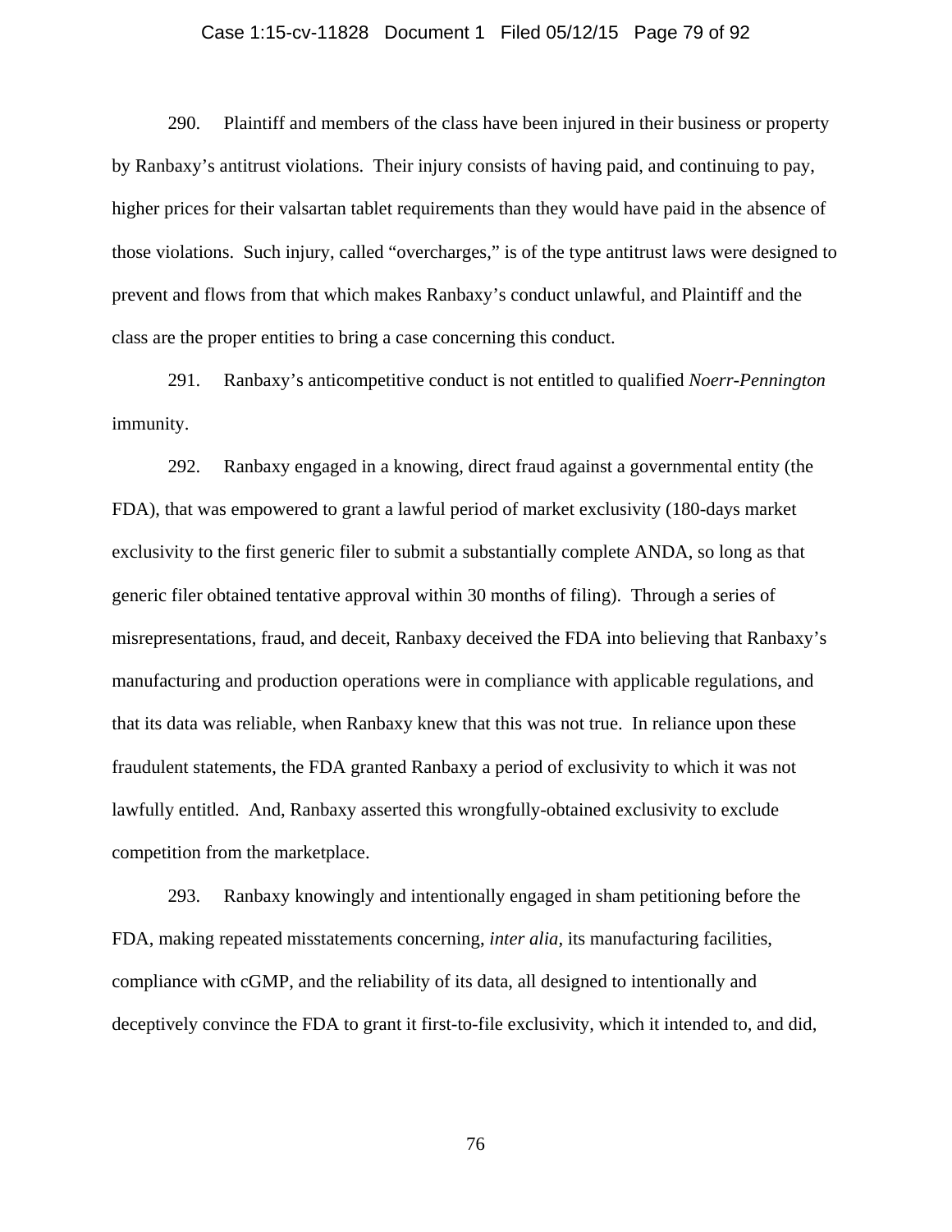290. Plaintiff and members of the class have been injured in their business or property by Ranbaxy's antitrust violations. Their injury consists of having paid, and continuing to pay, higher prices for their valsartan tablet requirements than they would have paid in the absence of those violations. Such injury, called "overcharges," is of the type antitrust laws were designed to prevent and flows from that which makes Ranbaxy's conduct unlawful, and Plaintiff and the class are the proper entities to bring a case concerning this conduct.

291. Ranbaxy's anticompetitive conduct is not entitled to qualified *Noerr-Pennington* immunity.

292. Ranbaxy engaged in a knowing, direct fraud against a governmental entity (the FDA), that was empowered to grant a lawful period of market exclusivity (180-days market exclusivity to the first generic filer to submit a substantially complete ANDA, so long as that generic filer obtained tentative approval within 30 months of filing). Through a series of misrepresentations, fraud, and deceit, Ranbaxy deceived the FDA into believing that Ranbaxy's manufacturing and production operations were in compliance with applicable regulations, and that its data was reliable, when Ranbaxy knew that this was not true. In reliance upon these fraudulent statements, the FDA granted Ranbaxy a period of exclusivity to which it was not lawfully entitled. And, Ranbaxy asserted this wrongfully-obtained exclusivity to exclude competition from the marketplace.

293. Ranbaxy knowingly and intentionally engaged in sham petitioning before the FDA, making repeated misstatements concerning, *inter alia*, its manufacturing facilities, compliance with cGMP, and the reliability of its data, all designed to intentionally and deceptively convince the FDA to grant it first-to-file exclusivity, which it intended to, and did,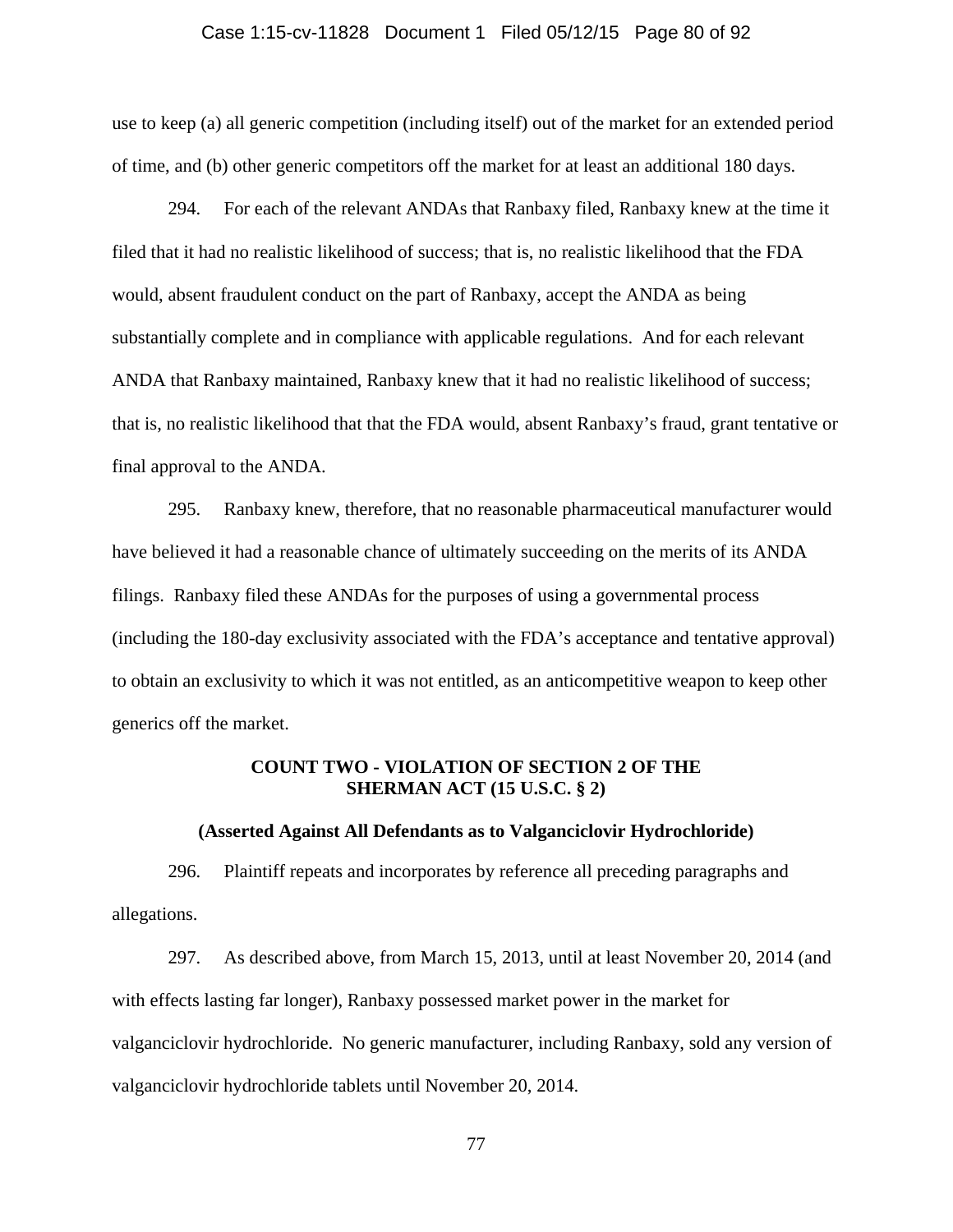use to keep (a) all generic competition (including itself) out of the market for an extended period of time, and (b) other generic competitors off the market for at least an additional 180 days.

294. For each of the relevant ANDAs that Ranbaxy filed, Ranbaxy knew at the time it filed that it had no realistic likelihood of success; that is, no realistic likelihood that the FDA would, absent fraudulent conduct on the part of Ranbaxy, accept the ANDA as being substantially complete and in compliance with applicable regulations. And for each relevant ANDA that Ranbaxy maintained, Ranbaxy knew that it had no realistic likelihood of success; that is, no realistic likelihood that that the FDA would, absent Ranbaxy's fraud, grant tentative or final approval to the ANDA.

295. Ranbaxy knew, therefore, that no reasonable pharmaceutical manufacturer would have believed it had a reasonable chance of ultimately succeeding on the merits of its ANDA filings. Ranbaxy filed these ANDAs for the purposes of using a governmental process (including the 180-day exclusivity associated with the FDA's acceptance and tentative approval) to obtain an exclusivity to which it was not entitled, as an anticompetitive weapon to keep other generics off the market.

## COUNT TWO - VIOLATION OF SECTION 2 OF THE SHERMAN ACT (15 U.S.C. § 2)

### (Asserted Against All Defendants as to Valganciclovir Hydrochloride)

296. Plaintiff repeats and incorporates by reference all preceding paragraphs and allegations.

297. As described above, from March 15, 2013, until at least November 20, 2014 (and with effects lasting far longer), Ranbaxy possessed market power in the market for valganciclovir hydrochloride. No generic manufacturer, including Ranbaxy, sold any version of valganciclovir hydrochloride tablets until November 20, 2014.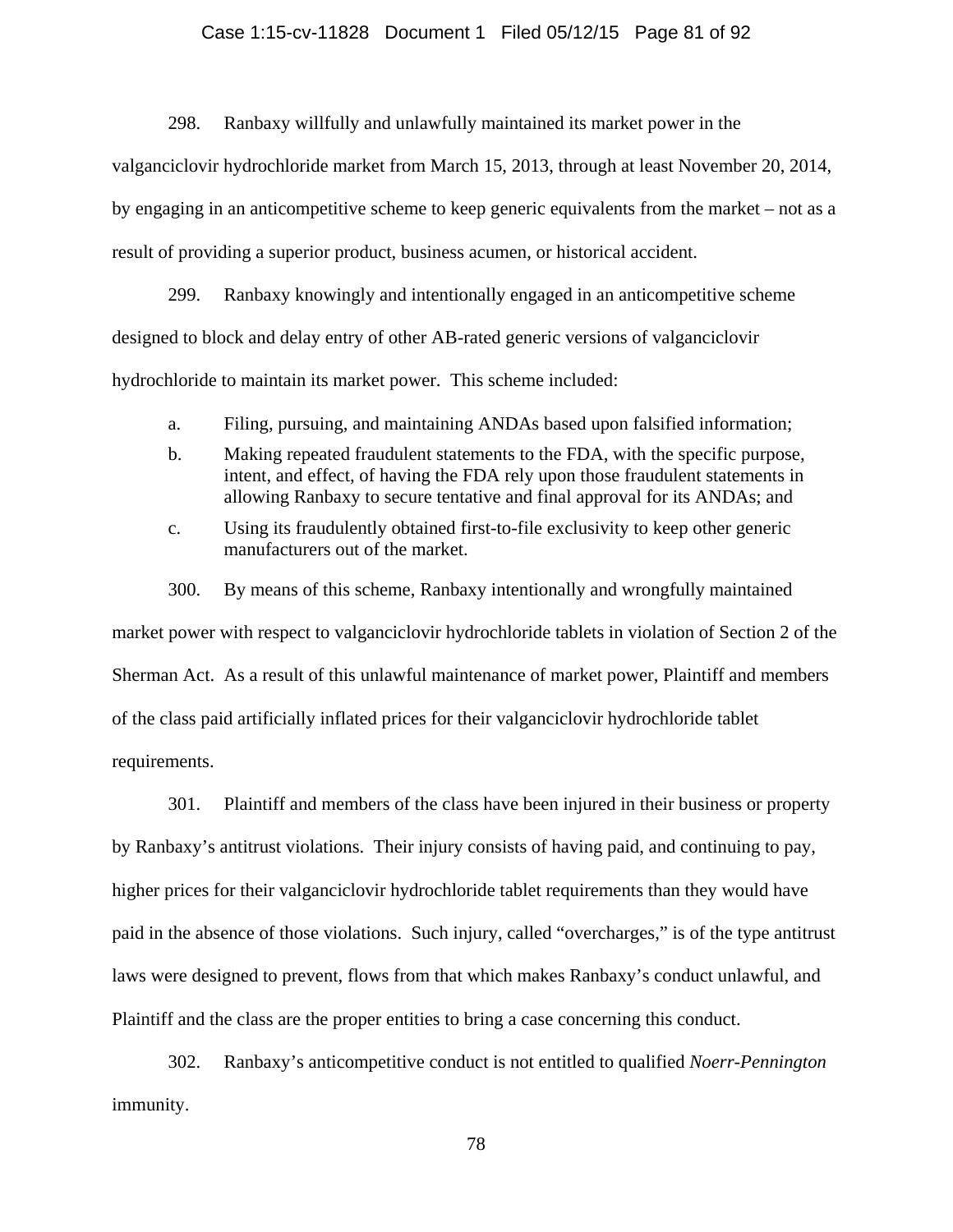298. Ranbaxy willfully and unlawfully maintained its market power in the valganciclovir hydrochloride market from March 15, 2013, through at least November 20, 2014, by engaging in an anticompetitive scheme to keep generic equivalents from the market – not as a result of providing a superior product, business acumen, or historical accident.

299. Ranbaxy knowingly and intentionally engaged in an anticompetitive scheme designed to block and delay entry of other AB-rated generic versions of valganciclovir hydrochloride to maintain its market power. This scheme included:

a. Filing, pursuing, and maintaining ANDAs based upon falsified information;

b. Making repeated fraudulent statements to the FDA, with the specific purpose, intent, and effect, of having the FDA rely upon those fraudulent statements in allowing Ranbaxy to secure tentative and final approval for its ANDAs; and

c. Using its fraudulently obtained first-to-file exclusivity to keep other generic manufacturers out of the market.

300. By means of this scheme, Ranbaxy intentionally and wrongfully maintained market power with respect to valganciclovir hydrochloride tablets in violation of Section 2 of the Sherman Act. As a result of this unlawful maintenance of market power, Plaintiff and members of the class paid artificially inflated prices for their valganciclovir hydrochloride tablet requirements.

301. Plaintiff and members of the class have been injured in their business or property by Ranbaxy's antitrust violations. Their injury consists of having paid, and continuing to pay, higher prices for their valganciclovir hydrochloride tablet requirements than they would have paid in the absence of those violations. Such injury, called "overcharges," is of the type antitrust laws were designed to prevent, flows from that which makes Ranbaxy's conduct unlawful, and Plaintiff and the class are the proper entities to bring a case concerning this conduct.

302. Ranbaxy's anticompetitive conduct is not entitled to qualified *Noerr-Pennington* immunity.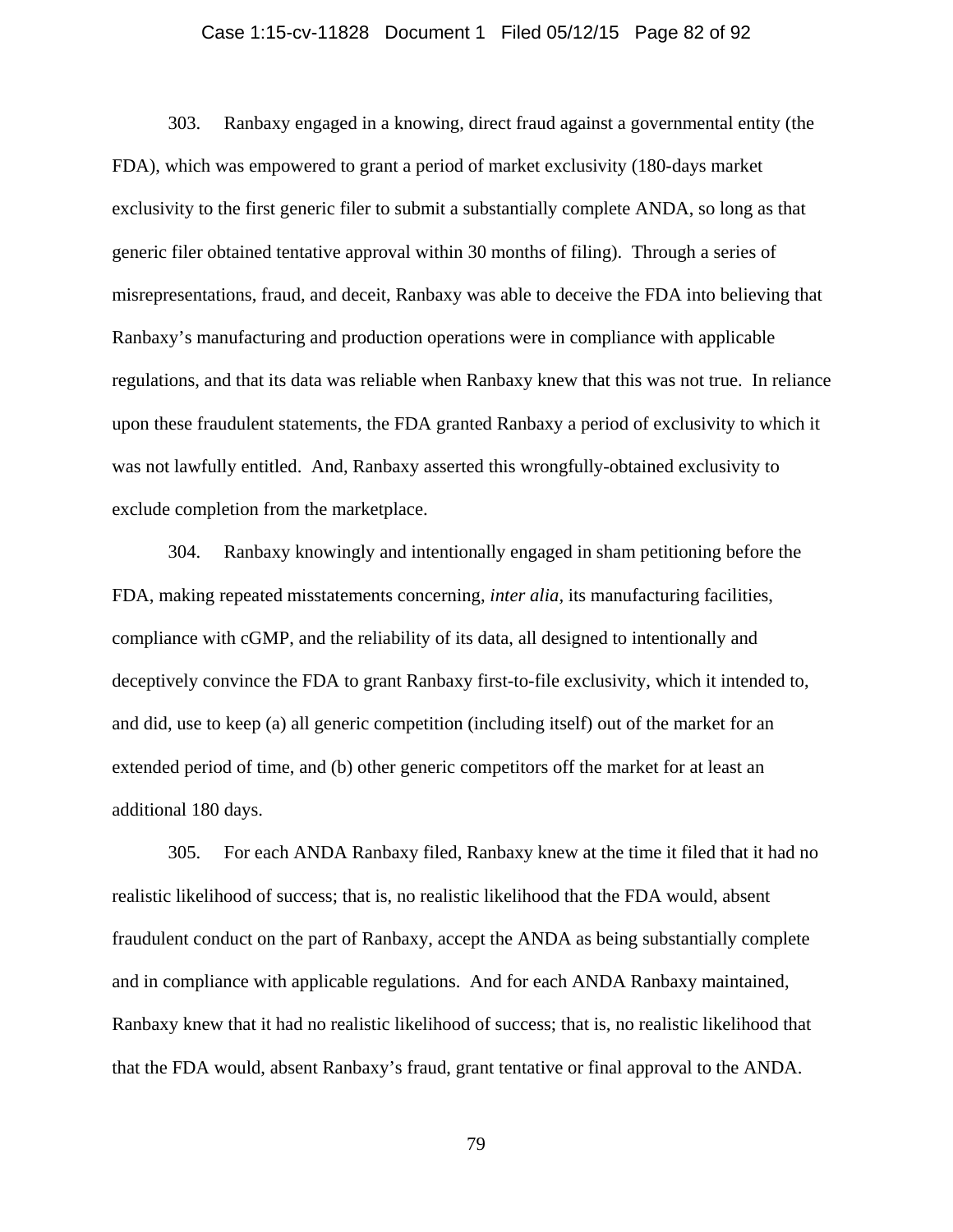303. Ranbaxy engaged in a knowing, direct fraud against a governmental entity (the FDA), which was empowered to grant a period of market exclusivity (180-days market exclusivity to the first generic filer to submit a substantially complete ANDA, so long as that generic filer obtained tentative approval within 30 months of filing). Through a series of misrepresentations, fraud, and deceit, Ranbaxy was able to deceive the FDA into believing that Ranbaxy's manufacturing and production operations were in compliance with applicable regulations, and that its data was reliable when Ranbaxy knew that this was not true. In reliance upon these fraudulent statements, the FDA granted Ranbaxy a period of exclusivity to which it was not lawfully entitled. And, Ranbaxy asserted this wrongfully-obtained exclusivity to exclude completion from the marketplace.

304. Ranbaxy knowingly and intentionally engaged in sham petitioning before the FDA, making repeated misstatements concerning, *inter alia*, its manufacturing facilities, compliance with cGMP, and the reliability of its data, all designed to intentionally and deceptively convince the FDA to grant Ranbaxy first-to-file exclusivity, which it intended to, and did, use to keep (a) all generic competition (including itself) out of the market for an extended period of time, and (b) other generic competitors off the market for at least an additional 180 days.

305. For each ANDA Ranbaxy filed, Ranbaxy knew at the time it filed that it had no realistic likelihood of success; that is, no realistic likelihood that the FDA would, absent fraudulent conduct on the part of Ranbaxy, accept the ANDA as being substantially complete and in compliance with applicable regulations. And for each ANDA Ranbaxy maintained, Ranbaxy knew that it had no realistic likelihood of success; that is, no realistic likelihood that that the FDA would, absent Ranbaxy's fraud, grant tentative or final approval to the ANDA.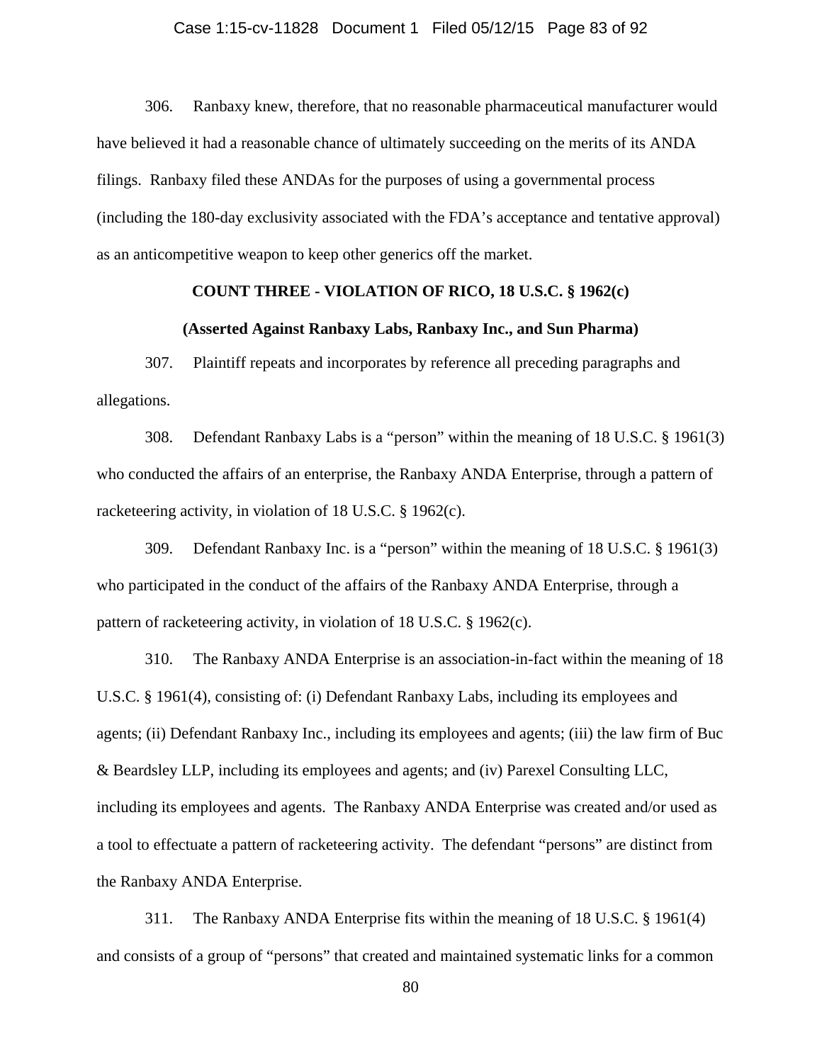306. Ranbaxy knew, therefore, that no reasonable pharmaceutical manufacturer would have believed it had a reasonable chance of ultimately succeeding on the merits of its ANDA filings. Ranbaxy filed these ANDAs for the purposes of using a governmental process (including the 180-day exclusivity associated with the FDA's acceptance and tentative approval) as an anticompetitive weapon to keep other generics off the market.

**COUNT THREE - VIOLATION OF RICO, 18 U.S.C. § 1962(c)**

**(Asserted Against Ranbaxy Labs, Ranbaxy Inc., and Sun Pharma)**

307. Plaintiff repeats and incorporates by reference all preceding paragraphs and allegations.

308. Defendant Ranbaxy Labs is a "person" within the meaning of 18 U.S.C. § 1961(3) who conducted the affairs of an enterprise, the Ranbaxy ANDA Enterprise, through a pattern of racketeering activity, in violation of 18 U.S.C. § 1962(c).

309. Defendant Ranbaxy Inc. is a "person" within the meaning of 18 U.S.C. § 1961(3) who participated in the conduct of the affairs of the Ranbaxy ANDA Enterprise, through a pattern of racketeering activity, in violation of 18 U.S.C. § 1962(c).

310. The Ranbaxy ANDA Enterprise is an association-in-fact within the meaning of 18 U.S.C. § 1961(4), consisting of: (i) Defendant Ranbaxy Labs, including its employees and agents; (ii) Defendant Ranbaxy Inc., including its employees and agents; (iii) the law firm of Buc & Beardsley LLP, including its employees and agents; and (iv) Parexel Consulting LLC, including its employees and agents. The Ranbaxy ANDA Enterprise was created and/or used as a tool to effectuate a pattern of racketeering activity. The defendant "persons" are distinct from the Ranbaxy ANDA Enterprise.

311. The Ranbaxy ANDA Enterprise fits within the meaning of 18 U.S.C. § 1961(4) and consists of a group of "persons" that created and maintained systematic links for a common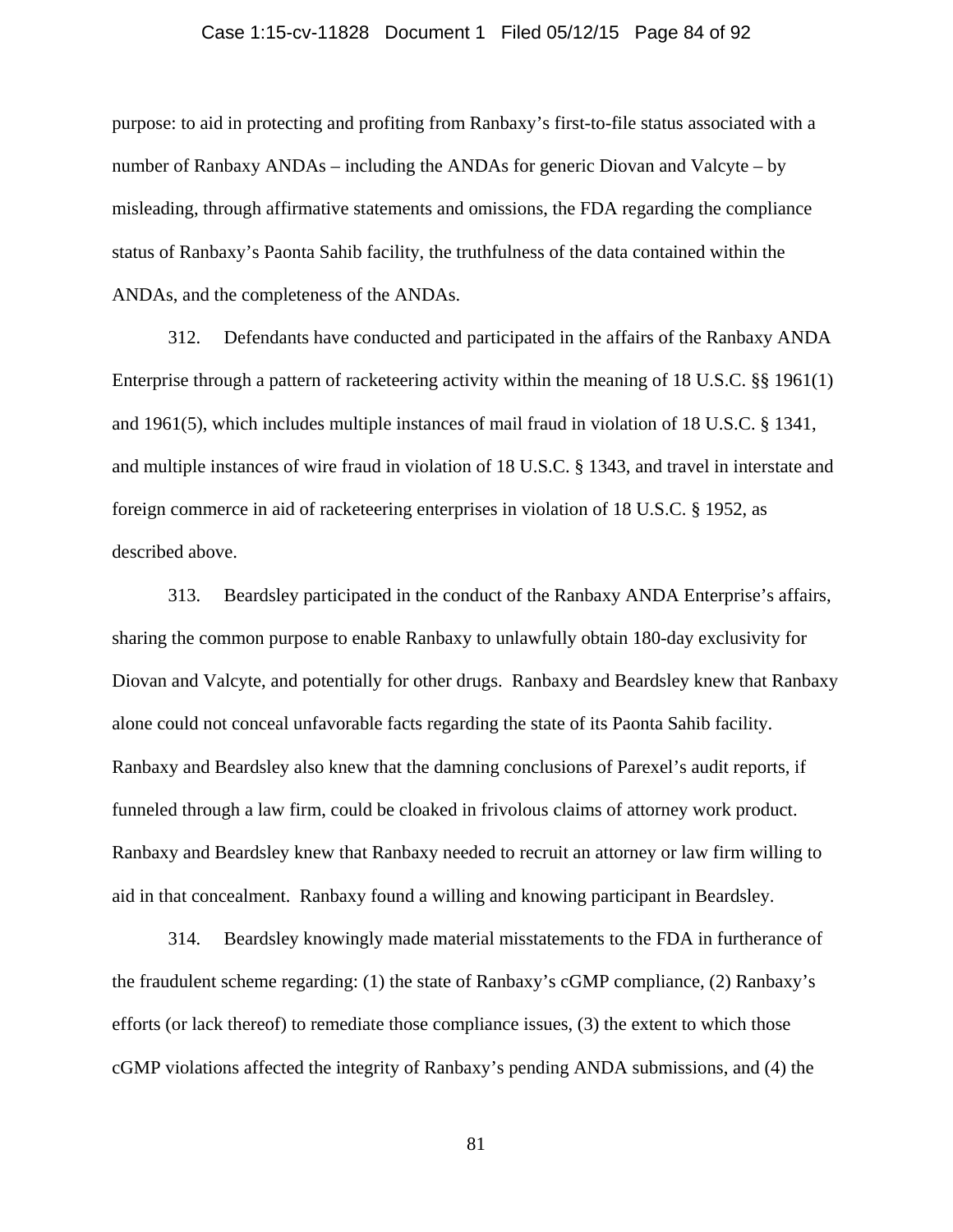purpose: to aid in protecting and profiting from Ranbaxy's first-to-file status associated with a number of Ranbaxy ANDAs – including the ANDAs for generic Diovan and Valcyte – by misleading, through affirmative statements and omissions, the FDA regarding the compliance status of Ranbaxy's Paonta Sahib facility, the truthfulness of the data contained within the ANDAs, and the completeness of the ANDAs.

312. Defendants have conducted and participated in the affairs of the Ranbaxy ANDA Enterprise through a pattern of racketeering activity within the meaning of 18 U.S.C. §§ 1961(1) and 1961(5), which includes multiple instances of mail fraud in violation of 18 U.S.C. § 1341, and multiple instances of wire fraud in violation of 18 U.S.C. § 1343, and travel in interstate and foreign commerce in aid of racketeering enterprises in violation of 18 U.S.C. § 1952, as described above.

313. Beardsley participated in the conduct of the Ranbaxy ANDA Enterprise's affairs, sharing the common purpose to enable Ranbaxy to unlawfully obtain 180-day exclusivity for Diovan and Valcyte, and potentially for other drugs. Ranbaxy and Beardsley knew that Ranbaxy alone could not conceal unfavorable facts regarding the state of its Paonta Sahib facility. Ranbaxy and Beardsley also knew that the damning conclusions of Parexel's audit reports, if funneled through a law firm, could be cloaked in frivolous claims of attorney work product. Ranbaxy and Beardsley knew that Ranbaxy needed to recruit an attorney or law firm willing to aid in that concealment. Ranbaxy found a willing and knowing participant in Beardsley.

314. Beardsley knowingly made material misstatements to the FDA in furtherance of the fraudulent scheme regarding: (1) the state of Ranbaxy's cGMP compliance, (2) Ranbaxy's efforts (or lack thereof) to remediate those compliance issues, (3) the extent to which those cGMP violations affected the integrity of Ranbaxy's pending ANDA submissions, and (4) the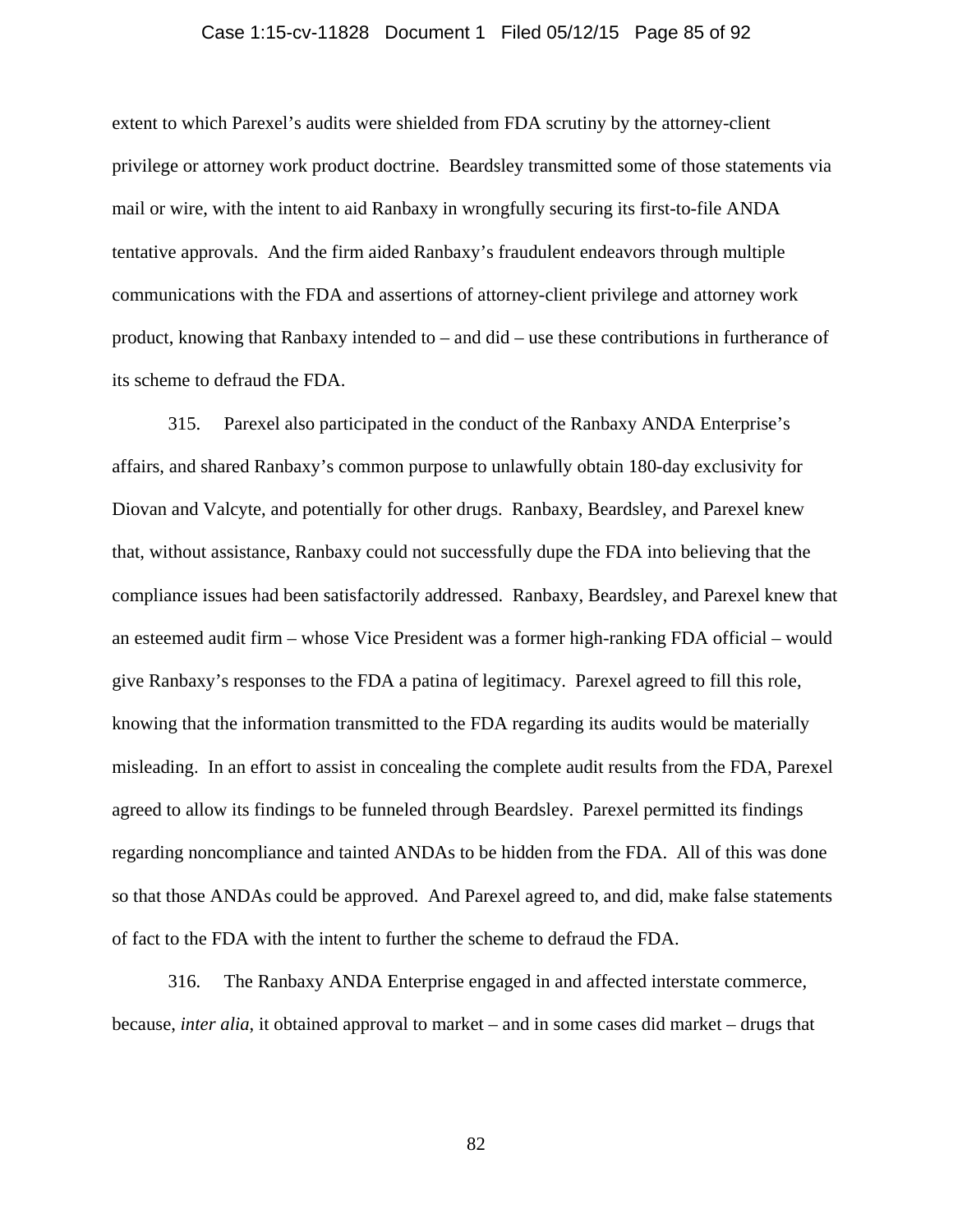extent to which Parexel's audits were shielded from FDA scrutiny by the attorney-client privilege or attorney work product doctrine. Beardsley transmitted some of those statements via mail or wire, with the intent to aid Ranbaxy in wrongfully securing its first-to-file ANDA tentative approvals. And the firm aided Ranbaxy's fraudulent endeavors through multiple communications with the FDA and assertions of attorney-client privilege and attorney work product, knowing that Ranbaxy intended to – and did – use these contributions in furtherance of its scheme to defraud the FDA.

315. Parexel also participated in the conduct of the Ranbaxy ANDA Enterprise's affairs, and shared Ranbaxy's common purpose to unlawfully obtain 180-day exclusivity for Diovan and Valcyte, and potentially for other drugs. Ranbaxy, Beardsley, and Parexel knew that, without assistance, Ranbaxy could not successfully dupe the FDA into believing that the compliance issues had been satisfactorily addressed. Ranbaxy, Beardsley, and Parexel knew that an esteemed audit firm – whose Vice President was a former high-ranking FDA official – would give Ranbaxy's responses to the FDA a patina of legitimacy. Parexel agreed to fill this role, knowing that the information transmitted to the FDA regarding its audits would be materially misleading. In an effort to assist in concealing the complete audit results from the FDA, Parexel agreed to allow its findings to be funneled through Beardsley. Parexel permitted its findings regarding noncompliance and tainted ANDAs to be hidden from the FDA. All of this was done so that those ANDAs could be approved. And Parexel agreed to, and did, make false statements of fact to the FDA with the intent to further the scheme to defraud the FDA.

316. The Ranbaxy ANDA Enterprise engaged in and affected interstate commerce, because, *inter alia*, it obtained approval to market – and in some cases did market – drugs that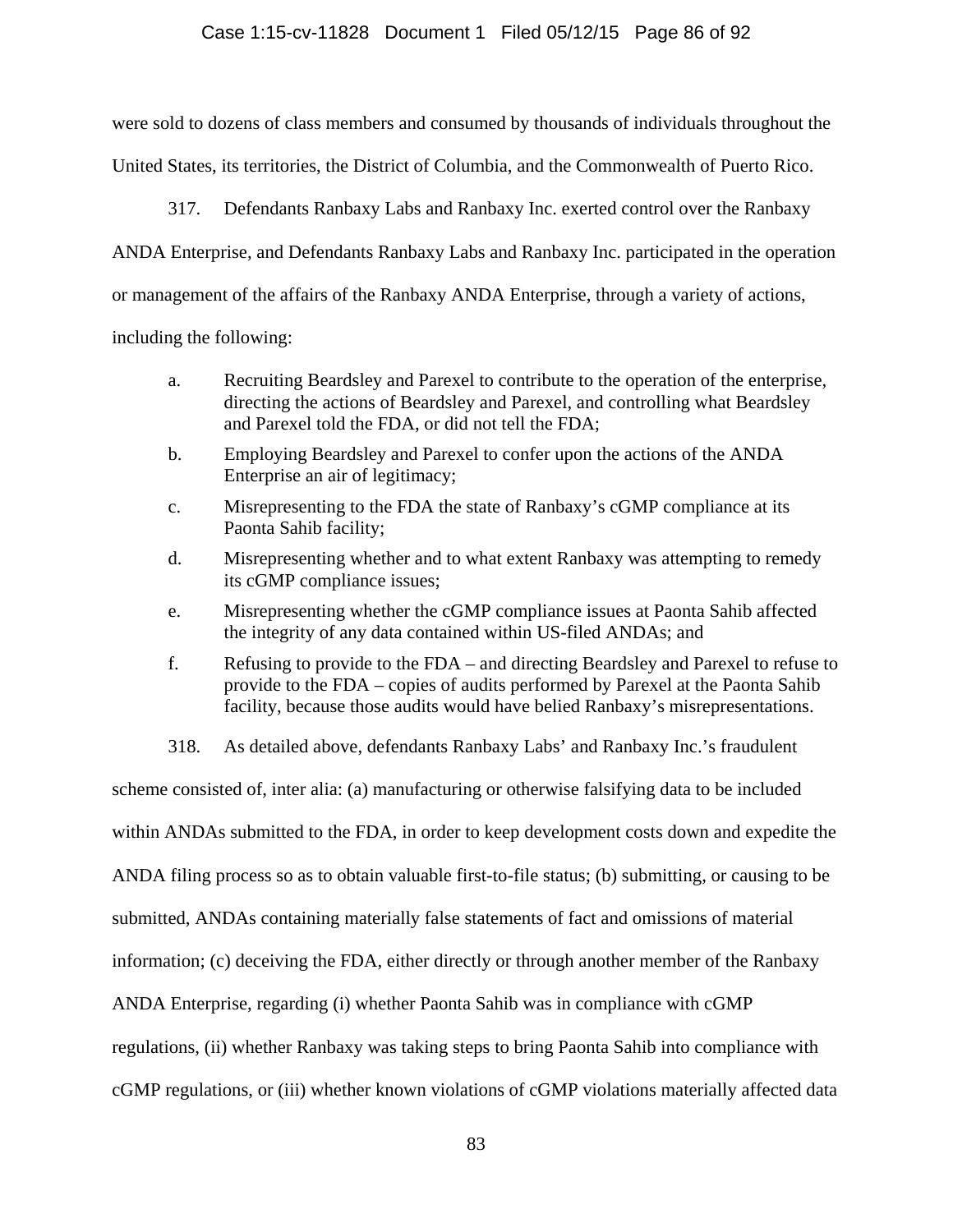were sold to dozens of class members and consumed by thousands of individuals throughout the United States, its territories, the District of Columbia, and the Commonwealth of Puerto Rico.

317. Defendants Ranbaxy Labs and Ranbaxy Inc. exerted control over the Ranbaxy ANDA Enterprise, and Defendants Ranbaxy Labs and Ranbaxy Inc. participated in the operation or management of the affairs of the Ranbaxy ANDA Enterprise, through a variety of actions, including the following:

a. Recruiting Beardsley and Parexel to contribute to the operation of the enterprise, directing the actions of Beardsley and Parexel, and controlling what Beardsley and Parexel told the FDA, or did not tell the FDA;

b. Employing Beardsley and Parexel to confer upon the actions of the ANDA Enterprise an air of legitimacy;

c. Misrepresenting to the FDA the state of Ranbaxy's cGMP compliance at its Paonta Sahib facility;

d. Misrepresenting whether and to what extent Ranbaxy was attempting to remedy its cGMP compliance issues;

e. Misrepresenting whether the cGMP compliance issues at Paonta Sahib affected the integrity of any data contained within US-filed ANDAs; and

f. Refusing to provide to the FDA – and directing Beardsley and Parexel to refuse to provide to the FDA – copies of audits performed by Parexel at the Paonta Sahib facility, because those audits would have belied Ranbaxy's misrepresentations.

318. As detailed above, defendants Ranbaxy Labs' and Ranbaxy Inc.'s fraudulent scheme consisted of, inter alia: (a) manufacturing or otherwise falsifying data to be included within ANDAs submitted to the FDA, in order to keep development costs down and expedite the ANDA filing process so as to obtain valuable first-to-file status; (b) submitting, or causing to be submitted, ANDAs containing materially false statements of fact and omissions of material information; (c) deceiving the FDA, either directly or through another member of the Ranbaxy ANDA Enterprise, regarding (i) whether Paonta Sahib was in compliance with cGMP regulations, (ii) whether Ranbaxy was taking steps to bring Paonta Sahib into compliance with cGMP regulations, or (iii) whether known violations of cGMP violations materially affected data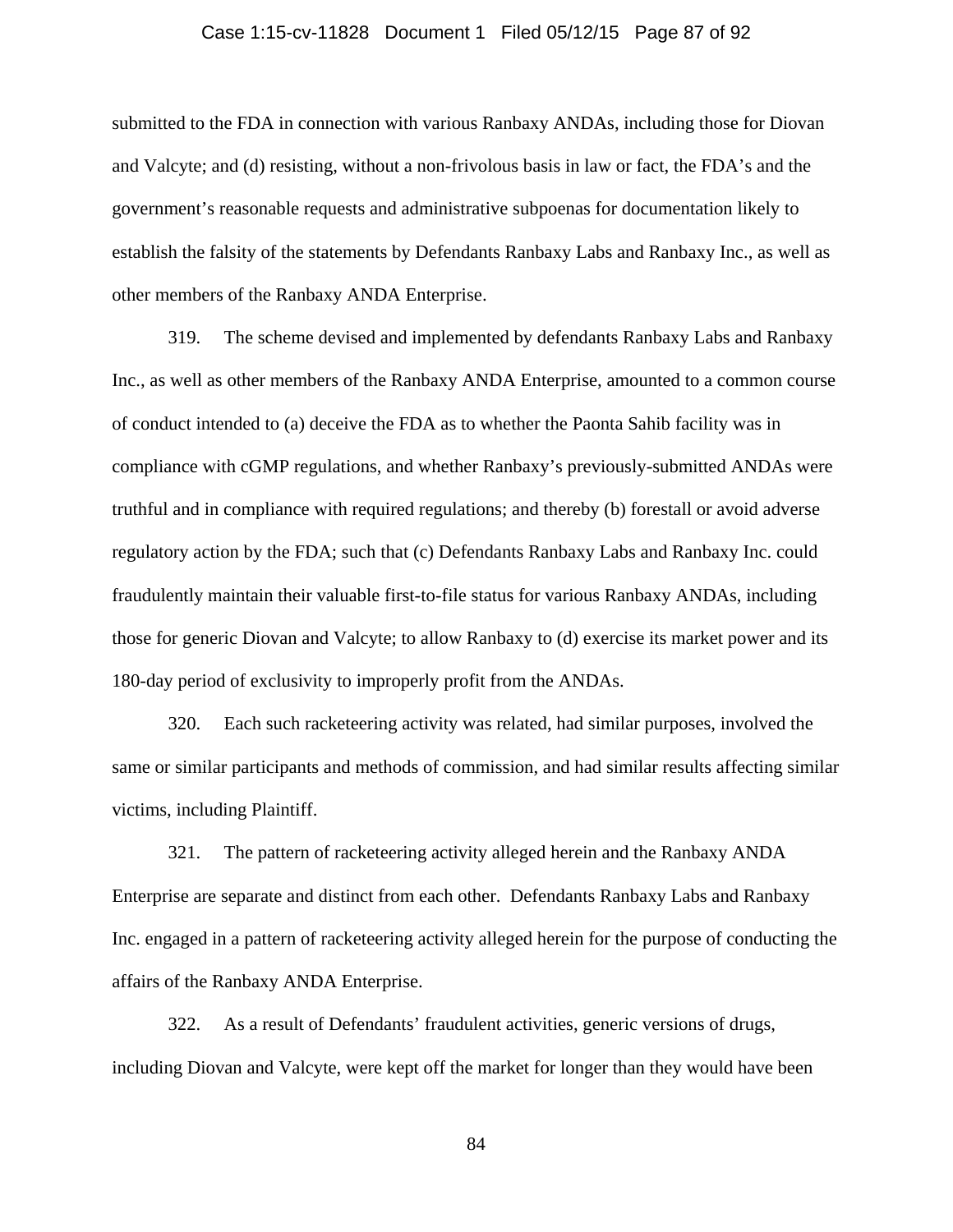submitted to the FDA in connection with various Ranbaxy ANDAs, including those for Diovan and Valcyte; and (d) resisting, without a non-frivolous basis in law or fact, the FDA's and the government's reasonable requests and administrative subpoenas for documentation likely to establish the falsity of the statements by Defendants Ranbaxy Labs and Ranbaxy Inc., as well as other members of the Ranbaxy ANDA Enterprise.

319. The scheme devised and implemented by defendants Ranbaxy Labs and Ranbaxy Inc., as well as other members of the Ranbaxy ANDA Enterprise, amounted to a common course of conduct intended to (a) deceive the FDA as to whether the Paonta Sahib facility was in compliance with cGMP regulations, and whether Ranbaxy's previously-submitted ANDAs were truthful and in compliance with required regulations; and thereby (b) forestall or avoid adverse regulatory action by the FDA; such that (c) Defendants Ranbaxy Labs and Ranbaxy Inc. could fraudulently maintain their valuable first-to-file status for various Ranbaxy ANDAs, including those for generic Diovan and Valcyte; to allow Ranbaxy to (d) exercise its market power and its 180-day period of exclusivity to improperly profit from the ANDAs.

320. Each such racketeering activity was related, had similar purposes, involved the same or similar participants and methods of commission, and had similar results affecting similar victims, including Plaintiff.

321. The pattern of racketeering activity alleged herein and the Ranbaxy ANDA Enterprise are separate and distinct from each other. Defendants Ranbaxy Labs and Ranbaxy Inc. engaged in a pattern of racketeering activity alleged herein for the purpose of conducting the affairs of the Ranbaxy ANDA Enterprise.

322. As a result of Defendants' fraudulent activities, generic versions of drugs, including Diovan and Valcyte, were kept off the market for longer than they would have been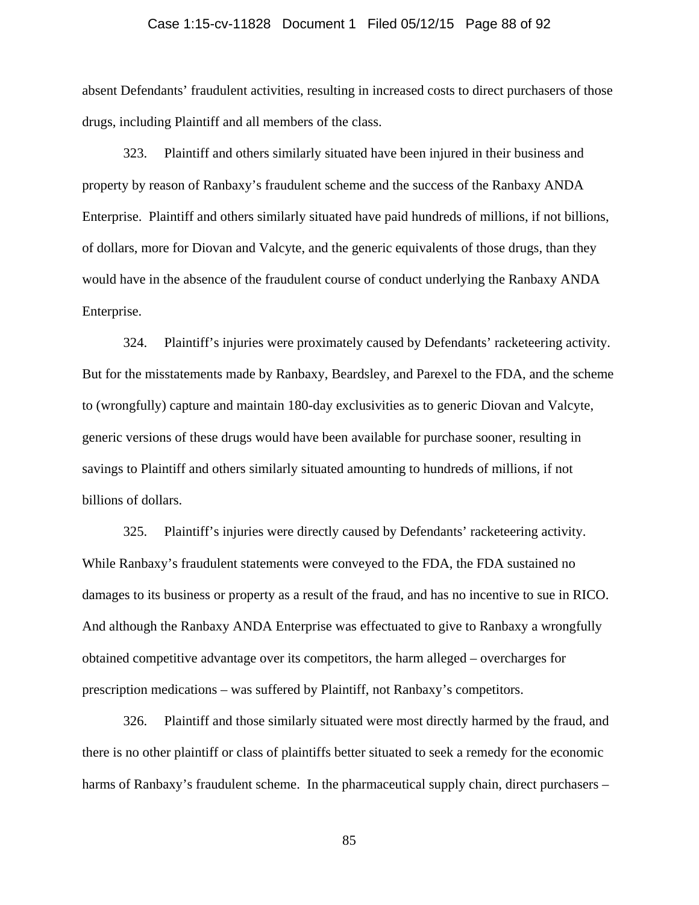absent Defendants' fraudulent activities, resulting in increased costs to direct purchasers of those drugs, including Plaintiff and all members of the class.

323. Plaintiff and others similarly situated have been injured in their business and property by reason of Ranbaxy's fraudulent scheme and the success of the Ranbaxy ANDA Enterprise. Plaintiff and others similarly situated have paid hundreds of millions, if not billions, of dollars, more for Diovan and Valcyte, and the generic equivalents of those drugs, than they would have in the absence of the fraudulent course of conduct underlying the Ranbaxy ANDA Enterprise.

324. Plaintiff's injuries were proximately caused by Defendants' racketeering activity. But for the misstatements made by Ranbaxy, Beardsley, and Parexel to the FDA, and the scheme to (wrongfully) capture and maintain 180-day exclusivities as to generic Diovan and Valcyte, generic versions of these drugs would have been available for purchase sooner, resulting in savings to Plaintiff and others similarly situated amounting to hundreds of millions, if not billions of dollars.

325. Plaintiff's injuries were directly caused by Defendants' racketeering activity. While Ranbaxy's fraudulent statements were conveyed to the FDA, the FDA sustained no damages to its business or property as a result of the fraud, and has no incentive to sue in RICO. And although the Ranbaxy ANDA Enterprise was effectuated to give to Ranbaxy a wrongfully obtained competitive advantage over its competitors, the harm alleged – overcharges for prescription medications – was suffered by Plaintiff, not Ranbaxy's competitors.

326. Plaintiff and those similarly situated were most directly harmed by the fraud, and there is no other plaintiff or class of plaintiffs better situated to seek a remedy for the economic harms of Ranbaxy's fraudulent scheme. In the pharmaceutical supply chain, direct purchasers –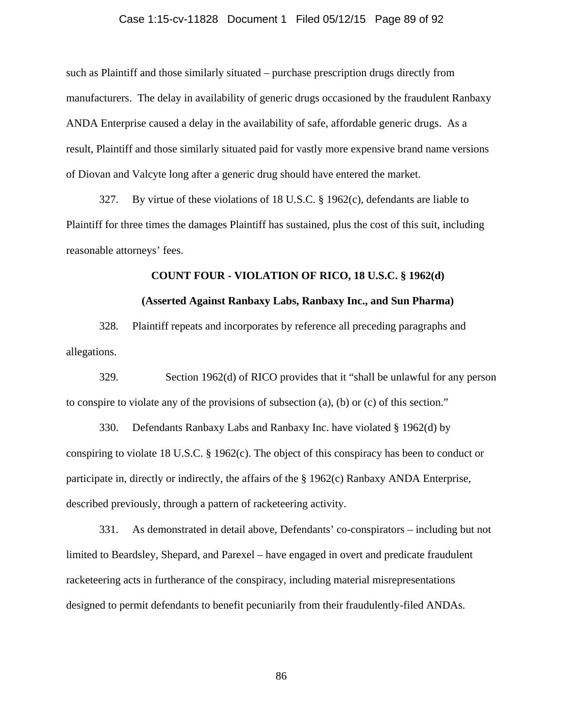such as Plaintiff and those similarly situated – purchase prescription drugs directly from manufacturers. The delay in availability of generic drugs occasioned by the fraudulent Ranbaxy ANDA Enterprise caused a delay in the availability of safe, affordable generic drugs. As a result, Plaintiff and those similarly situated paid for vastly more expensive brand name versions of Diovan and Valcyte long after a generic drug should have entered the market.

327. By virtue of these violations of 18 U.S.C. § 1962(c), defendants are liable to Plaintiff for three times the damages Plaintiff has sustained, plus the cost of this suit, including reasonable attorneys' fees.

**COUNT FOUR - VIOLATION OF RICO, 18 U.S.C. § 1962(d)**

**(Asserted Against Ranbaxy Labs, Ranbaxy Inc., and Sun Pharma)**

328. Plaintiff repeats and incorporates by reference all preceding paragraphs and allegations.

329. Section 1962(d) of RICO provides that it "shall be unlawful for any person to conspire to violate any of the provisions of subsection (a), (b) or (c) of this section."

330. Defendants Ranbaxy Labs and Ranbaxy Inc. have violated § 1962(d) by conspiring to violate 18 U.S.C. § 1962(c). The object of this conspiracy has been to conduct or participate in, directly or indirectly, the affairs of the § 1962(c) Ranbaxy ANDA Enterprise, described previously, through a pattern of racketeering activity.

331. As demonstrated in detail above, Defendants' co-conspirators – including but not limited to Beardsley, Shepard, and Parexel – have engaged in overt and predicate fraudulent racketeering acts in furtherance of the conspiracy, including material misrepresentations designed to permit defendants to benefit pecuniarily from their fraudulently-filed ANDAs.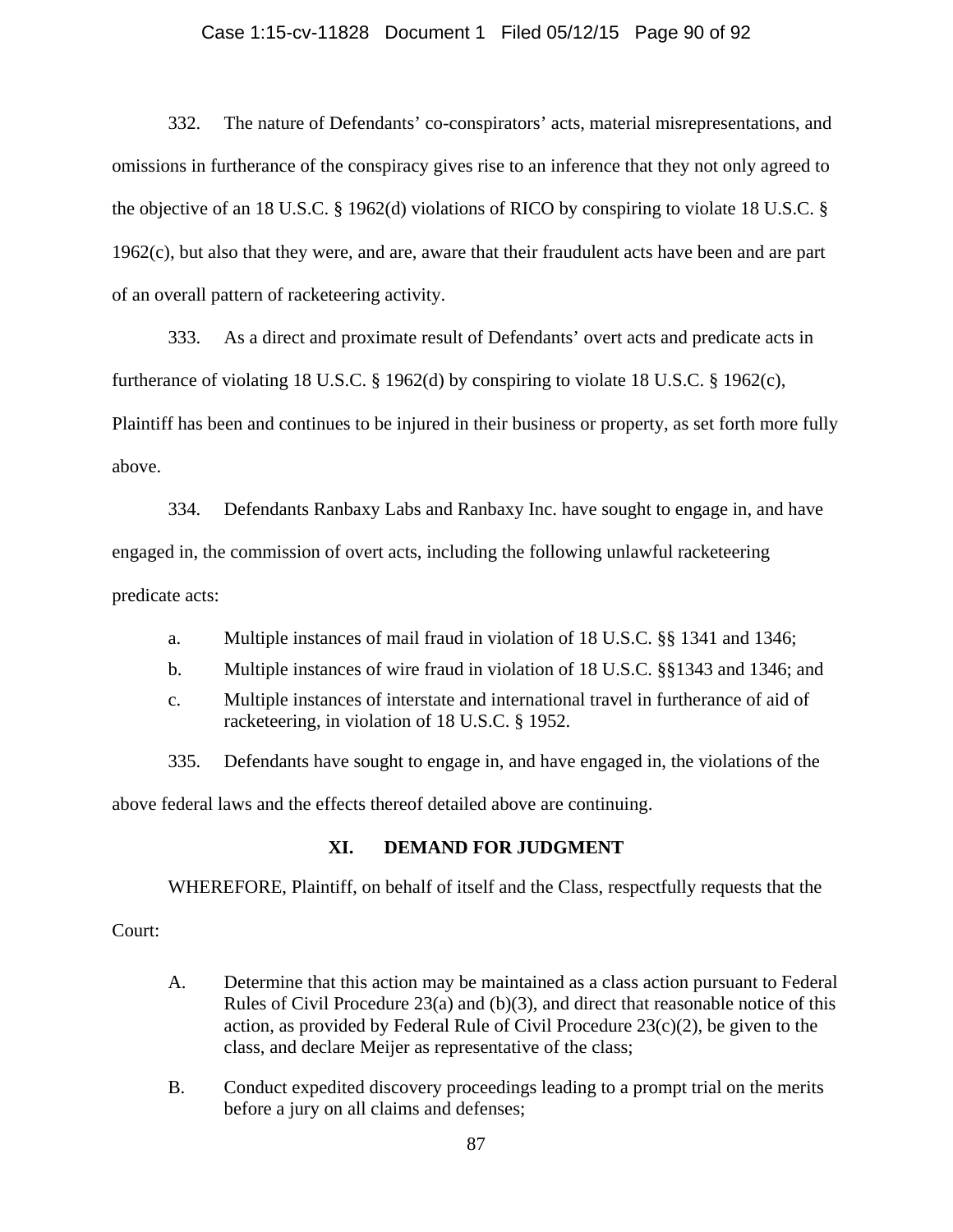332. The nature of Defendants' co-conspirators' acts, material misrepresentations, and omissions in furtherance of the conspiracy gives rise to an inference that they not only agreed to the objective of an 18 U.S.C. § 1962(d) violations of RICO by conspiring to violate 18 U.S.C. § 1962(c), but also that they were, and are, aware that their fraudulent acts have been and are part of an overall pattern of racketeering activity.

333. As a direct and proximate result of Defendants' overt acts and predicate acts in furtherance of violating 18 U.S.C. § 1962(d) by conspiring to violate 18 U.S.C. § 1962(c), Plaintiff has been and continues to be injured in their business or property, as set forth more fully above.

334. Defendants Ranbaxy Labs and Ranbaxy Inc. have sought to engage in, and have engaged in, the commission of overt acts, including the following unlawful racketeering predicate acts:

a. Multiple instances of mail fraud in violation of 18 U.S.C. §§ 1341 and 1346;

b. Multiple instances of wire fraud in violation of 18 U.S.C. §§1343 and 1346; and

c. Multiple instances of interstate and international travel in furtherance of aid of racketeering, in violation of 18 U.S.C. § 1952.

335. Defendants have sought to engage in, and have engaged in, the violations of the above federal laws and the effects thereof detailed above are continuing.

## XI. DEMAND FOR JUDGMENT

WHEREFORE, Plaintiff, on behalf of itself and the Class, respectfully requests that the Court:

A. Determine that this action may be maintained as a class action pursuant to Federal Rules of Civil Procedure 23(a) and (b)(3), and direct that reasonable notice of this action, as provided by Federal Rule of Civil Procedure 23(c)(2), be given to the class, and declare Meijer as representative of the class;

B. Conduct expedited discovery proceedings leading to a prompt trial on the merits before a jury on all claims and defenses;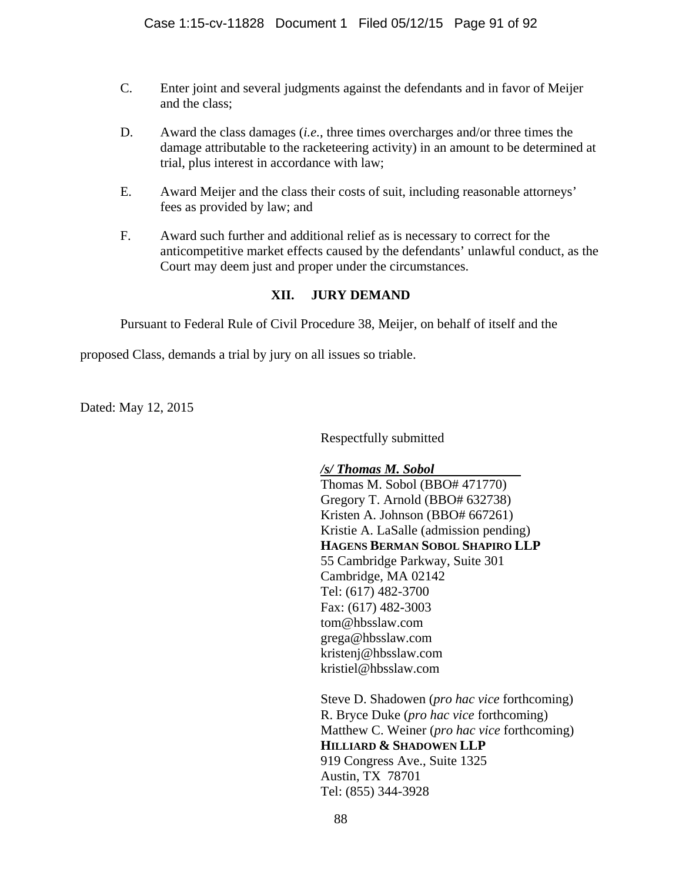C. Enter joint and several judgments against the defendants and in favor of Meijer and the class;

D. Award the class damages (*i.e.*, three times overcharges and/or three times the damage attributable to the racketeering activity) in an amount to be determined at trial, plus interest in accordance with law;

E. Award Meijer and the class their costs of suit, including reasonable attorneys' fees as provided by law; and

F. Award such further and additional relief as is necessary to correct for the anticompetitive market effects caused by the defendants' unlawful conduct, as the Court may deem just and proper under the circumstances.

## XII. JURY DEMAND

Pursuant to Federal Rule of Civil Procedure 38, Meijer, on behalf of itself and the proposed Class, demands a trial by jury on all issues so triable.

Dated: May 12, 2015

Respectfully submitted

***/s/ Thomas M. Sobol***
Thomas M. Sobol (BBO# 471770)
Gregory T. Arnold (BBO# 632738)
Kristen A. Johnson (BBO# 667261)
Kristie A. LaSalle (admission pending)
**HAGENS BERMAN SOBOL SHAPIRO LLP**
55 Cambridge Parkway, Suite 301
Cambridge, MA 02142
Tel: (617) 482-3700
Fax: (617) 482-3003
tom@hbsslaw.com
grega@hbsslaw.com
kristenj@hbsslaw.com
kristiel@hbsslaw.com

Steve D. Shadowen (*pro hac vice* forthcoming)
R. Bryce Duke (*pro hac vice* forthcoming)
Matthew C. Weiner (*pro hac vice* forthcoming)
**HILLIARD & SHADOWEN LLP**
919 Congress Ave., Suite 1325
Austin, TX 78701
Tel: (855) 344-3928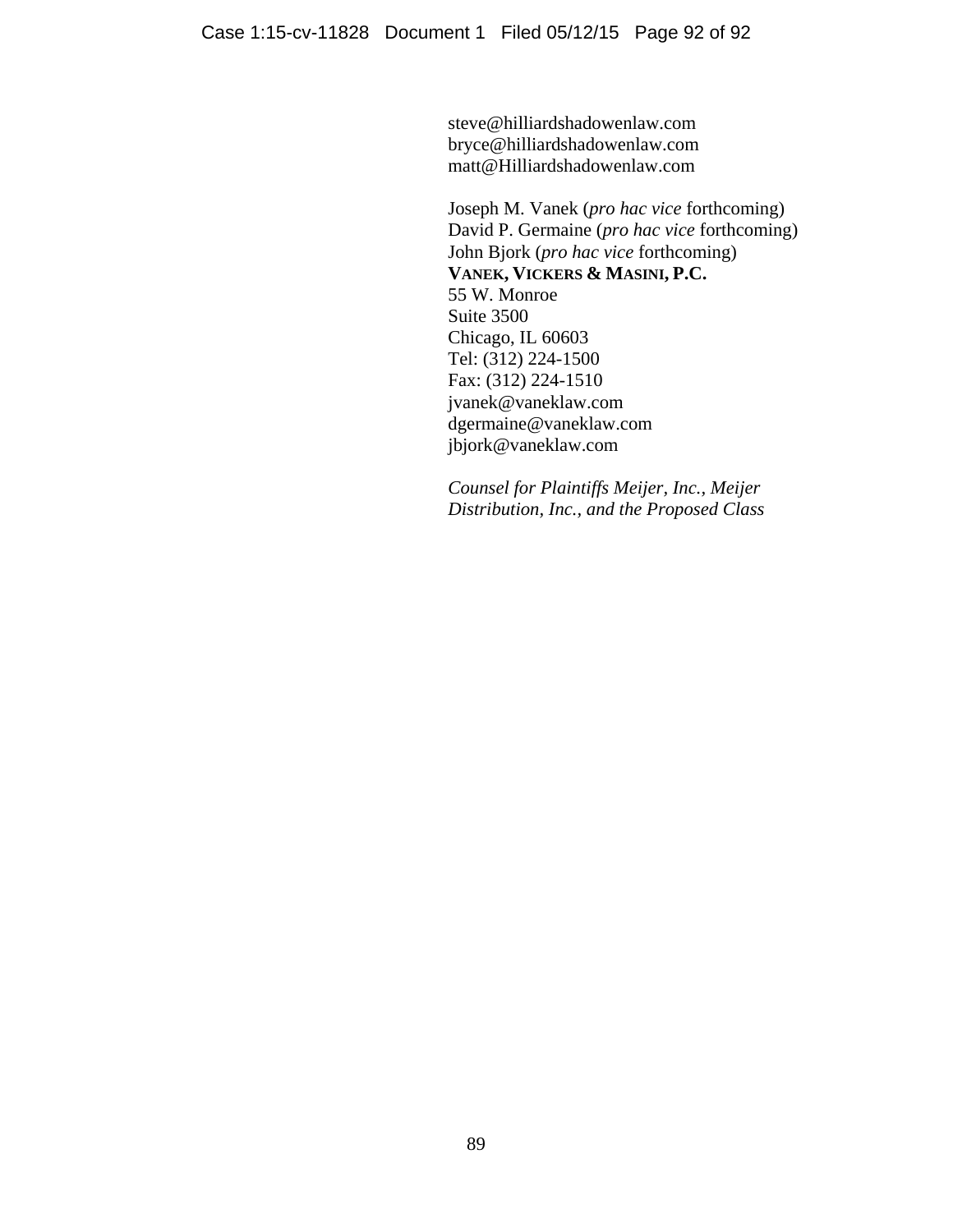steve@hilliardshadowenlaw.com
bryce@hilliardshadowenlaw.com
matt@Hilliardshadowenlaw.com

Joseph M. Vanek (*pro hac vice* forthcoming)
David P. Germaine (*pro hac vice* forthcoming)
John Bjork (*pro hac vice* forthcoming)
**VANEK, VICKERS & MASINI, P.C.**
55 W. Monroe
Suite 3500
Chicago, IL 60603
Tel: (312) 224-1500
Fax: (312) 224-1510
jvanek@vaneklaw.com
dgermaine@vaneklaw.com
jbjork@vaneklaw.com

*Counsel for Plaintiffs Meijer, Inc., Meijer Distribution, Inc., and the Proposed Class*